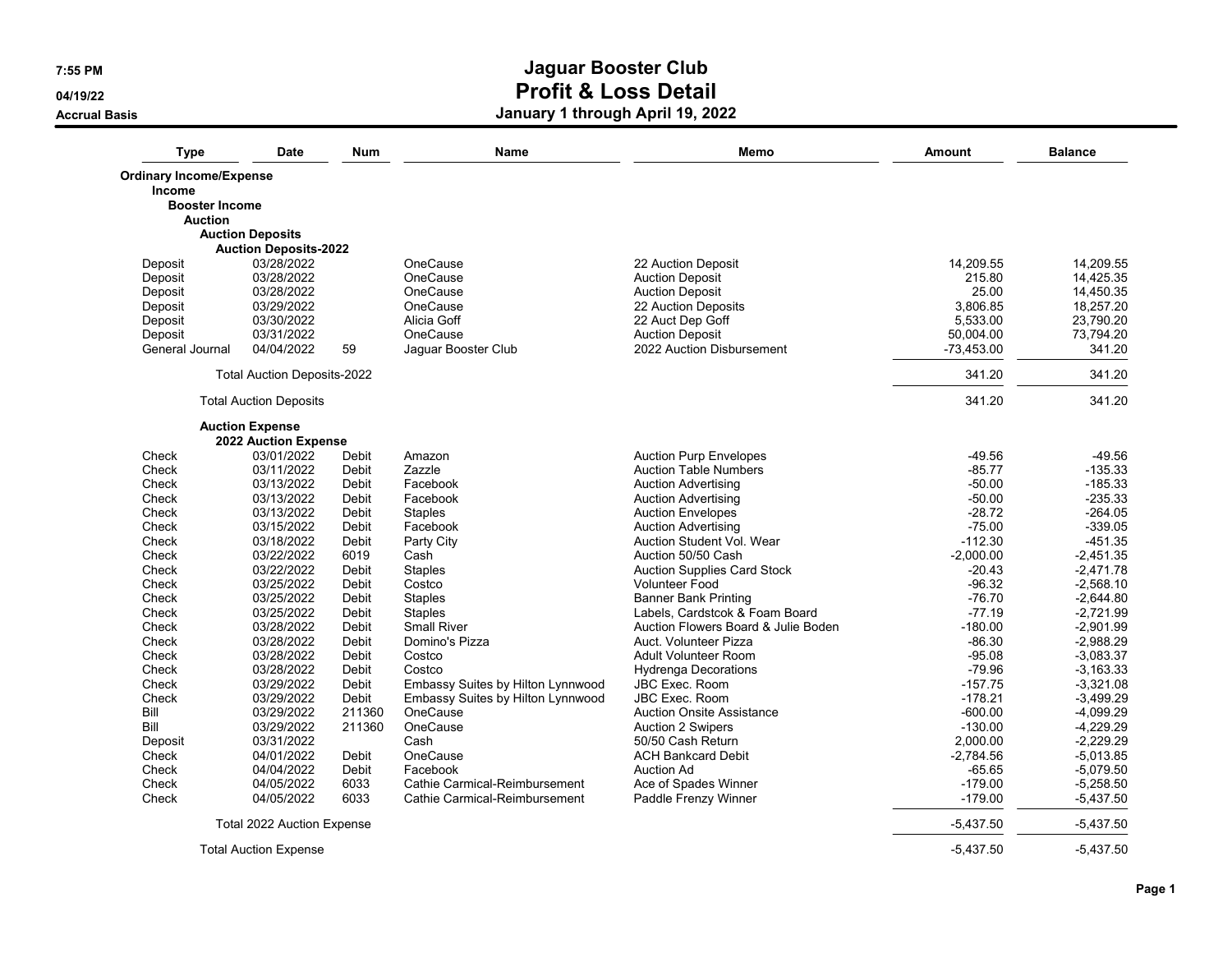# Jaguar Booster Club
## Profit & Loss Detail
### January 1 through April 19, 2022

7:55 PM
04/19/22
Accrual Basis

| Type | Date | Num | Name | Memo | Amount | Balance |
|---|---|---|---|---|---|---|
| **Ordinary Income/Expense** | | | | | | |
| **Income** | | | | | | |
| **Booster Income** | | | | | | |
| **Auction** | | | | | | |
| **Auction Deposits** | | | | | | |
| **Auction Deposits-2022** | | | | | | |
| Deposit | 03/28/2022 | | OneCause | 22 Auction Deposit | 14,209.55 | 14,209.55 |
| Deposit | 03/28/2022 | | OneCause | Auction Deposit | 215.80 | 14,425.35 |
| Deposit | 03/28/2022 | | OneCause | Auction Deposit | 25.00 | 14,450.35 |
| Deposit | 03/29/2022 | | OneCause | 22 Auction Deposits | 3,806.85 | 18,257.20 |
| Deposit | 03/30/2022 | | Alicia Goff | 22 Auct Dep Goff | 5,533.00 | 23,790.20 |
| Deposit | 03/31/2022 | | OneCause | Auction Deposit | 50,004.00 | 73,794.20 |
| General Journal | 04/04/2022 | 59 | Jaguar Booster Club | 2022 Auction Disbursement | -73,453.00 | 341.20 |
| Total Auction Deposits-2022 | | | | | 341.20 | 341.20 |
| Total Auction Deposits | | | | | 341.20 | 341.20 |
| **Auction Expense** | | | | | | |
| **2022 Auction Expense** | | | | | | |
| Check | 03/01/2022 | Debit | Amazon | Auction Purp Envelopes | -49.56 | -49.56 |
| Check | 03/11/2022 | Debit | Zazzle | Auction Table Numbers | -85.77 | -135.33 |
| Check | 03/13/2022 | Debit | Facebook | Auction Advertising | -50.00 | -185.33 |
| Check | 03/13/2022 | Debit | Facebook | Auction Advertising | -50.00 | -235.33 |
| Check | 03/13/2022 | Debit | Staples | Auction Envelopes | -28.72 | -264.05 |
| Check | 03/15/2022 | Debit | Facebook | Auction Advertising | -75.00 | -339.05 |
| Check | 03/18/2022 | Debit | Party City | Auction Student Vol. Wear | -112.30 | -451.35 |
| Check | 03/22/2022 | 6019 | Cash | Auction 50/50 Cash | -2,000.00 | -2,451.35 |
| Check | 03/22/2022 | Debit | Staples | Auction Supplies Card Stock | -20.43 | -2,471.78 |
| Check | 03/25/2022 | Debit | Costco | Volunteer Food | -96.32 | -2,568.10 |
| Check | 03/25/2022 | Debit | Staples | Banner Bank Printing | -76.70 | -2,644.80 |
| Check | 03/25/2022 | Debit | Staples | Labels, Cardstcok & Foam Board | -77.19 | -2,721.99 |
| Check | 03/28/2022 | Debit | Small River | Auction Flowers Board & Julie Boden | -180.00 | -2,901.99 |
| Check | 03/28/2022 | Debit | Domino's Pizza | Auct. Volunteer Pizza | -86.30 | -2,988.29 |
| Check | 03/28/2022 | Debit | Costco | Adult Volunteer Room | -95.08 | -3,083.37 |
| Check | 03/28/2022 | Debit | Costco | Hydrenga Decorations | -79.96 | -3,163.33 |
| Check | 03/29/2022 | Debit | Embassy Suites by Hilton Lynnwood | JBC Exec. Room | -157.75 | -3,321.08 |
| Check | 03/29/2022 | Debit | Embassy Suites by Hilton Lynnwood | JBC Exec. Room | -178.21 | -3,499.29 |
| Bill | 03/29/2022 | 211360 | OneCause | Auction Onsite Assistance | -600.00 | -4,099.29 |
| Bill | 03/29/2022 | 211360 | OneCause | Auction 2 Swipers | -130.00 | -4,229.29 |
| Deposit | 03/31/2022 | | Cash | 50/50 Cash Return | 2,000.00 | -2,229.29 |
| Check | 04/01/2022 | Debit | OneCause | ACH Bankcard Debit | -2,784.56 | -5,013.85 |
| Check | 04/04/2022 | Debit | Facebook | Auction Ad | -65.65 | -5,079.50 |
| Check | 04/05/2022 | 6033 | Cathie Carmical-Reimbursement | Ace of Spades Winner | -179.00 | -5,258.50 |
| Check | 04/05/2022 | 6033 | Cathie Carmical-Reimbursement | Paddle Frenzy Winner | -179.00 | -5,437.50 |
| Total 2022 Auction Expense | | | | | -5,437.50 | -5,437.50 |
| Total Auction Expense | | | | | -5,437.50 | -5,437.50 |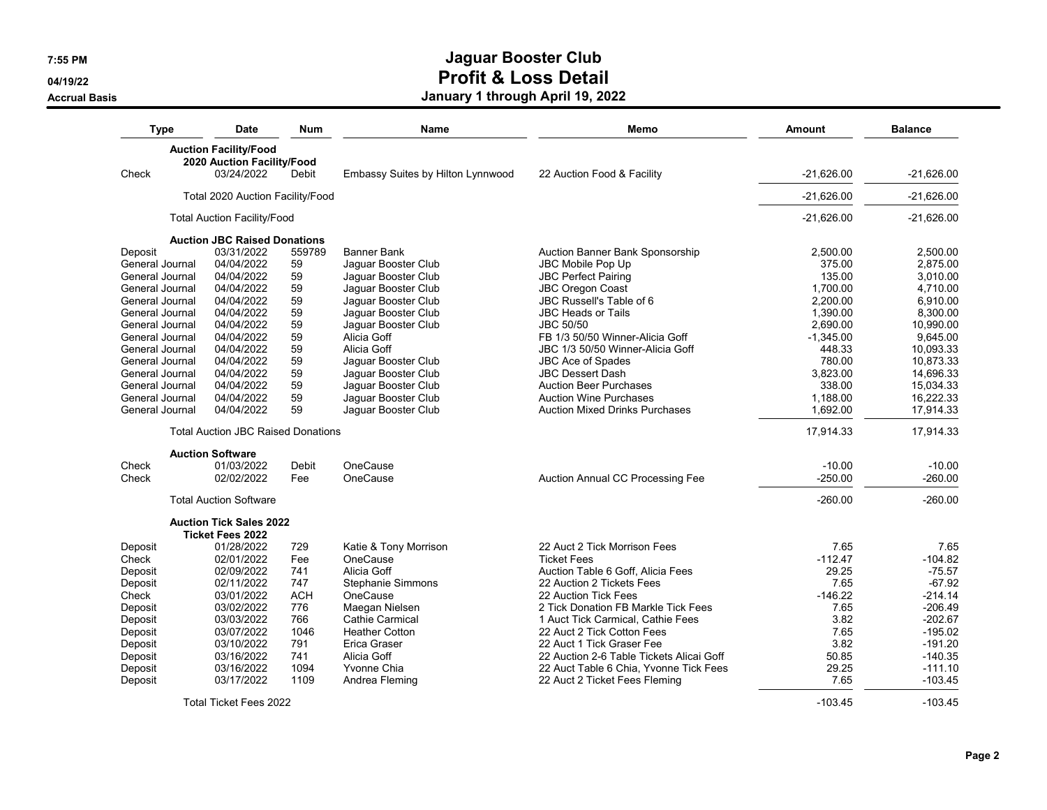# Jaguar Booster Club
## Profit & Loss Detail
### January 1 through April 19, 2022

7:55 PM
04/19/22
Accrual Basis

| Type | Date | Num | Name | Memo | Amount | Balance |
|---|---|---|---|---|---|---|
| **Auction Facility/Food** | | | | | | |
| **2020 Auction Facility/Food** | | | | | | |
| Check | 03/24/2022 | Debit | Embassy Suites by Hilton Lynnwood | 22 Auction Food & Facility | -21,626.00 | -21,626.00 |
| Total 2020 Auction Facility/Food | | | | | -21,626.00 | -21,626.00 |
| Total Auction Facility/Food | | | | | -21,626.00 | -21,626.00 |
| **Auction JBC Raised Donations** | | | | | | |
| Deposit | 03/31/2022 | 559789 | Banner Bank | Auction Banner Bank Sponsorship | 2,500.00 | 2,500.00 |
| General Journal | 04/04/2022 | 59 | Jaguar Booster Club | JBC Mobile Pop Up | 375.00 | 2,875.00 |
| General Journal | 04/04/2022 | 59 | Jaguar Booster Club | JBC Perfect Pairing | 135.00 | 3,010.00 |
| General Journal | 04/04/2022 | 59 | Jaguar Booster Club | JBC Oregon Coast | 1,700.00 | 4,710.00 |
| General Journal | 04/04/2022 | 59 | Jaguar Booster Club | JBC Russell's Table of 6 | 2,200.00 | 6,910.00 |
| General Journal | 04/04/2022 | 59 | Jaguar Booster Club | JBC Heads or Tails | 1,390.00 | 8,300.00 |
| General Journal | 04/04/2022 | 59 | Jaguar Booster Club | JBC 50/50 | 2,690.00 | 10,990.00 |
| General Journal | 04/04/2022 | 59 | Alicia Goff | FB 1/3 50/50 Winner-Alicia Goff | -1,345.00 | 9,645.00 |
| General Journal | 04/04/2022 | 59 | Alicia Goff | JBC 1/3 50/50 Winner-Alicia Goff | 448.33 | 10,093.33 |
| General Journal | 04/04/2022 | 59 | Jaguar Booster Club | JBC Ace of Spades | 780.00 | 10,873.33 |
| General Journal | 04/04/2022 | 59 | Jaguar Booster Club | JBC Dessert Dash | 3,823.00 | 14,696.33 |
| General Journal | 04/04/2022 | 59 | Jaguar Booster Club | Auction Beer Purchases | 338.00 | 15,034.33 |
| General Journal | 04/04/2022 | 59 | Jaguar Booster Club | Auction Wine Purchases | 1,188.00 | 16,222.33 |
| General Journal | 04/04/2022 | 59 | Jaguar Booster Club | Auction Mixed Drinks Purchases | 1,692.00 | 17,914.33 |
| Total Auction JBC Raised Donations | | | | | 17,914.33 | 17,914.33 |
| **Auction Software** | | | | | | |
| Check | 01/03/2022 | Debit | OneCause | | -10.00 | -10.00 |
| Check | 02/02/2022 | Fee | OneCause | Auction Annual CC Processing Fee | -250.00 | -260.00 |
| Total Auction Software | | | | | -260.00 | -260.00 |
| **Auction Tick Sales 2022** | | | | | | |
| **Ticket Fees 2022** | | | | | | |
| Deposit | 01/28/2022 | 729 | Katie & Tony Morrison | 22 Auct 2 Tick Morrison Fees | 7.65 | 7.65 |
| Check | 02/01/2022 | Fee | OneCause | Ticket Fees | -112.47 | -104.82 |
| Deposit | 02/09/2022 | 741 | Alicia Goff | Auction Table 6 Goff, Alicia Fees | 29.25 | -75.57 |
| Deposit | 02/11/2022 | 747 | Stephanie Simmons | 22 Auction 2 Tickets Fees | 7.65 | -67.92 |
| Check | 03/01/2022 | ACH | OneCause | 22 Auction Tick Fees | -146.22 | -214.14 |
| Deposit | 03/02/2022 | 776 | Maegan Nielsen | 2 Tick Donation FB Markle Tick Fees | 7.65 | -206.49 |
| Deposit | 03/03/2022 | 766 | Cathie Carmical | 1 Auct Tick Carmical, Cathie Fees | 3.82 | -202.67 |
| Deposit | 03/07/2022 | 1046 | Heather Cotton | 22 Auct 2 Tick Cotton Fees | 7.65 | -195.02 |
| Deposit | 03/10/2022 | 791 | Erica Graser | 22 Auct 1 Tick Graser Fee | 3.82 | -191.20 |
| Deposit | 03/16/2022 | 741 | Alicia Goff | 22 Auction 2-6 Table Tickets Alicai Goff | 50.85 | -140.35 |
| Deposit | 03/16/2022 | 1094 | Yvonne Chia | 22 Auct Table 6 Chia, Yvonne Tick Fees | 29.25 | -111.10 |
| Deposit | 03/17/2022 | 1109 | Andrea Fleming | 22 Auct 2 Ticket Fees Fleming | 7.65 | -103.45 |
| Total Ticket Fees 2022 | | | | | -103.45 | -103.45 |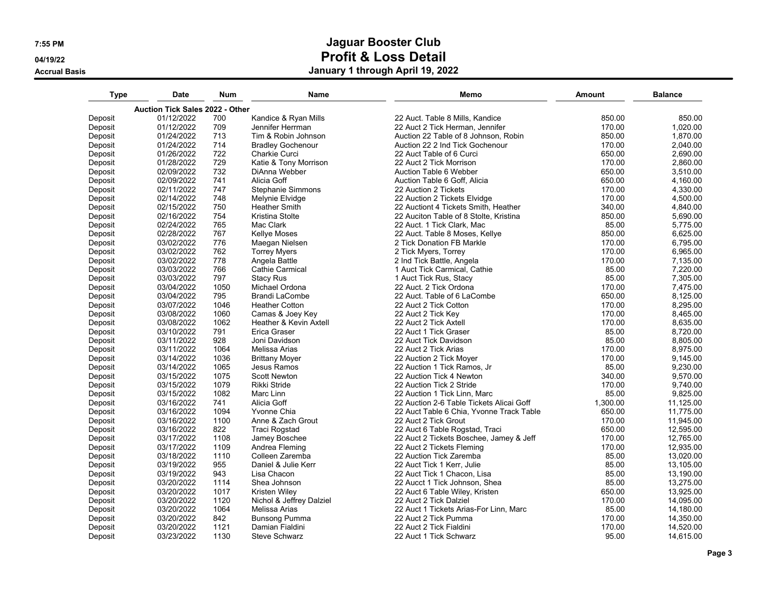# Jaguar Booster Club

## Profit & Loss Detail

### January 1 through April 19, 2022

7:55 PM
04/19/22
Accrual Basis

| Type | Date | Num | Name | Memo | Amount | Balance |
|---|---|---|---|---|---|---|
| **Auction Tick Sales 2022 - Other** | | | | | | |
| Deposit | 01/12/2022 | 700 | Kandice & Ryan Mills | 22 Auct. Table 8 Mills, Kandice | 850.00 | 850.00 |
| Deposit | 01/12/2022 | 709 | Jennifer Herrman | 22 Auct 2 Tick Herman, Jennifer | 170.00 | 1,020.00 |
| Deposit | 01/24/2022 | 713 | Tim & Robin Johnson | Auction 22 Table of 8 Johnson, Robin | 850.00 | 1,870.00 |
| Deposit | 01/24/2022 | 714 | Bradley Gochenour | Auction 22 2 Ind Tick Gochenour | 170.00 | 2,040.00 |
| Deposit | 01/26/2022 | 722 | Charkie Curci | 22 Auct Table of 6 Curci | 650.00 | 2,690.00 |
| Deposit | 01/28/2022 | 729 | Katie & Tony Morrison | 22 Auct 2 Tick Morrison | 170.00 | 2,860.00 |
| Deposit | 02/09/2022 | 732 | DiAnna Webber | Auction Table 6 Webber | 650.00 | 3,510.00 |
| Deposit | 02/09/2022 | 741 | Alicia Goff | Auction Table 6 Goff, Alicia | 650.00 | 4,160.00 |
| Deposit | 02/11/2022 | 747 | Stephanie Simmons | 22 Auction 2 Tickets | 170.00 | 4,330.00 |
| Deposit | 02/14/2022 | 748 | Melynie Elvidge | 22 Auction 2 Tickets Elvidge | 170.00 | 4,500.00 |
| Deposit | 02/15/2022 | 750 | Heather Smith | 22 Auctiont 4 Tickets Smith, Heather | 340.00 | 4,840.00 |
| Deposit | 02/16/2022 | 754 | Kristina Stolte | 22 Auciton Table of 8 Stolte, Kristina | 850.00 | 5,690.00 |
| Deposit | 02/24/2022 | 765 | Mac Clark | 22 Auct. 1 Tick Clark, Mac | 85.00 | 5,775.00 |
| Deposit | 02/28/2022 | 767 | Kellye Moses | 22 Auct. Table 8 Moses, Kellye | 850.00 | 6,625.00 |
| Deposit | 03/02/2022 | 776 | Maegan Nielsen | 2 Tick Donation FB Markle | 170.00 | 6,795.00 |
| Deposit | 03/02/2022 | 762 | Torrey Myers | 2 Tick Myers, Torrey | 170.00 | 6,965.00 |
| Deposit | 03/02/2022 | 778 | Angela Battle | 2 Ind Tick Battle, Angela | 170.00 | 7,135.00 |
| Deposit | 03/03/2022 | 766 | Cathie Carmical | 1 Auct Tick Carmical, Cathie | 85.00 | 7,220.00 |
| Deposit | 03/03/2022 | 797 | Stacy Rus | 1 Auct Tick Rus, Stacy | 85.00 | 7,305.00 |
| Deposit | 03/04/2022 | 1050 | Michael Ordona | 22 Auct. 2 Tick Ordona | 170.00 | 7,475.00 |
| Deposit | 03/04/2022 | 795 | Brandi LaCombe | 22 Auct. Table of 6 LaCombe | 650.00 | 8,125.00 |
| Deposit | 03/07/2022 | 1046 | Heather Cotton | 22 Auct 2 Tick Cotton | 170.00 | 8,295.00 |
| Deposit | 03/08/2022 | 1060 | Camas & Joey Key | 22 Auct 2 Tick Key | 170.00 | 8,465.00 |
| Deposit | 03/08/2022 | 1062 | Heather & Kevin Axtell | 22 Auct 2 Tick Axtell | 170.00 | 8,635.00 |
| Deposit | 03/10/2022 | 791 | Erica Graser | 22 Auct 1 Tick Graser | 85.00 | 8,720.00 |
| Deposit | 03/11/2022 | 928 | Joni Davidson | 22 Auct Tick Davidson | 85.00 | 8,805.00 |
| Deposit | 03/11/2022 | 1064 | Melissa Arias | 22 Auct 2 Tick Arias | 170.00 | 8,975.00 |
| Deposit | 03/14/2022 | 1036 | Brittany Moyer | 22 Auction 2 Tick Moyer | 170.00 | 9,145.00 |
| Deposit | 03/14/2022 | 1065 | Jesus Ramos | 22 Auction 1 Tick Ramos, Jr | 85.00 | 9,230.00 |
| Deposit | 03/15/2022 | 1075 | Scott Newton | 22 Auction Tick 4 Newton | 340.00 | 9,570.00 |
| Deposit | 03/15/2022 | 1079 | Rikki Stride | 22 Auction Tick 2 Stride | 170.00 | 9,740.00 |
| Deposit | 03/15/2022 | 1082 | Marc Linn | 22 Auction 1 Tick Linn, Marc | 85.00 | 9,825.00 |
| Deposit | 03/16/2022 | 741 | Alicia Goff | 22 Auction 2-6 Table Tickets Alicai Goff | 1,300.00 | 11,125.00 |
| Deposit | 03/16/2022 | 1094 | Yvonne Chia | 22 Auct Table 6 Chia, Yvonne Track Table | 650.00 | 11,775.00 |
| Deposit | 03/16/2022 | 1100 | Anne & Zach Grout | 22 Auct 2 Tick Grout | 170.00 | 11,945.00 |
| Deposit | 03/16/2022 | 822 | Traci Rogstad | 22 Auct 6 Table Rogstad, Traci | 650.00 | 12,595.00 |
| Deposit | 03/17/2022 | 1108 | Jamey Boschee | 22 Auct 2 Tickets Boschee, Jamey & Jeff | 170.00 | 12,765.00 |
| Deposit | 03/17/2022 | 1109 | Andrea Fleming | 22 Auct 2 Tickets Fleming | 170.00 | 12,935.00 |
| Deposit | 03/18/2022 | 1110 | Colleen Zaremba | 22 Auction Tick Zaremba | 85.00 | 13,020.00 |
| Deposit | 03/19/2022 | 955 | Daniel & Julie Kerr | 22 Auct Tick 1 Kerr, Julie | 85.00 | 13,105.00 |
| Deposit | 03/19/2022 | 943 | Lisa Chacon | 22 Auct Tick 1 Chacon, Lisa | 85.00 | 13,190.00 |
| Deposit | 03/20/2022 | 1114 | Shea Johnson | 22 Aucct 1 Tick Johnson, Shea | 85.00 | 13,275.00 |
| Deposit | 03/20/2022 | 1017 | Kristen Wiley | 22 Auct 6 Table Wiley, Kristen | 650.00 | 13,925.00 |
| Deposit | 03/20/2022 | 1120 | Nichol & Jeffrey Dalziel | 22 Auct 2 Tick Dalziel | 170.00 | 14,095.00 |
| Deposit | 03/20/2022 | 1064 | Melissa Arias | 22 Auct 1 Tickets Arias-For Linn, Marc | 85.00 | 14,180.00 |
| Deposit | 03/20/2022 | 842 | Bunsong Pumma | 22 Auct 2 Tick Pumma | 170.00 | 14,350.00 |
| Deposit | 03/20/2022 | 1121 | Damian Fialdini | 22 Auct 2 Tick Fialdini | 170.00 | 14,520.00 |
| Deposit | 03/23/2022 | 1130 | Steve Schwarz | 22 Auct 1 Tick Schwarz | 95.00 | 14,615.00 |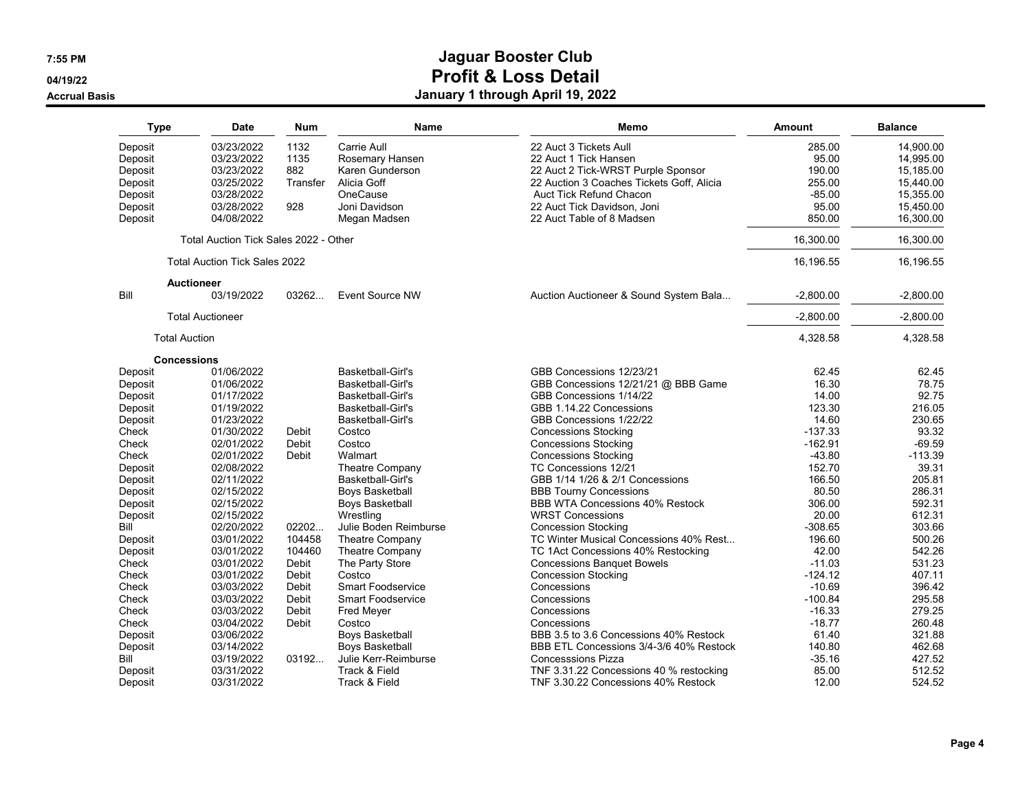# Jaguar Booster Club
## Profit & Loss Detail
### January 1 through April 19, 2022

Accrual Basis

| Type | Date | Num | Name | Memo | Amount | Balance |
|---|---|---|---|---|---|---|
| Deposit | 03/23/2022 | 1132 | Carrie Aull | 22 Auct 3 Tickets Aull | 285.00 | 14,900.00 |
| Deposit | 03/23/2022 | 1135 | Rosemary Hansen | 22 Auct 1 Tick Hansen | 95.00 | 14,995.00 |
| Deposit | 03/23/2022 | 882 | Karen Gunderson | 22 Auct 2 Tick-WRST Purple Sponsor | 190.00 | 15,185.00 |
| Deposit | 03/25/2022 | Transfer | Alicia Goff | 22 Auction 3 Coaches Tickets Goff, Alicia | 255.00 | 15,440.00 |
| Deposit | 03/28/2022 | | OneCause | Auct Tick Refund Chacon | -85.00 | 15,355.00 |
| Deposit | 03/28/2022 | 928 | Joni Davidson | 22 Auct Tick Davidson, Joni | 95.00 | 15,450.00 |
| Deposit | 04/08/2022 | | Megan Madsen | 22 Auct Table of 8 Madsen | 850.00 | 16,300.00 |
| Total Auction Tick Sales 2022 - Other | | | | | 16,300.00 | 16,300.00 |
| Total Auction Tick Sales 2022 | | | | | 16,196.55 | 16,196.55 |
| **Auctioneer** | | | | | | |
| Bill | 03/19/2022 | 03262... | Event Source NW | Auction Auctioneer & Sound System Bala... | -2,800.00 | -2,800.00 |
| Total Auctioneer | | | | | -2,800.00 | -2,800.00 |
| Total Auction | | | | | 4,328.58 | 4,328.58 |
| **Concessions** | | | | | | |
| Deposit | 01/06/2022 | | Basketball-Girl's | GBB Concessions 12/23/21 | 62.45 | 62.45 |
| Deposit | 01/06/2022 | | Basketball-Girl's | GBB Concessions 12/21/21 @ BBB Game | 16.30 | 78.75 |
| Deposit | 01/17/2022 | | Basketball-Girl's | GBB Concessions 1/14/22 | 14.00 | 92.75 |
| Deposit | 01/19/2022 | | Basketball-Girl's | GBB 1.14.22 Concessions | 123.30 | 216.05 |
| Deposit | 01/23/2022 | | Basketball-Girl's | GBB Concessions 1/22/22 | 14.60 | 230.65 |
| Check | 01/30/2022 | Debit | Costco | Concessions Stocking | -137.33 | 93.32 |
| Check | 02/01/2022 | Debit | Costco | Concessions Stocking | -162.91 | -69.59 |
| Check | 02/01/2022 | Debit | Walmart | Concessions Stocking | -43.80 | -113.39 |
| Deposit | 02/08/2022 | | Theatre Company | TC Concessions 12/21 | 152.70 | 39.31 |
| Deposit | 02/11/2022 | | Basketball-Girl's | GBB 1/14 1/26 & 2/1 Concessions | 166.50 | 205.81 |
| Deposit | 02/15/2022 | | Boys Basketball | BBB Tourny Concessions | 80.50 | 286.31 |
| Deposit | 02/15/2022 | | Boys Basketball | BBB WTA Concessions 40% Restock | 306.00 | 592.31 |
| Deposit | 02/15/2022 | | Wrestling | WRST Concessions | 20.00 | 612.31 |
| Bill | 02/20/2022 | 02202... | Julie Boden Reimburse | Concession Stocking | -308.65 | 303.66 |
| Deposit | 03/01/2022 | 104458 | Theatre Company | TC Winter Musical Concessions 40% Rest... | 196.60 | 500.26 |
| Deposit | 03/01/2022 | 104460 | Theatre Company | TC 1Act Concessions 40% Restocking | 42.00 | 542.26 |
| Check | 03/01/2022 | Debit | The Party Store | Concessions Banquet Bowels | -11.03 | 531.23 |
| Check | 03/01/2022 | Debit | Costco | Concession Stocking | -124.12 | 407.11 |
| Check | 03/03/2022 | Debit | Smart Foodservice | Concessions | -10.69 | 396.42 |
| Check | 03/03/2022 | Debit | Smart Foodservice | Concessions | -100.84 | 295.58 |
| Check | 03/03/2022 | Debit | Fred Meyer | Concessions | -16.33 | 279.25 |
| Check | 03/04/2022 | Debit | Costco | Concessions | -18.77 | 260.48 |
| Deposit | 03/06/2022 | | Boys Basketball | BBB 3.5 to 3.6 Concessions 40% Restock | 61.40 | 321.88 |
| Deposit | 03/14/2022 | | Boys Basketball | BBB ETL Concessions 3/4-3/6 40% Restock | 140.80 | 462.68 |
| Bill | 03/19/2022 | 03192... | Julie Kerr-Reimburse | Concesssions Pizza | -35.16 | 427.52 |
| Deposit | 03/31/2022 | | Track & Field | TNF 3.31.22 Concessions 40 % restocking | 85.00 | 512.52 |
| Deposit | 03/31/2022 | | Track & Field | TNF 3.30.22 Concessions 40% Restock | 12.00 | 524.52 |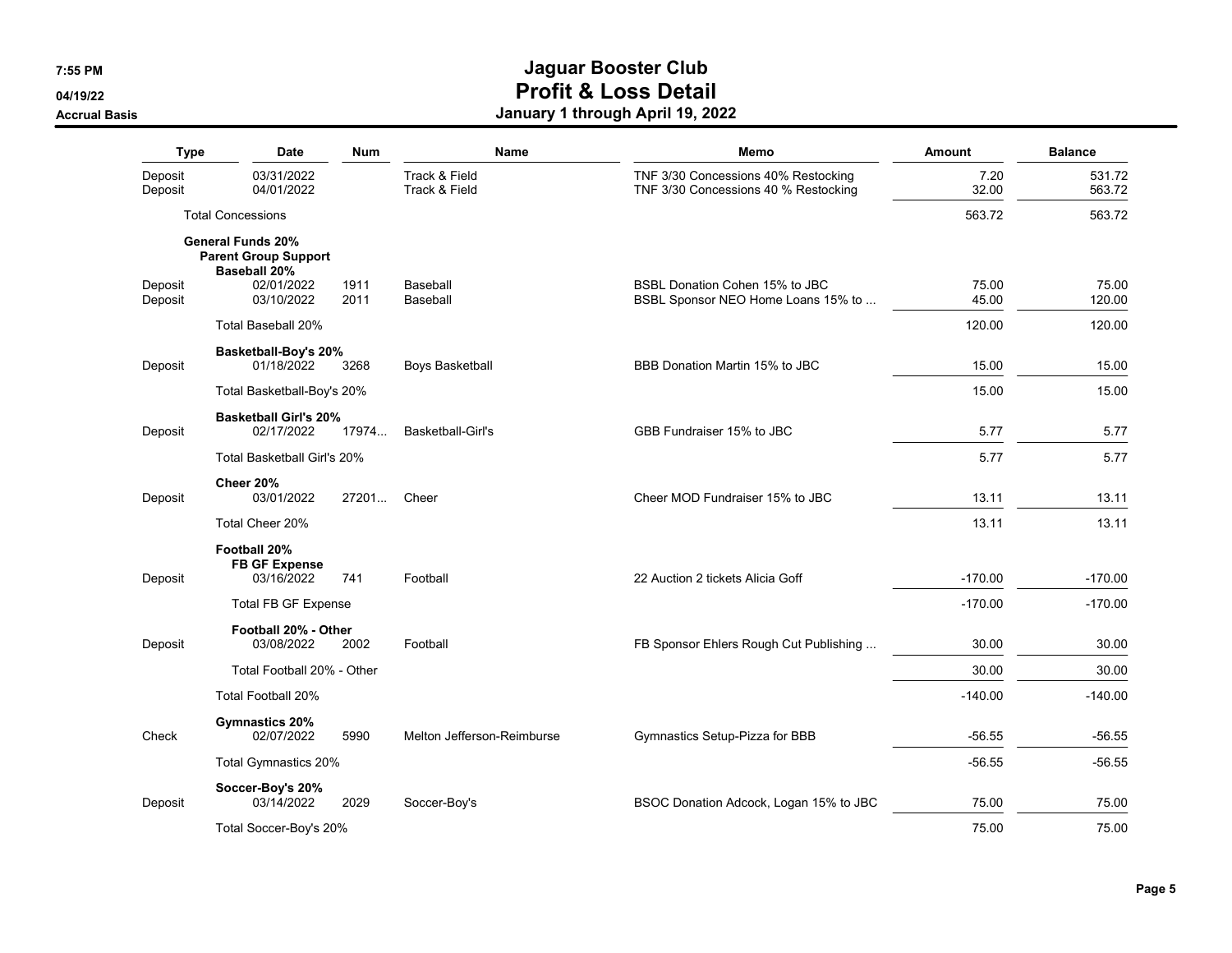# Jaguar Booster Club
## Profit & Loss Detail
### January 1 through April 19, 2022

7:55 PM
04/19/22
Accrual Basis

| Type | Date | Num | Name | Memo | Amount | Balance |
|---|---|---|---|---|---|---|
| Deposit | 03/31/2022 | | Track & Field | TNF 3/30 Concessions 40% Restocking | 7.20 | 531.72 |
| Deposit | 04/01/2022 | | Track & Field | TNF 3/30 Concessions 40 % Restocking | 32.00 | 563.72 |
| Total Concessions | | | | | 563.72 | 563.72 |
| **General Funds 20%** | | | | | | |
| **Parent Group Support** | | | | | | |
| **Baseball 20%** | | | | | | |
| Deposit | 02/01/2022 | 1911 | Baseball | BSBL Donation Cohen 15% to JBC | 75.00 | 75.00 |
| Deposit | 03/10/2022 | 2011 | Baseball | BSBL Sponsor NEO Home Loans 15% to ... | 45.00 | 120.00 |
| Total Baseball 20% | | | | | 120.00 | 120.00 |
| **Basketball-Boy's 20%** | | | | | | |
| Deposit | 01/18/2022 | 3268 | Boys Basketball | BBB Donation Martin 15% to JBC | 15.00 | 15.00 |
| Total Basketball-Boy's 20% | | | | | 15.00 | 15.00 |
| **Basketball Girl's 20%** | | | | | | |
| Deposit | 02/17/2022 | 17974... | Basketball-Girl's | GBB Fundraiser 15% to JBC | 5.77 | 5.77 |
| Total Basketball Girl's 20% | | | | | 5.77 | 5.77 |
| **Cheer 20%** | | | | | | |
| Deposit | 03/01/2022 | 27201... | Cheer | Cheer MOD Fundraiser 15% to JBC | 13.11 | 13.11 |
| Total Cheer 20% | | | | | 13.11 | 13.11 |
| **Football 20%** | | | | | | |
| **FB GF Expense** | | | | | | |
| Deposit | 03/16/2022 | 741 | Football | 22 Auction 2 tickets Alicia Goff | -170.00 | -170.00 |
| Total FB GF Expense | | | | | -170.00 | -170.00 |
| **Football 20% - Other** | | | | | | |
| Deposit | 03/08/2022 | 2002 | Football | FB Sponsor Ehlers Rough Cut Publishing ... | 30.00 | 30.00 |
| Total Football 20% - Other | | | | | 30.00 | 30.00 |
| Total Football 20% | | | | | -140.00 | -140.00 |
| **Gymnastics 20%** | | | | | | |
| Check | 02/07/2022 | 5990 | Melton Jefferson-Reimburse | Gymnastics Setup-Pizza for BBB | -56.55 | -56.55 |
| Total Gymnastics 20% | | | | | -56.55 | -56.55 |
| **Soccer-Boy's 20%** | | | | | | |
| Deposit | 03/14/2022 | 2029 | Soccer-Boy's | BSOC Donation Adcock, Logan 15% to JBC | 75.00 | 75.00 |
| Total Soccer-Boy's 20% | | | | | 75.00 | 75.00 |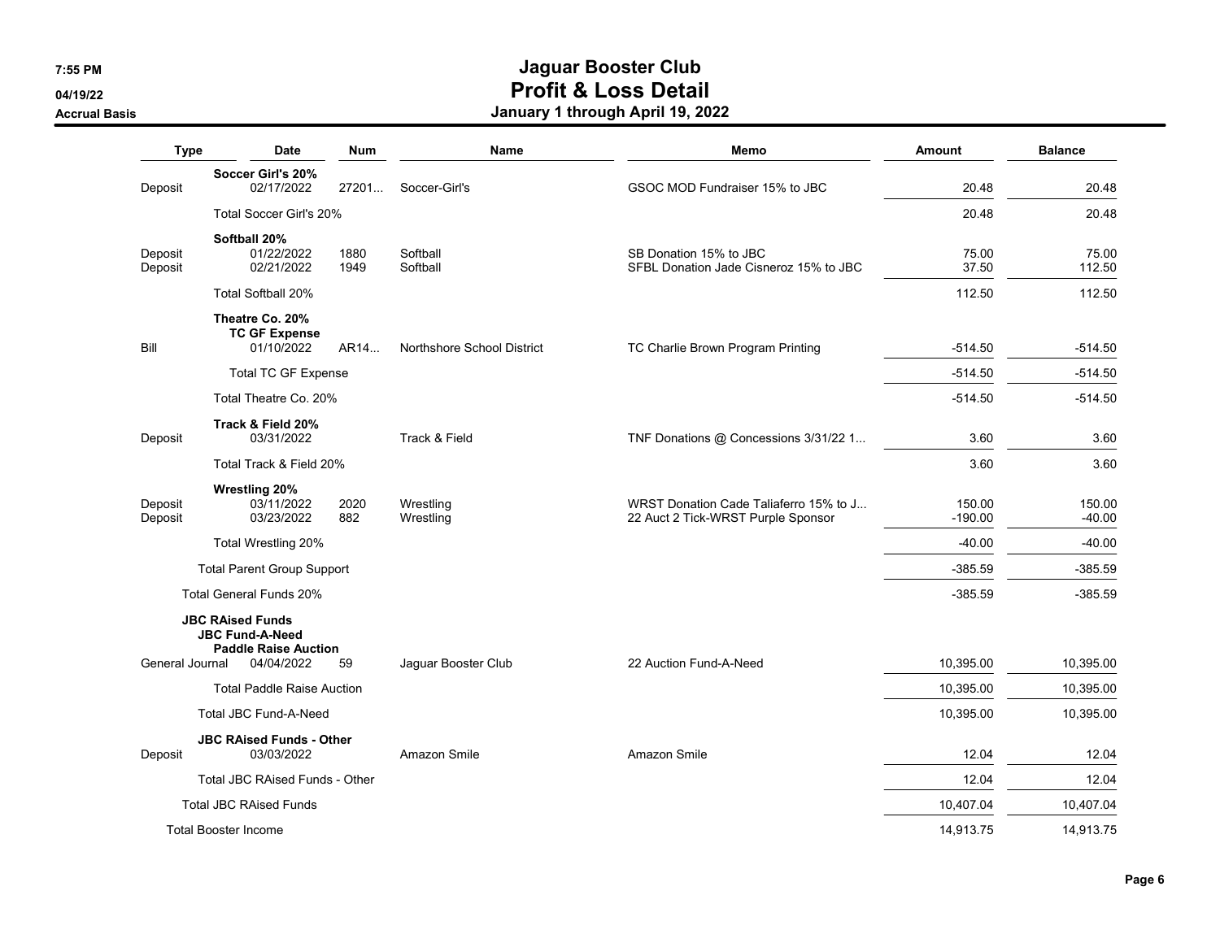# Jaguar Booster Club
## Profit & Loss Detail
### January 1 through April 19, 2022

7:55 PM
04/19/22
Accrual Basis

| Type | Date | Num | Name | Memo | Amount | Balance |
|---|---|---|---|---|---|---|
| | **Soccer Girl's 20%** | | | | | |
| Deposit | 02/17/2022 | 27201... | Soccer-Girl's | GSOC MOD Fundraiser 15% to JBC | 20.48 | 20.48 |
| | Total Soccer Girl's 20% | | | | 20.48 | 20.48 |
| | **Softball 20%** | | | | | |
| Deposit | 01/22/2022 | 1880 | Softball | SB Donation 15% to JBC | 75.00 | 75.00 |
| Deposit | 02/21/2022 | 1949 | Softball | SFBL Donation Jade Cisneroz 15% to JBC | 37.50 | 112.50 |
| | Total Softball 20% | | | | 112.50 | 112.50 |
| | **Theatre Co. 20%** | | | | | |
| | **TC GF Expense** | | | | | |
| Bill | 01/10/2022 | AR14... | Northshore School District | TC Charlie Brown Program Printing | -514.50 | -514.50 |
| | Total TC GF Expense | | | | -514.50 | -514.50 |
| | Total Theatre Co. 20% | | | | -514.50 | -514.50 |
| | **Track & Field 20%** | | | | | |
| Deposit | 03/31/2022 | | Track & Field | TNF Donations @ Concessions 3/31/22 1... | 3.60 | 3.60 |
| | Total Track & Field 20% | | | | 3.60 | 3.60 |
| | **Wrestling 20%** | | | | | |
| Deposit | 03/11/2022 | 2020 | Wrestling | WRST Donation Cade Taliaferro 15% to J... | 150.00 | 150.00 |
| Deposit | 03/23/2022 | 882 | Wrestling | 22 Auct 2 Tick-WRST Purple Sponsor | -190.00 | -40.00 |
| | Total Wrestling 20% | | | | -40.00 | -40.00 |
| | Total Parent Group Support | | | | -385.59 | -385.59 |
| | Total General Funds 20% | | | | -385.59 | -385.59 |
| | **JBC RAised Funds** | | | | | |
| | **JBC Fund-A-Need** | | | | | |
| | **Paddle Raise Auction** | | | | | |
| General Journal | 04/04/2022 | 59 | Jaguar Booster Club | 22 Auction Fund-A-Need | 10,395.00 | 10,395.00 |
| | Total Paddle Raise Auction | | | | 10,395.00 | 10,395.00 |
| | Total JBC Fund-A-Need | | | | 10,395.00 | 10,395.00 |
| | **JBC RAised Funds - Other** | | | | | |
| Deposit | 03/03/2022 | | Amazon Smile | Amazon Smile | 12.04 | 12.04 |
| | Total JBC RAised Funds - Other | | | | 12.04 | 12.04 |
| | Total JBC RAised Funds | | | | 10,407.04 | 10,407.04 |
| | Total Booster Income | | | | 14,913.75 | 14,913.75 |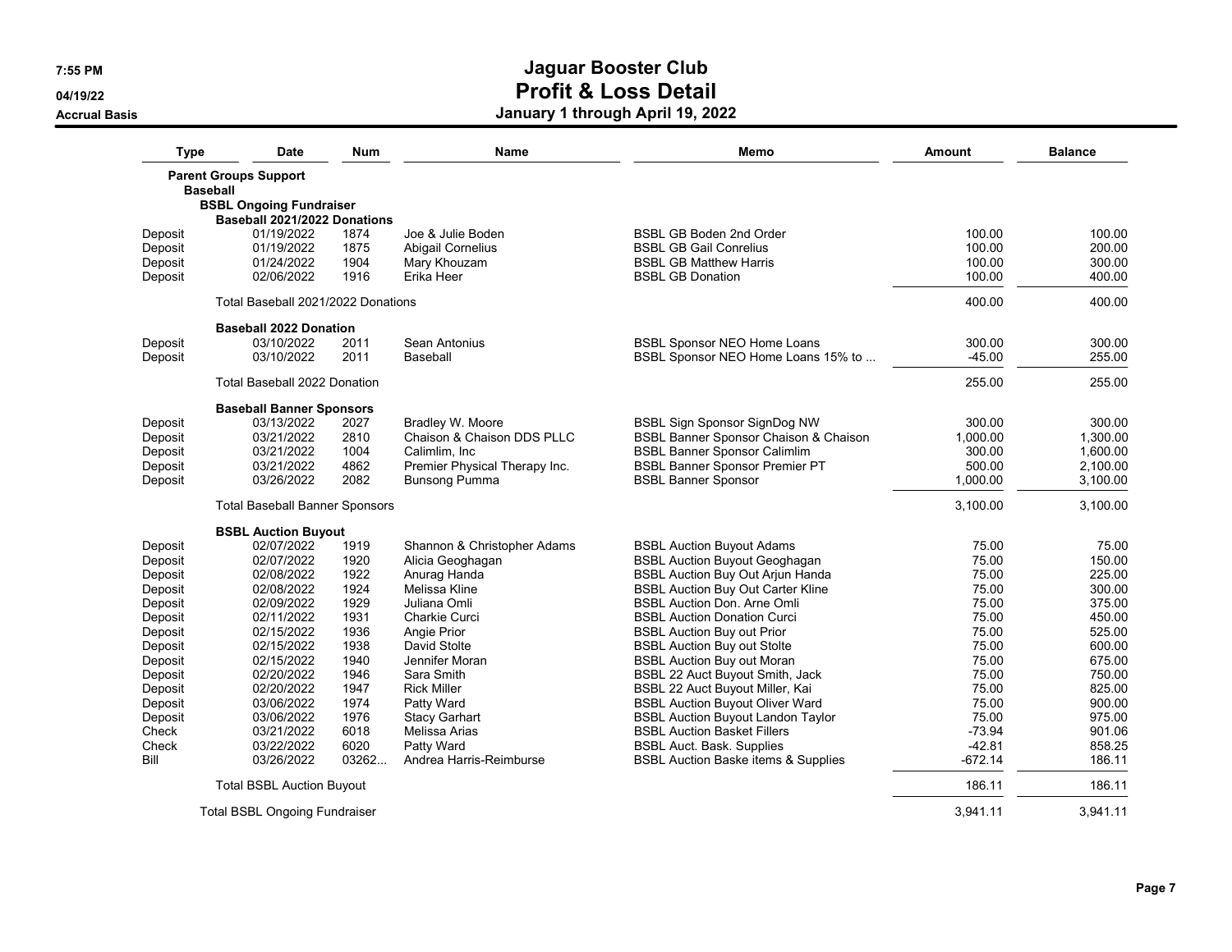# Jaguar Booster Club
## Profit & Loss Detail
### January 1 through April 19, 2022

7:55 PM
04/19/22
Accrual Basis

| Type | Date | Num | Name | Memo | Amount | Balance |
|---|---|---|---|---|---|---|
| **Parent Groups Support** | | | | | | |
| **Baseball** | | | | | | |
| **BSBL Ongoing Fundraiser** | | | | | | |
| **Baseball 2021/2022 Donations** | | | | | | |
| Deposit | 01/19/2022 | 1874 | Joe & Julie Boden | BSBL GB Boden 2nd Order | 100.00 | 100.00 |
| Deposit | 01/19/2022 | 1875 | Abigail Cornelius | BSBL GB Gail Conrelius | 100.00 | 200.00 |
| Deposit | 01/24/2022 | 1904 | Mary Khouzam | BSBL GB Matthew Harris | 100.00 | 300.00 |
| Deposit | 02/06/2022 | 1916 | Erika Heer | BSBL GB Donation | 100.00 | 400.00 |
| Total Baseball 2021/2022 Donations | | | | | 400.00 | 400.00 |
| **Baseball 2022 Donation** | | | | | | |
| Deposit | 03/10/2022 | 2011 | Sean Antonius | BSBL Sponsor NEO Home Loans | 300.00 | 300.00 |
| Deposit | 03/10/2022 | 2011 | Baseball | BSBL Sponsor NEO Home Loans 15% to ... | -45.00 | 255.00 |
| Total Baseball 2022 Donation | | | | | 255.00 | 255.00 |
| **Baseball Banner Sponsors** | | | | | | |
| Deposit | 03/13/2022 | 2027 | Bradley W. Moore | BSBL Sign Sponsor SignDog NW | 300.00 | 300.00 |
| Deposit | 03/21/2022 | 2810 | Chaison & Chaison DDS PLLC | BSBL Banner Sponsor Chaison & Chaison | 1,000.00 | 1,300.00 |
| Deposit | 03/21/2022 | 1004 | Calimlim, Inc | BSBL Banner Sponsor Calimlim | 300.00 | 1,600.00 |
| Deposit | 03/21/2022 | 4862 | Premier Physical Therapy Inc. | BSBL Banner Sponsor Premier PT | 500.00 | 2,100.00 |
| Deposit | 03/26/2022 | 2082 | Bunsong Pumma | BSBL Banner Sponsor | 1,000.00 | 3,100.00 |
| Total Baseball Banner Sponsors | | | | | 3,100.00 | 3,100.00 |
| **BSBL Auction Buyout** | | | | | | |
| Deposit | 02/07/2022 | 1919 | Shannon & Christopher Adams | BSBL Auction Buyout Adams | 75.00 | 75.00 |
| Deposit | 02/07/2022 | 1920 | Alicia Geoghagan | BSBL Auction Buyout Geoghagan | 75.00 | 150.00 |
| Deposit | 02/08/2022 | 1922 | Anurag Handa | BSBL Auction Buy Out Arjun Handa | 75.00 | 225.00 |
| Deposit | 02/08/2022 | 1924 | Melissa Kline | BSBL Auction Buy Out Carter Kline | 75.00 | 300.00 |
| Deposit | 02/09/2022 | 1929 | Juliana Omli | BSBL Auction Don. Arne Omli | 75.00 | 375.00 |
| Deposit | 02/11/2022 | 1931 | Charkie Curci | BSBL Auction Donation Curci | 75.00 | 450.00 |
| Deposit | 02/15/2022 | 1936 | Angie Prior | BSBL Auction Buy out Prior | 75.00 | 525.00 |
| Deposit | 02/15/2022 | 1938 | David Stolte | BSBL Auction Buy out Stolte | 75.00 | 600.00 |
| Deposit | 02/15/2022 | 1940 | Jennifer Moran | BSBL Auction Buy out Moran | 75.00 | 675.00 |
| Deposit | 02/20/2022 | 1946 | Sara Smith | BSBL 22 Auct Buyout Smith, Jack | 75.00 | 750.00 |
| Deposit | 02/20/2022 | 1947 | Rick Miller | BSBL 22 Auct Buyout Miller, Kai | 75.00 | 825.00 |
| Deposit | 03/06/2022 | 1974 | Patty Ward | BSBL Auction Buyout Oliver Ward | 75.00 | 900.00 |
| Deposit | 03/06/2022 | 1976 | Stacy Garhart | BSBL Auction Buyout Landon Taylor | 75.00 | 975.00 |
| Check | 03/21/2022 | 6018 | Melissa Arias | BSBL Auction Basket Fillers | -73.94 | 901.06 |
| Check | 03/22/2022 | 6020 | Patty Ward | BSBL Auct. Bask. Supplies | -42.81 | 858.25 |
| Bill | 03/26/2022 | 03262... | Andrea Harris-Reimburse | BSBL Auction Baske items & Supplies | -672.14 | 186.11 |
| Total BSBL Auction Buyout | | | | | 186.11 | 186.11 |
| Total BSBL Ongoing Fundraiser | | | | | 3,941.11 | 3,941.11 |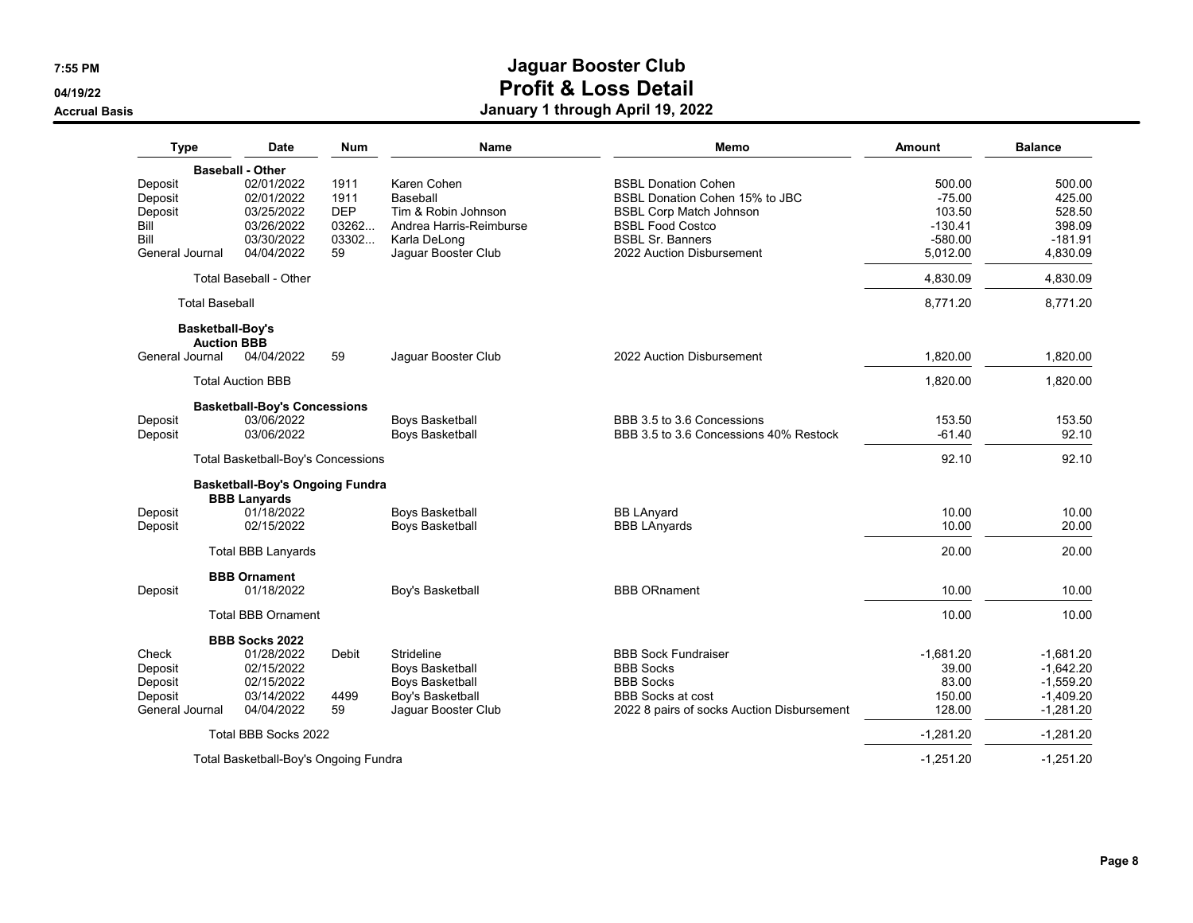# Jaguar Booster Club
## Profit & Loss Detail
### January 1 through April 19, 2022

Accrual Basis

| Type | Date | Num | Name | Memo | Amount | Balance |
|---|---|---|---|---|---|---|
| **Baseball - Other** | | | | | | |
| Deposit | 02/01/2022 | 1911 | Karen Cohen | BSBL Donation Cohen | 500.00 | 500.00 |
| Deposit | 02/01/2022 | 1911 | Baseball | BSBL Donation Cohen 15% to JBC | -75.00 | 425.00 |
| Deposit | 03/25/2022 | DEP | Tim & Robin Johnson | BSBL Corp Match Johnson | 103.50 | 528.50 |
| Bill | 03/26/2022 | 03262... | Andrea Harris-Reimburse | BSBL Food Costco | -130.41 | 398.09 |
| Bill | 03/30/2022 | 03302... | Karla DeLong | BSBL Sr. Banners | -580.00 | -181.91 |
| General Journal | 04/04/2022 | 59 | Jaguar Booster Club | 2022 Auction Disbursement | 5,012.00 | 4,830.09 |
| Total Baseball - Other | | | | | 4,830.09 | 4,830.09 |
| Total Baseball | | | | | 8,771.20 | 8,771.20 |
| **Basketball-Boy's** | | | | | | |
| **Auction BBB** | | | | | | |
| General Journal | 04/04/2022 | 59 | Jaguar Booster Club | 2022 Auction Disbursement | 1,820.00 | 1,820.00 |
| Total Auction BBB | | | | | 1,820.00 | 1,820.00 |
| **Basketball-Boy's Concessions** | | | | | | |
| Deposit | 03/06/2022 | | Boys Basketball | BBB 3.5 to 3.6 Concessions | 153.50 | 153.50 |
| Deposit | 03/06/2022 | | Boys Basketball | BBB 3.5 to 3.6 Concessions 40% Restock | -61.40 | 92.10 |
| Total Basketball-Boy's Concessions | | | | | 92.10 | 92.10 |
| **Basketball-Boy's Ongoing Fundra** | | | | | | |
| **BBB Lanyards** | | | | | | |
| Deposit | 01/18/2022 | | Boys Basketball | BB LAnyard | 10.00 | 10.00 |
| Deposit | 02/15/2022 | | Boys Basketball | BBB LAnyards | 10.00 | 20.00 |
| Total BBB Lanyards | | | | | 20.00 | 20.00 |
| **BBB Ornament** | | | | | | |
| Deposit | 01/18/2022 | | Boy's Basketball | BBB ORnament | 10.00 | 10.00 |
| Total BBB Ornament | | | | | 10.00 | 10.00 |
| **BBB Socks 2022** | | | | | | |
| Check | 01/28/2022 | Debit | Strideline | BBB Sock Fundraiser | -1,681.20 | -1,681.20 |
| Deposit | 02/15/2022 | | Boys Basketball | BBB Socks | 39.00 | -1,642.20 |
| Deposit | 02/15/2022 | | Boys Basketball | BBB Socks | 83.00 | -1,559.20 |
| Deposit | 03/14/2022 | 4499 | Boy's Basketball | BBB Socks at cost | 150.00 | -1,409.20 |
| General Journal | 04/04/2022 | 59 | Jaguar Booster Club | 2022 8 pairs of socks Auction Disbursement | 128.00 | -1,281.20 |
| Total BBB Socks 2022 | | | | | -1,281.20 | -1,281.20 |
| Total Basketball-Boy's Ongoing Fundra | | | | | -1,251.20 | -1,251.20 |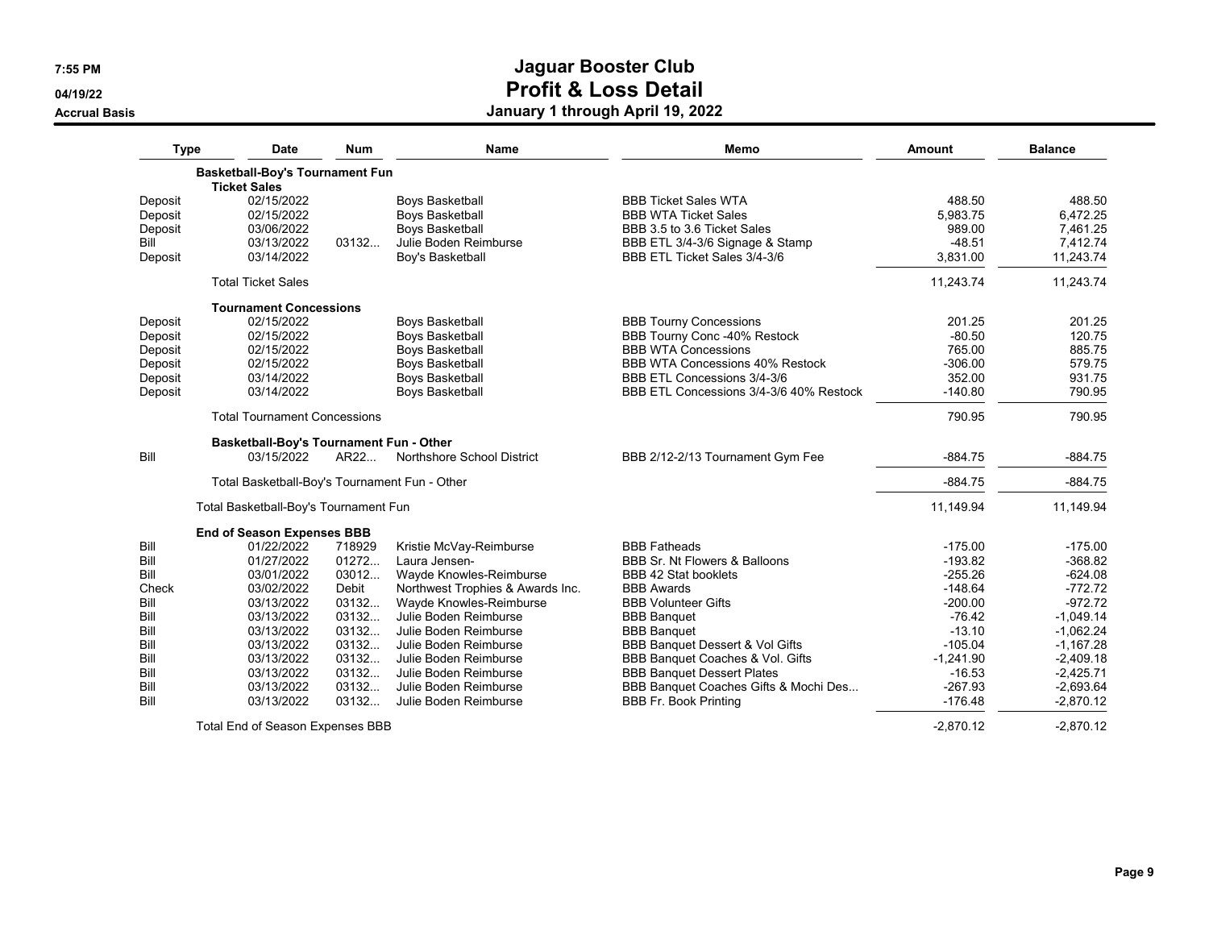# Jaguar Booster Club
## Profit & Loss Detail
### January 1 through April 19, 2022

Accrual Basis

| Type | Date | Num | Name | Memo | Amount | Balance |
|---|---|---|---|---|---|---|
| **Basketball-Boy's Tournament Fun** | | | | | | |
| **Ticket Sales** | | | | | | |
| Deposit | 02/15/2022 | | Boys Basketball | BBB Ticket Sales WTA | 488.50 | 488.50 |
| Deposit | 02/15/2022 | | Boys Basketball | BBB WTA Ticket Sales | 5,983.75 | 6,472.25 |
| Deposit | 03/06/2022 | | Boys Basketball | BBB 3.5 to 3.6 Ticket Sales | 989.00 | 7,461.25 |
| Bill | 03/13/2022 | 03132... | Julie Boden Reimburse | BBB ETL 3/4-3/6 Signage & Stamp | -48.51 | 7,412.74 |
| Deposit | 03/14/2022 | | Boy's Basketball | BBB ETL Ticket Sales 3/4-3/6 | 3,831.00 | 11,243.74 |
| Total Ticket Sales | | | | | 11,243.74 | 11,243.74 |
| **Tournament Concessions** | | | | | | |
| Deposit | 02/15/2022 | | Boys Basketball | BBB Tourny Concessions | 201.25 | 201.25 |
| Deposit | 02/15/2022 | | Boys Basketball | BBB Tourny Conc -40% Restock | -80.50 | 120.75 |
| Deposit | 02/15/2022 | | Boys Basketball | BBB WTA Concessions | 765.00 | 885.75 |
| Deposit | 02/15/2022 | | Boys Basketball | BBB WTA Concessions 40% Restock | -306.00 | 579.75 |
| Deposit | 03/14/2022 | | Boys Basketball | BBB ETL Concessions 3/4-3/6 | 352.00 | 931.75 |
| Deposit | 03/14/2022 | | Boys Basketball | BBB ETL Concessions 3/4-3/6 40% Restock | -140.80 | 790.95 |
| Total Tournament Concessions | | | | | 790.95 | 790.95 |
| **Basketball-Boy's Tournament Fun - Other** | | | | | | |
| Bill | 03/15/2022 | AR22... | Northshore School District | BBB 2/12-2/13 Tournament Gym Fee | -884.75 | -884.75 |
| Total Basketball-Boy's Tournament Fun - Other | | | | | -884.75 | -884.75 |
| Total Basketball-Boy's Tournament Fun | | | | | 11,149.94 | 11,149.94 |
| **End of Season Expenses BBB** | | | | | | |
| Bill | 01/22/2022 | 718929 | Kristie McVay-Reimburse | BBB Fatheads | -175.00 | -175.00 |
| Bill | 01/27/2022 | 01272... | Laura Jensen- | BBB Sr. Nt Flowers & Balloons | -193.82 | -368.82 |
| Bill | 03/01/2022 | 03012... | Wayde Knowles-Reimburse | BBB 42 Stat booklets | -255.26 | -624.08 |
| Check | 03/02/2022 | Debit | Northwest Trophies & Awards Inc. | BBB Awards | -148.64 | -772.72 |
| Bill | 03/13/2022 | 03132... | Wayde Knowles-Reimburse | BBB Volunteer Gifts | -200.00 | -972.72 |
| Bill | 03/13/2022 | 03132... | Julie Boden Reimburse | BBB Banquet | -76.42 | -1,049.14 |
| Bill | 03/13/2022 | 03132... | Julie Boden Reimburse | BBB Banquet | -13.10 | -1,062.24 |
| Bill | 03/13/2022 | 03132... | Julie Boden Reimburse | BBB Banquet Dessert & Vol Gifts | -105.04 | -1,167.28 |
| Bill | 03/13/2022 | 03132... | Julie Boden Reimburse | BBB Banquet Coaches & Vol. Gifts | -1,241.90 | -2,409.18 |
| Bill | 03/13/2022 | 03132... | Julie Boden Reimburse | BBB Banquet Dessert Plates | -16.53 | -2,425.71 |
| Bill | 03/13/2022 | 03132... | Julie Boden Reimburse | BBB Banquet Coaches Gifts & Mochi Des... | -267.93 | -2,693.64 |
| Bill | 03/13/2022 | 03132... | Julie Boden Reimburse | BBB Fr. Book Printing | -176.48 | -2,870.12 |
| Total End of Season Expenses BBB | | | | | -2,870.12 | -2,870.12 |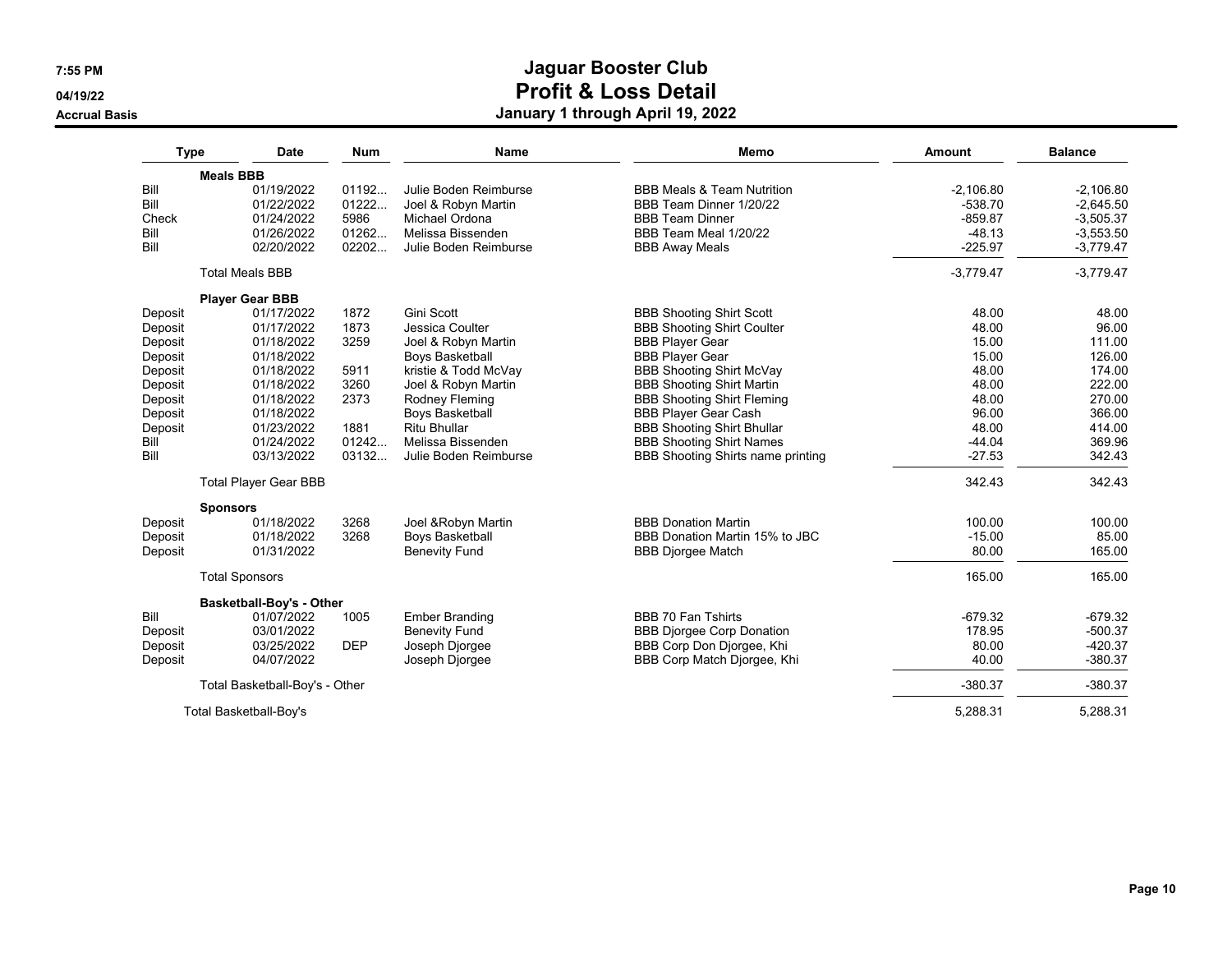# Jaguar Booster Club

## Profit & Loss Detail

### January 1 through April 19, 2022

7:55 PM
04/19/22
Accrual Basis

| Type | Date | Num | Name | Memo | Amount | Balance |
|---|---|---|---|---|---|---|
| **Meals BBB** | | | | | | |
| Bill | 01/19/2022 | 01192... | Julie Boden Reimburse | BBB Meals & Team Nutrition | -2,106.80 | -2,106.80 |
| Bill | 01/22/2022 | 01222... | Joel & Robyn Martin | BBB Team Dinner 1/20/22 | -538.70 | -2,645.50 |
| Check | 01/24/2022 | 5986 | Michael Ordona | BBB Team Dinner | -859.87 | -3,505.37 |
| Bill | 01/26/2022 | 01262... | Melissa Bissenden | BBB Team Meal 1/20/22 | -48.13 | -3,553.50 |
| Bill | 02/20/2022 | 02202... | Julie Boden Reimburse | BBB Away Meals | -225.97 | -3,779.47 |
| Total Meals BBB | | | | | -3,779.47 | -3,779.47 |
| **Player Gear BBB** | | | | | | |
| Deposit | 01/17/2022 | 1872 | Gini Scott | BBB Shooting Shirt Scott | 48.00 | 48.00 |
| Deposit | 01/17/2022 | 1873 | Jessica Coulter | BBB Shooting Shirt Coulter | 48.00 | 96.00 |
| Deposit | 01/18/2022 | 3259 | Joel & Robyn Martin | BBB Player Gear | 15.00 | 111.00 |
| Deposit | 01/18/2022 | | Boys Basketball | BBB Player Gear | 15.00 | 126.00 |
| Deposit | 01/18/2022 | 5911 | kristie & Todd McVay | BBB Shooting Shirt McVay | 48.00 | 174.00 |
| Deposit | 01/18/2022 | 3260 | Joel & Robyn Martin | BBB Shooting Shirt Martin | 48.00 | 222.00 |
| Deposit | 01/18/2022 | 2373 | Rodney Fleming | BBB Shooting Shirt Fleming | 48.00 | 270.00 |
| Deposit | 01/18/2022 | | Boys Basketball | BBB Player Gear Cash | 96.00 | 366.00 |
| Deposit | 01/23/2022 | 1881 | Ritu Bhullar | BBB Shooting Shirt Bhullar | 48.00 | 414.00 |
| Bill | 01/24/2022 | 01242... | Melissa Bissenden | BBB Shooting Shirt Names | -44.04 | 369.96 |
| Bill | 03/13/2022 | 03132... | Julie Boden Reimburse | BBB Shooting Shirts name printing | -27.53 | 342.43 |
| Total Player Gear BBB | | | | | 342.43 | 342.43 |
| **Sponsors** | | | | | | |
| Deposit | 01/18/2022 | 3268 | Joel &Robyn Martin | BBB Donation Martin | 100.00 | 100.00 |
| Deposit | 01/18/2022 | 3268 | Boys Basketball | BBB Donation Martin 15% to JBC | -15.00 | 85.00 |
| Deposit | 01/31/2022 | | Benevity Fund | BBB Djorgee Match | 80.00 | 165.00 |
| Total Sponsors | | | | | 165.00 | 165.00 |
| **Basketball-Boy's - Other** | | | | | | |
| Bill | 01/07/2022 | 1005 | Ember Branding | BBB 70 Fan Tshirts | -679.32 | -679.32 |
| Deposit | 03/01/2022 | | Benevity Fund | BBB Djorgee Corp Donation | 178.95 | -500.37 |
| Deposit | 03/25/2022 | DEP | Joseph Djorgee | BBB Corp Don Djorgee, Khi | 80.00 | -420.37 |
| Deposit | 04/07/2022 | | Joseph Djorgee | BBB Corp Match Djorgee, Khi | 40.00 | -380.37 |
| Total Basketball-Boy's - Other | | | | | -380.37 | -380.37 |
| Total Basketball-Boy's | | | | | 5,288.31 | 5,288.31 |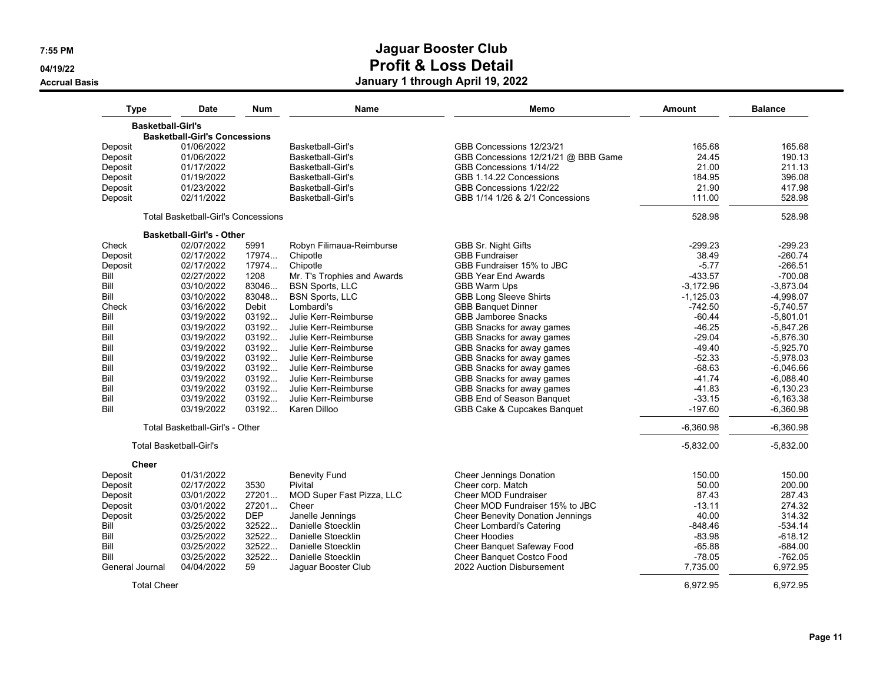# Jaguar Booster Club
## Profit & Loss Detail
### January 1 through April 19, 2022

7:55 PM
04/19/22
Accrual Basis

| Type | Date | Num | Name | Memo | Amount | Balance |
|---|---|---|---|---|---|---|
| **Basketball-Girl's** | | | | | | |
| **Basketball-Girl's Concessions** | | | | | | |
| Deposit | 01/06/2022 | | Basketball-Girl's | GBB Concessions 12/23/21 | 165.68 | 165.68 |
| Deposit | 01/06/2022 | | Basketball-Girl's | GBB Concessions 12/21/21 @ BBB Game | 24.45 | 190.13 |
| Deposit | 01/17/2022 | | Basketball-Girl's | GBB Concessions 1/14/22 | 21.00 | 211.13 |
| Deposit | 01/19/2022 | | Basketball-Girl's | GBB 1.14.22 Concessions | 184.95 | 396.08 |
| Deposit | 01/23/2022 | | Basketball-Girl's | GBB Concessions 1/22/22 | 21.90 | 417.98 |
| Deposit | 02/11/2022 | | Basketball-Girl's | GBB 1/14 1/26 & 2/1 Concessions | 111.00 | 528.98 |
| Total Basketball-Girl's Concessions | | | | | 528.98 | 528.98 |
| **Basketball-Girl's - Other** | | | | | | |
| Check | 02/07/2022 | 5991 | Robyn Filimaua-Reimburse | GBB Sr. Night Gifts | -299.23 | -299.23 |
| Deposit | 02/17/2022 | 17974... | Chipotle | GBB Fundraiser | 38.49 | -260.74 |
| Deposit | 02/17/2022 | 17974... | Chipotle | GBB Fundraiser 15% to JBC | -5.77 | -266.51 |
| Bill | 02/27/2022 | 1208 | Mr. T's Trophies and Awards | GBB Year End Awards | -433.57 | -700.08 |
| Bill | 03/10/2022 | 83046... | BSN Sports, LLC | GBB Warm Ups | -3,172.96 | -3,873.04 |
| Bill | 03/10/2022 | 83048... | BSN Sports, LLC | GBB Long Sleeve Shirts | -1,125.03 | -4,998.07 |
| Check | 03/16/2022 | Debit | Lombardi's | GBB Banquet Dinner | -742.50 | -5,740.57 |
| Bill | 03/19/2022 | 03192... | Julie Kerr-Reimburse | GBB Jamboree Snacks | -60.44 | -5,801.01 |
| Bill | 03/19/2022 | 03192... | Julie Kerr-Reimburse | GBB Snacks for away games | -46.25 | -5,847.26 |
| Bill | 03/19/2022 | 03192... | Julie Kerr-Reimburse | GBB Snacks for away games | -29.04 | -5,876.30 |
| Bill | 03/19/2022 | 03192... | Julie Kerr-Reimburse | GBB Snacks for away games | -49.40 | -5,925.70 |
| Bill | 03/19/2022 | 03192... | Julie Kerr-Reimburse | GBB Snacks for away games | -52.33 | -5,978.03 |
| Bill | 03/19/2022 | 03192... | Julie Kerr-Reimburse | GBB Snacks for away games | -68.63 | -6,046.66 |
| Bill | 03/19/2022 | 03192... | Julie Kerr-Reimburse | GBB Snacks for away games | -41.74 | -6,088.40 |
| Bill | 03/19/2022 | 03192... | Julie Kerr-Reimburse | GBB Snacks for away games | -41.83 | -6,130.23 |
| Bill | 03/19/2022 | 03192... | Julie Kerr-Reimburse | GBB End of Season Banquet | -33.15 | -6,163.38 |
| Bill | 03/19/2022 | 03192... | Karen Dilloo | GBB Cake & Cupcakes Banquet | -197.60 | -6,360.98 |
| Total Basketball-Girl's - Other | | | | | -6,360.98 | -6,360.98 |
| Total Basketball-Girl's | | | | | -5,832.00 | -5,832.00 |
| **Cheer** | | | | | | |
| Deposit | 01/31/2022 | | Benevity Fund | Cheer Jennings Donation | 150.00 | 150.00 |
| Deposit | 02/17/2022 | 3530 | Pivital | Cheer corp. Match | 50.00 | 200.00 |
| Deposit | 03/01/2022 | 27201... | MOD Super Fast Pizza, LLC | Cheer MOD Fundraiser | 87.43 | 287.43 |
| Deposit | 03/01/2022 | 27201... | Cheer | Cheer MOD Fundraiser 15% to JBC | -13.11 | 274.32 |
| Deposit | 03/25/2022 | DEP | Janelle Jennings | Cheer Benevity Donation Jennings | 40.00 | 314.32 |
| Bill | 03/25/2022 | 32522... | Danielle Stoecklin | Cheer Lombardi's Catering | -848.46 | -534.14 |
| Bill | 03/25/2022 | 32522... | Danielle Stoecklin | Cheer Hoodies | -83.98 | -618.12 |
| Bill | 03/25/2022 | 32522... | Danielle Stoecklin | Cheer Banquet Safeway Food | -65.88 | -684.00 |
| Bill | 03/25/2022 | 32522... | Danielle Stoecklin | Cheer Banquet Costco Food | -78.05 | -762.05 |
| General Journal | 04/04/2022 | 59 | Jaguar Booster Club | 2022 Auction Disbursement | 7,735.00 | 6,972.95 |
| Total Cheer | | | | | 6,972.95 | 6,972.95 |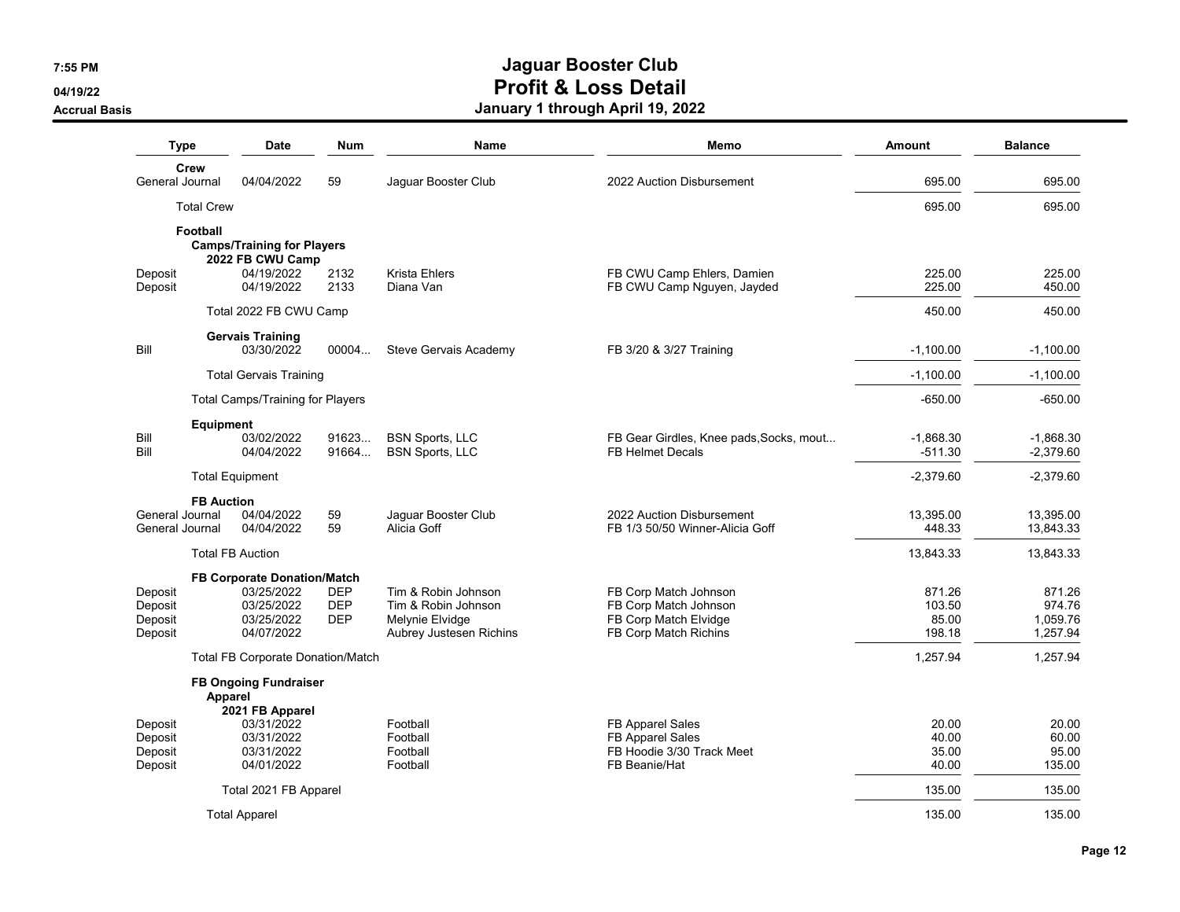# Jaguar Booster Club

## Profit & Loss Detail

### January 1 through April 19, 2022

7:55 PM
04/19/22
Accrual Basis

| Type | Date | Num | Name | Memo | Amount | Balance |
|---|---|---|---|---|---|---|
| **Crew** | | | | | | |
| General Journal | 04/04/2022 | 59 | Jaguar Booster Club | 2022 Auction Disbursement | 695.00 | 695.00 |
| Total Crew | | | | | 695.00 | 695.00 |
| **Football** | | | | | | |
| **Camps/Training for Players** | | | | | | |
| **2022 FB CWU Camp** | | | | | | |
| Deposit | 04/19/2022 | 2132 | Krista Ehlers | FB CWU Camp Ehlers, Damien | 225.00 | 225.00 |
| Deposit | 04/19/2022 | 2133 | Diana Van | FB CWU Camp Nguyen, Jayded | 225.00 | 450.00 |
| Total 2022 FB CWU Camp | | | | | 450.00 | 450.00 |
| **Gervais Training** | | | | | | |
| Bill | 03/30/2022 | 00004... | Steve Gervais Academy | FB 3/20 & 3/27 Training | -1,100.00 | -1,100.00 |
| Total Gervais Training | | | | | -1,100.00 | -1,100.00 |
| Total Camps/Training for Players | | | | | -650.00 | -650.00 |
| **Equipment** | | | | | | |
| Bill | 03/02/2022 | 91623... | BSN Sports, LLC | FB Gear Girdles, Knee pads,Socks, mout... | -1,868.30 | -1,868.30 |
| Bill | 04/04/2022 | 91664... | BSN Sports, LLC | FB Helmet Decals | -511.30 | -2,379.60 |
| Total Equipment | | | | | -2,379.60 | -2,379.60 |
| **FB Auction** | | | | | | |
| General Journal | 04/04/2022 | 59 | Jaguar Booster Club | 2022 Auction Disbursement | 13,395.00 | 13,395.00 |
| General Journal | 04/04/2022 | 59 | Alicia Goff | FB 1/3 50/50 Winner-Alicia Goff | 448.33 | 13,843.33 |
| Total FB Auction | | | | | 13,843.33 | 13,843.33 |
| **FB Corporate Donation/Match** | | | | | | |
| Deposit | 03/25/2022 | DEP | Tim & Robin Johnson | FB Corp Match Johnson | 871.26 | 871.26 |
| Deposit | 03/25/2022 | DEP | Tim & Robin Johnson | FB Corp Match Johnson | 103.50 | 974.76 |
| Deposit | 03/25/2022 | DEP | Melynie Elvidge | FB Corp Match Elvidge | 85.00 | 1,059.76 |
| Deposit | 04/07/2022 | | Aubrey Justesen Richins | FB Corp Match Richins | 198.18 | 1,257.94 |
| Total FB Corporate Donation/Match | | | | | 1,257.94 | 1,257.94 |
| **FB Ongoing Fundraiser** | | | | | | |
| **Apparel** | | | | | | |
| **2021 FB Apparel** | | | | | | |
| Deposit | 03/31/2022 | | Football | FB Apparel Sales | 20.00 | 20.00 |
| Deposit | 03/31/2022 | | Football | FB Apparel Sales | 40.00 | 60.00 |
| Deposit | 03/31/2022 | | Football | FB Hoodie 3/30 Track Meet | 35.00 | 95.00 |
| Deposit | 04/01/2022 | | Football | FB Beanie/Hat | 40.00 | 135.00 |
| Total 2021 FB Apparel | | | | | 135.00 | 135.00 |
| Total Apparel | | | | | 135.00 | 135.00 |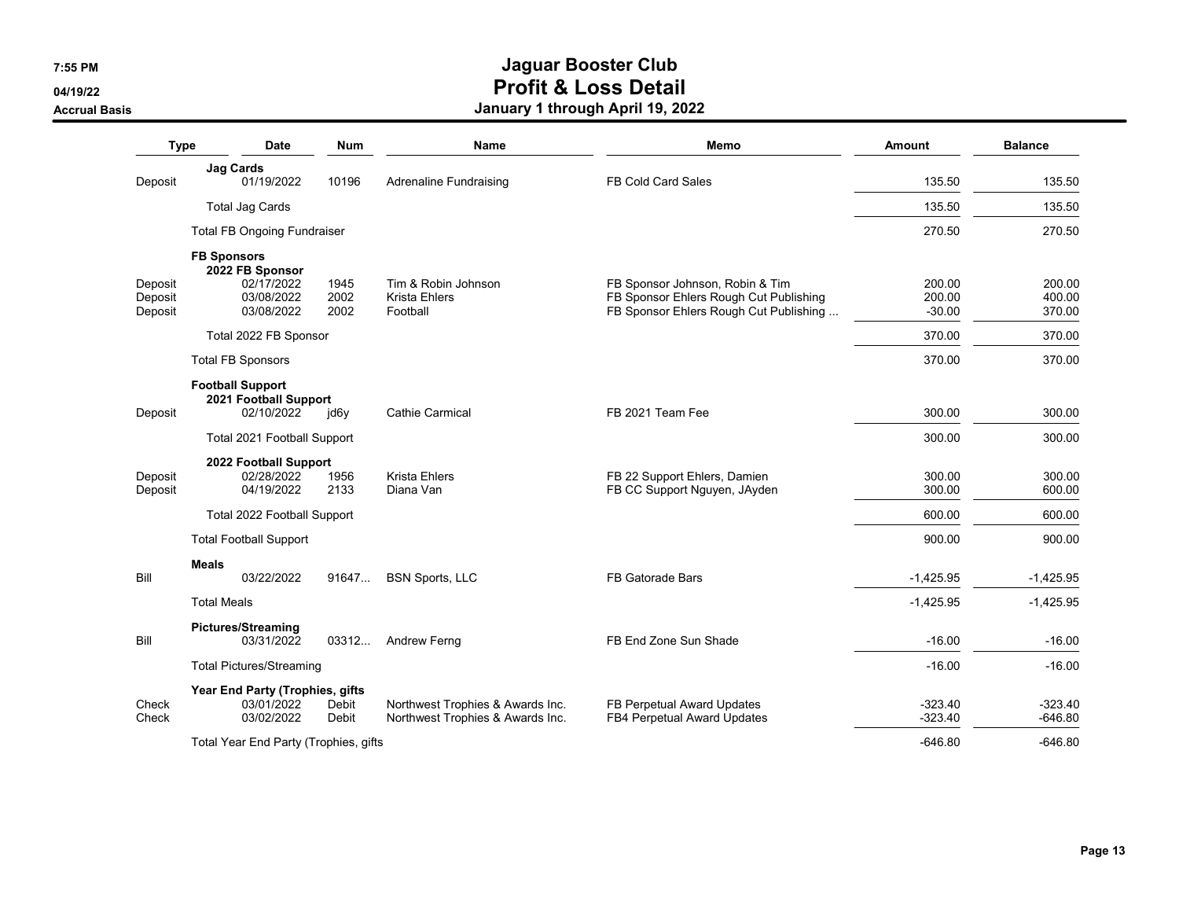# Jaguar Booster Club
## Profit & Loss Detail
### January 1 through April 19, 2022

7:55 PM
04/19/22
Accrual Basis

| Type | Date | Num | Name | Memo | Amount | Balance |
|---|---|---|---|---|---|---|
| **Jag Cards** | | | | | | |
| Deposit | 01/19/2022 | 10196 | Adrenaline Fundraising | FB Cold Card Sales | 135.50 | 135.50 |
| Total Jag Cards | | | | | 135.50 | 135.50 |
| Total FB Ongoing Fundraiser | | | | | 270.50 | 270.50 |
| **FB Sponsors** | | | | | | |
| **2022 FB Sponsor** | | | | | | |
| Deposit | 02/17/2022 | 1945 | Tim & Robin Johnson | FB Sponsor Johnson, Robin & Tim | 200.00 | 200.00 |
| Deposit | 03/08/2022 | 2002 | Krista Ehlers | FB Sponsor Ehlers Rough Cut Publishing | 200.00 | 400.00 |
| Deposit | 03/08/2022 | 2002 | Football | FB Sponsor Ehlers Rough Cut Publishing ... | -30.00 | 370.00 |
| Total 2022 FB Sponsor | | | | | 370.00 | 370.00 |
| Total FB Sponsors | | | | | 370.00 | 370.00 |
| **Football Support** | | | | | | |
| **2021 Football Support** | | | | | | |
| Deposit | 02/10/2022 | jd6y | Cathie Carmical | FB 2021 Team Fee | 300.00 | 300.00 |
| Total 2021 Football Support | | | | | 300.00 | 300.00 |
| **2022 Football Support** | | | | | | |
| Deposit | 02/28/2022 | 1956 | Krista Ehlers | FB 22 Support Ehlers, Damien | 300.00 | 300.00 |
| Deposit | 04/19/2022 | 2133 | Diana Van | FB CC Support Nguyen, JAyden | 300.00 | 600.00 |
| Total 2022 Football Support | | | | | 600.00 | 600.00 |
| Total Football Support | | | | | 900.00 | 900.00 |
| **Meals** | | | | | | |
| Bill | 03/22/2022 | 91647... | BSN Sports, LLC | FB Gatorade Bars | -1,425.95 | -1,425.95 |
| Total Meals | | | | | -1,425.95 | -1,425.95 |
| **Pictures/Streaming** | | | | | | |
| Bill | 03/31/2022 | 03312... | Andrew Ferng | FB End Zone Sun Shade | -16.00 | -16.00 |
| Total Pictures/Streaming | | | | | -16.00 | -16.00 |
| **Year End Party (Trophies, gifts** | | | | | | |
| Check | 03/01/2022 | Debit | Northwest Trophies & Awards Inc. | FB Perpetual Award Updates | -323.40 | -323.40 |
| Check | 03/02/2022 | Debit | Northwest Trophies & Awards Inc. | FB4 Perpetual Award Updates | -323.40 | -646.80 |
| Total Year End Party (Trophies, gifts | | | | | -646.80 | -646.80 |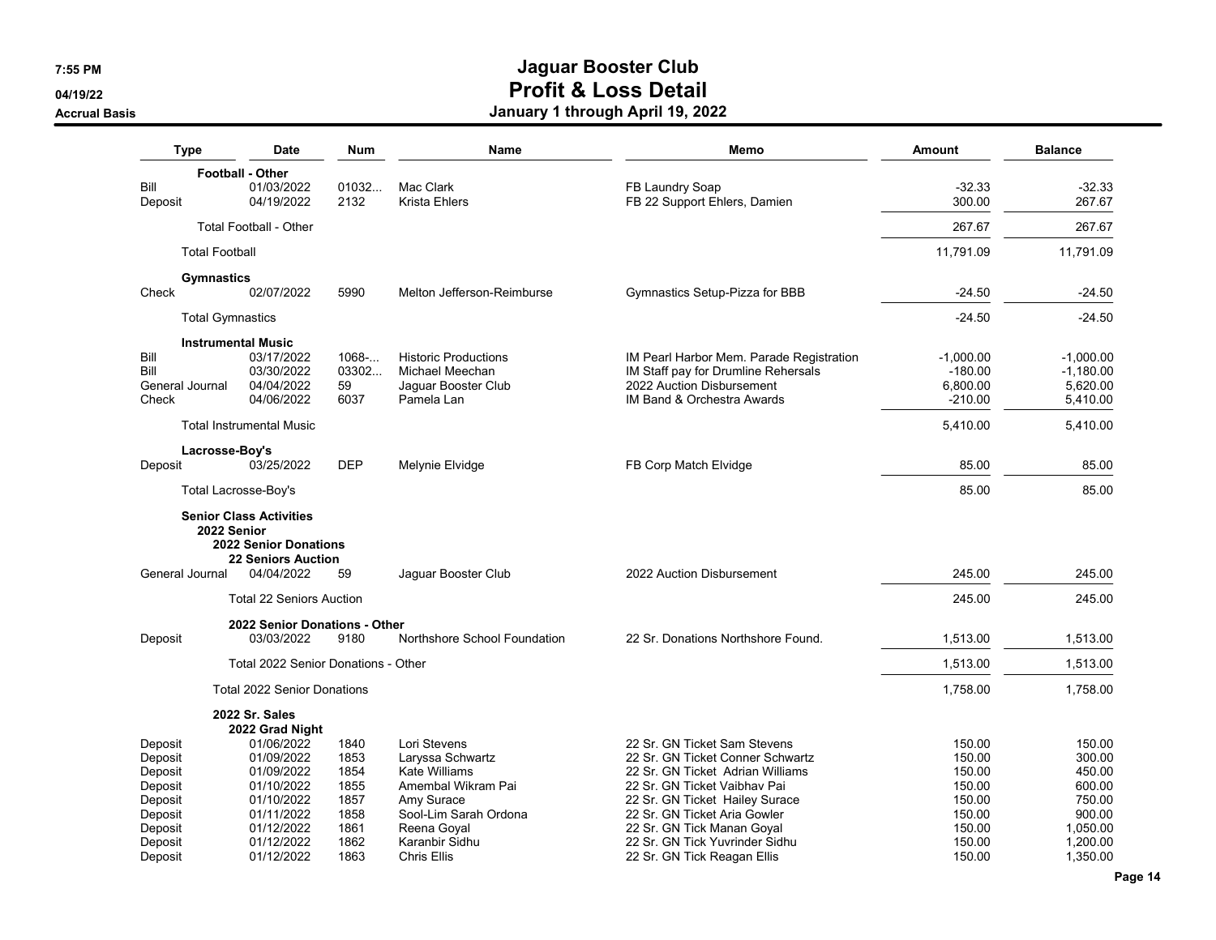# Jaguar Booster Club
## Profit & Loss Detail
### January 1 through April 19, 2022

7:55 PM
04/19/22
Accrual Basis

| Type | Date | Num | Name | Memo | Amount | Balance |
|---|---|---|---|---|---|---|
| **Football - Other** | | | | | | |
| Bill | 01/03/2022 | 01032... | Mac Clark | FB Laundry Soap | -32.33 | -32.33 |
| Deposit | 04/19/2022 | 2132 | Krista Ehlers | FB 22 Support Ehlers, Damien | 300.00 | 267.67 |
| Total Football - Other | | | | | 267.67 | 267.67 |
| Total Football | | | | | 11,791.09 | 11,791.09 |
| **Gymnastics** | | | | | | |
| Check | 02/07/2022 | 5990 | Melton Jefferson-Reimburse | Gymnastics Setup-Pizza for BBB | -24.50 | -24.50 |
| Total Gymnastics | | | | | -24.50 | -24.50 |
| **Instrumental Music** | | | | | | |
| Bill | 03/17/2022 | 1068-... | Historic Productions | IM Pearl Harbor Mem. Parade Registration | -1,000.00 | -1,000.00 |
| Bill | 03/30/2022 | 03302... | Michael Meechan | IM Staff pay for Drumline Rehersals | -180.00 | -1,180.00 |
| General Journal | 04/04/2022 | 59 | Jaguar Booster Club | 2022 Auction Disbursement | 6,800.00 | 5,620.00 |
| Check | 04/06/2022 | 6037 | Pamela Lan | IM Band & Orchestra Awards | -210.00 | 5,410.00 |
| Total Instrumental Music | | | | | 5,410.00 | 5,410.00 |
| **Lacrosse-Boy's** | | | | | | |
| Deposit | 03/25/2022 | DEP | Melynie Elvidge | FB Corp Match Elvidge | 85.00 | 85.00 |
| Total Lacrosse-Boy's | | | | | 85.00 | 85.00 |
| **Senior Class Activities** | | | | | | |
| **2022 Senior** | | | | | | |
| **2022 Senior Donations** | | | | | | |
| **22 Seniors Auction** | | | | | | |
| General Journal | 04/04/2022 | 59 | Jaguar Booster Club | 2022 Auction Disbursement | 245.00 | 245.00 |
| Total 22 Seniors Auction | | | | | 245.00 | 245.00 |
| **2022 Senior Donations - Other** | | | | | | |
| Deposit | 03/03/2022 | 9180 | Northshore School Foundation | 22 Sr. Donations Northshore Found. | 1,513.00 | 1,513.00 |
| Total 2022 Senior Donations - Other | | | | | 1,513.00 | 1,513.00 |
| Total 2022 Senior Donations | | | | | 1,758.00 | 1,758.00 |
| **2022 Sr. Sales** | | | | | | |
| **2022 Grad Night** | | | | | | |
| Deposit | 01/06/2022 | 1840 | Lori Stevens | 22 Sr. GN Ticket Sam Stevens | 150.00 | 150.00 |
| Deposit | 01/09/2022 | 1853 | Laryssa Schwartz | 22 Sr. GN Ticket Conner Schwartz | 150.00 | 300.00 |
| Deposit | 01/09/2022 | 1854 | Kate Williams | 22 Sr. GN Ticket Adrian Williams | 150.00 | 450.00 |
| Deposit | 01/10/2022 | 1855 | Amembal Wikram Pai | 22 Sr. GN Ticket Vaibhav Pai | 150.00 | 600.00 |
| Deposit | 01/10/2022 | 1857 | Amy Surace | 22 Sr. GN Ticket Hailey Surace | 150.00 | 750.00 |
| Deposit | 01/11/2022 | 1858 | Sool-Lim Sarah Ordona | 22 Sr. GN Ticket Aria Gowler | 150.00 | 900.00 |
| Deposit | 01/12/2022 | 1861 | Reena Goyal | 22 Sr. GN Tick Manan Goyal | 150.00 | 1,050.00 |
| Deposit | 01/12/2022 | 1862 | Karanbir Sidhu | 22 Sr. GN Tick Yuvrinder Sidhu | 150.00 | 1,200.00 |
| Deposit | 01/12/2022 | 1863 | Chris Ellis | 22 Sr. GN Tick Reagan Ellis | 150.00 | 1,350.00 |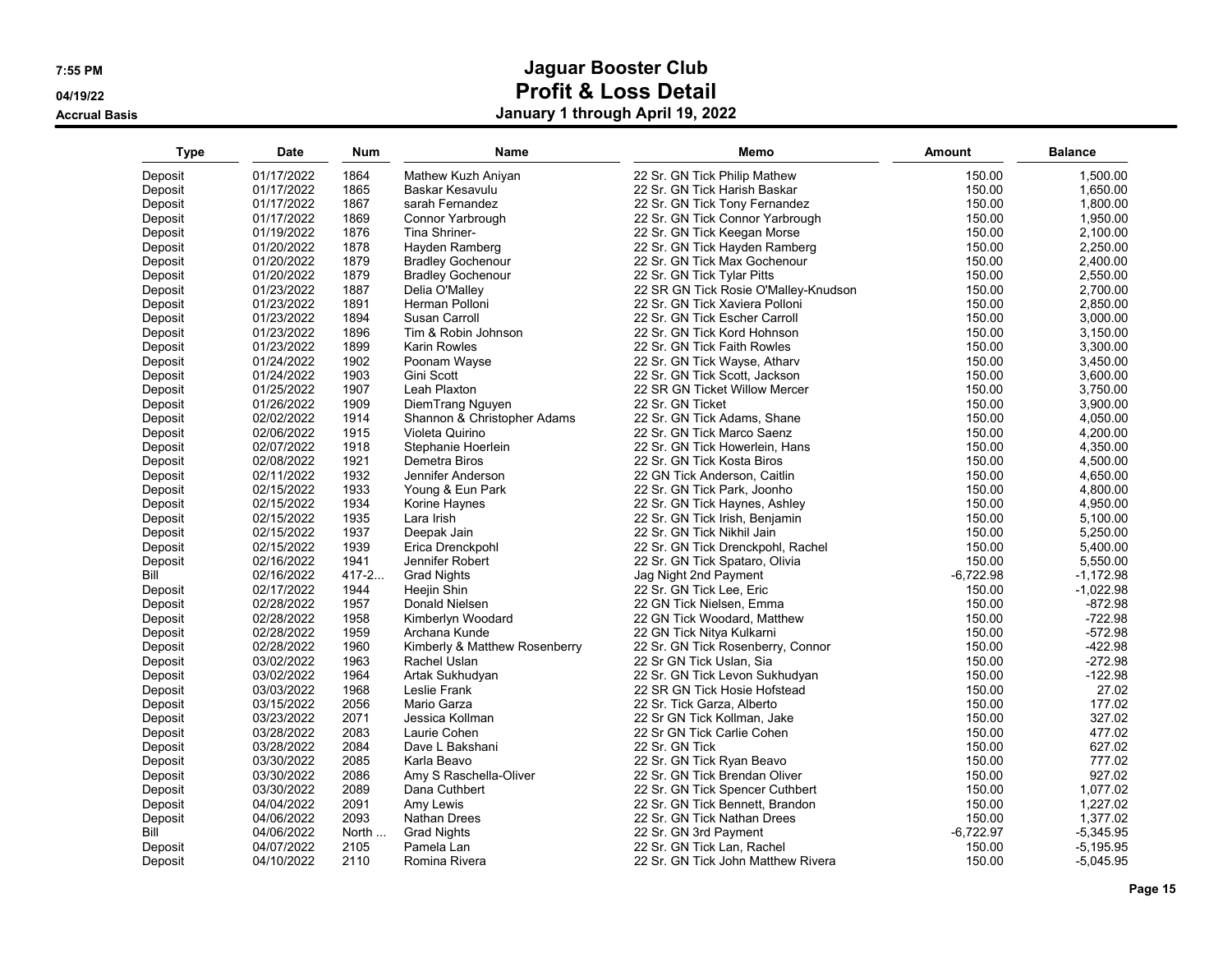# Jaguar Booster Club

## Profit & Loss Detail

### January 1 through April 19, 2022

7:55 PM
04/19/22
Accrual Basis

| Type | Date | Num | Name | Memo | Amount | Balance |
|---|---|---|---|---|---|---|
| Deposit | 01/17/2022 | 1864 | Mathew Kuzh Aniyan | 22 Sr. GN Tick Philip Mathew | 150.00 | 1,500.00 |
| Deposit | 01/17/2022 | 1865 | Baskar Kesavulu | 22 Sr. GN Tick Harish Baskar | 150.00 | 1,650.00 |
| Deposit | 01/17/2022 | 1867 | sarah Fernandez | 22 Sr. GN Tick Tony Fernandez | 150.00 | 1,800.00 |
| Deposit | 01/17/2022 | 1869 | Connor Yarbrough | 22 Sr. GN Tick Connor Yarbrough | 150.00 | 1,950.00 |
| Deposit | 01/19/2022 | 1876 | Tina Shriner- | 22 Sr. GN Tick Keegan Morse | 150.00 | 2,100.00 |
| Deposit | 01/20/2022 | 1878 | Hayden Ramberg | 22 Sr. GN Tick Hayden Ramberg | 150.00 | 2,250.00 |
| Deposit | 01/20/2022 | 1879 | Bradley Gochenour | 22 Sr. GN Tick Max Gochenour | 150.00 | 2,400.00 |
| Deposit | 01/20/2022 | 1879 | Bradley Gochenour | 22 Sr. GN Tick Tylar Pitts | 150.00 | 2,550.00 |
| Deposit | 01/23/2022 | 1887 | Delia O'Malley | 22 SR GN Tick Rosie O'Malley-Knudson | 150.00 | 2,700.00 |
| Deposit | 01/23/2022 | 1891 | Herman Polloni | 22 Sr. GN Tick Xaviera Polloni | 150.00 | 2,850.00 |
| Deposit | 01/23/2022 | 1894 | Susan Carroll | 22 Sr. GN Tick Escher Carroll | 150.00 | 3,000.00 |
| Deposit | 01/23/2022 | 1896 | Tim & Robin Johnson | 22 Sr. GN Tick Kord Hohnson | 150.00 | 3,150.00 |
| Deposit | 01/23/2022 | 1899 | Karin Rowles | 22 Sr. GN Tick Faith Rowles | 150.00 | 3,300.00 |
| Deposit | 01/24/2022 | 1902 | Poonam Wayse | 22 Sr. GN Tick Wayse, Atharv | 150.00 | 3,450.00 |
| Deposit | 01/24/2022 | 1903 | Gini Scott | 22 Sr. GN Tick Scott, Jackson | 150.00 | 3,600.00 |
| Deposit | 01/25/2022 | 1907 | Leah Plaxton | 22 SR GN Ticket Willow Mercer | 150.00 | 3,750.00 |
| Deposit | 01/26/2022 | 1909 | DiemTrang Nguyen | 22 Sr. GN Ticket | 150.00 | 3,900.00 |
| Deposit | 02/02/2022 | 1914 | Shannon & Christopher Adams | 22 Sr. GN Tick Adams, Shane | 150.00 | 4,050.00 |
| Deposit | 02/06/2022 | 1915 | Violeta Quirino | 22 Sr. GN Tick Marco Saenz | 150.00 | 4,200.00 |
| Deposit | 02/07/2022 | 1918 | Stephanie Hoerlein | 22 Sr. GN Tick Howerlein, Hans | 150.00 | 4,350.00 |
| Deposit | 02/08/2022 | 1921 | Demetra Biros | 22 Sr. GN Tick Kosta Biros | 150.00 | 4,500.00 |
| Deposit | 02/11/2022 | 1932 | Jennifer Anderson | 22 GN Tick Anderson, Caitlin | 150.00 | 4,650.00 |
| Deposit | 02/15/2022 | 1933 | Young & Eun Park | 22 Sr. GN Tick Park, Joonho | 150.00 | 4,800.00 |
| Deposit | 02/15/2022 | 1934 | Korine Haynes | 22 Sr. GN Tick Haynes, Ashley | 150.00 | 4,950.00 |
| Deposit | 02/15/2022 | 1935 | Lara Irish | 22 Sr. GN Tick Irish, Benjamin | 150.00 | 5,100.00 |
| Deposit | 02/15/2022 | 1937 | Deepak Jain | 22 Sr. GN Tick Nikhil Jain | 150.00 | 5,250.00 |
| Deposit | 02/15/2022 | 1939 | Erica Drenckpohl | 22 Sr. GN Tick Drenckpohl, Rachel | 150.00 | 5,400.00 |
| Deposit | 02/16/2022 | 1941 | Jennifer Robert | 22 Sr. GN Tick Spataro, Olivia | 150.00 | 5,550.00 |
| Bill | 02/16/2022 | 417-2... | Grad Nights | Jag Night 2nd Payment | -6,722.98 | -1,172.98 |
| Deposit | 02/17/2022 | 1944 | Heejin Shin | 22 Sr. GN Tick Lee, Eric | 150.00 | -1,022.98 |
| Deposit | 02/28/2022 | 1957 | Donald Nielsen | 22 GN Tick Nielsen, Emma | 150.00 | -872.98 |
| Deposit | 02/28/2022 | 1958 | Kimberlyn Woodard | 22 GN Tick Woodard, Matthew | 150.00 | -722.98 |
| Deposit | 02/28/2022 | 1959 | Archana Kunde | 22 GN Tick Nitya Kulkarni | 150.00 | -572.98 |
| Deposit | 02/28/2022 | 1960 | Kimberly & Matthew Rosenberry | 22 Sr. GN Tick Rosenberry, Connor | 150.00 | -422.98 |
| Deposit | 03/02/2022 | 1963 | Rachel Uslan | 22 Sr GN Tick Uslan, Sia | 150.00 | -272.98 |
| Deposit | 03/02/2022 | 1964 | Artak Sukhudyan | 22 Sr. GN Tick Levon Sukhudyan | 150.00 | -122.98 |
| Deposit | 03/03/2022 | 1968 | Leslie Frank | 22 SR GN Tick Hosie Hofstead | 150.00 | 27.02 |
| Deposit | 03/15/2022 | 2056 | Mario Garza | 22 Sr. Tick Garza, Alberto | 150.00 | 177.02 |
| Deposit | 03/23/2022 | 2071 | Jessica Kollman | 22 Sr GN Tick Kollman, Jake | 150.00 | 327.02 |
| Deposit | 03/28/2022 | 2083 | Laurie Cohen | 22 Sr GN Tick Carlie Cohen | 150.00 | 477.02 |
| Deposit | 03/28/2022 | 2084 | Dave L Bakshani | 22 Sr. GN Tick | 150.00 | 627.02 |
| Deposit | 03/30/2022 | 2085 | Karla Beavo | 22 Sr. GN Tick Ryan Beavo | 150.00 | 777.02 |
| Deposit | 03/30/2022 | 2086 | Amy S Raschella-Oliver | 22 Sr. GN Tick Brendan Oliver | 150.00 | 927.02 |
| Deposit | 03/30/2022 | 2089 | Dana Cuthbert | 22 Sr. GN Tick Spencer Cuthbert | 150.00 | 1,077.02 |
| Deposit | 04/04/2022 | 2091 | Amy Lewis | 22 Sr. GN Tick Bennett, Brandon | 150.00 | 1,227.02 |
| Deposit | 04/06/2022 | 2093 | Nathan Drees | 22 Sr. GN Tick Nathan Drees | 150.00 | 1,377.02 |
| Bill | 04/06/2022 | North ... | Grad Nights | 22 Sr. GN 3rd Payment | -6,722.97 | -5,345.95 |
| Deposit | 04/07/2022 | 2105 | Pamela Lan | 22 Sr. GN Tick Lan, Rachel | 150.00 | -5,195.95 |
| Deposit | 04/10/2022 | 2110 | Romina Rivera | 22 Sr. GN Tick John Matthew Rivera | 150.00 | -5,045.95 |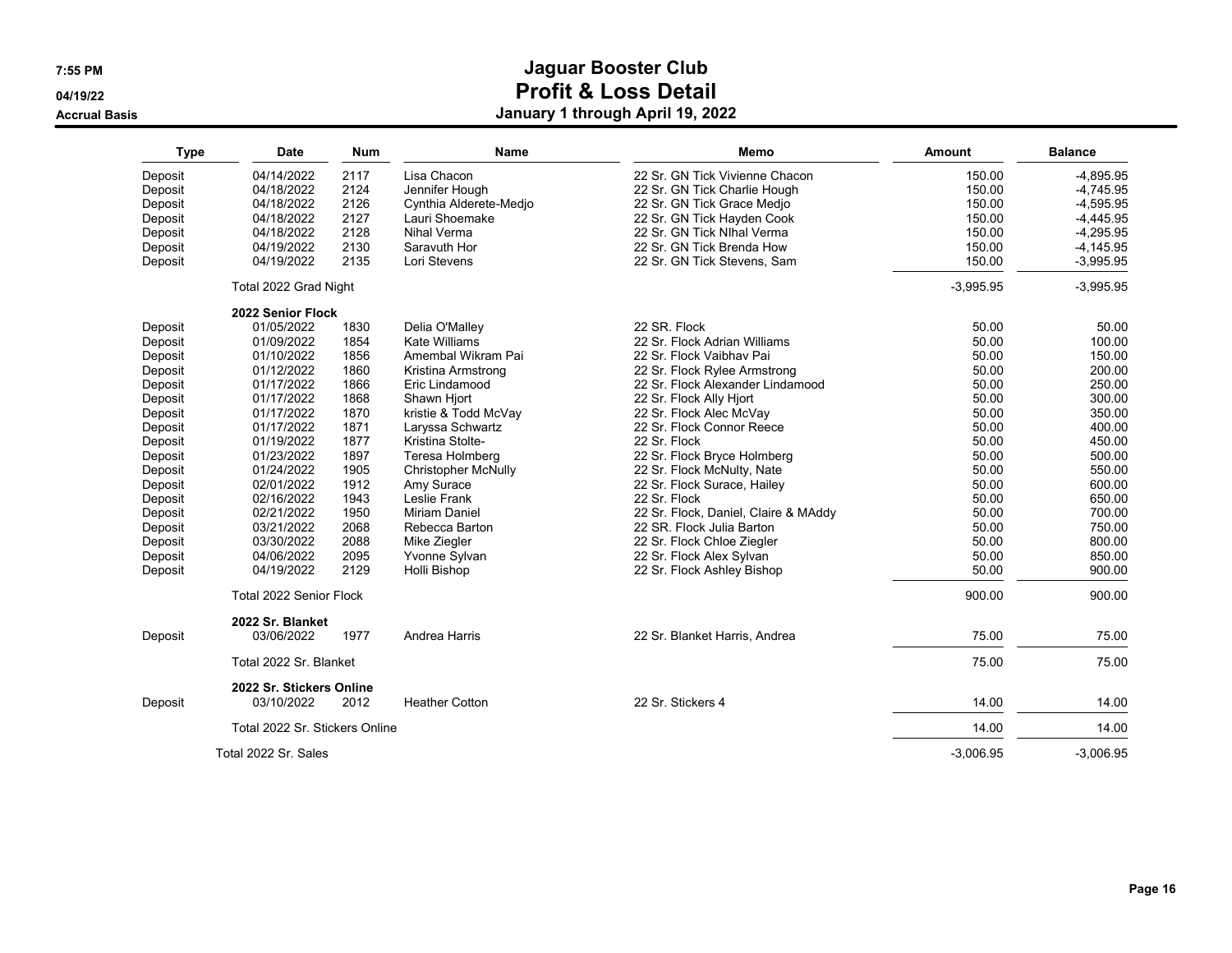# Jaguar Booster Club
## Profit & Loss Detail
### January 1 through April 19, 2022

7:55 PM
04/19/22
Accrual Basis

| Type | Date | Num | Name | Memo | Amount | Balance |
|---|---|---|---|---|---|---|
| Deposit | 04/14/2022 | 2117 | Lisa Chacon | 22 Sr. GN Tick Vivienne Chacon | 150.00 | -4,895.95 |
| Deposit | 04/18/2022 | 2124 | Jennifer Hough | 22 Sr. GN Tick Charlie Hough | 150.00 | -4,745.95 |
| Deposit | 04/18/2022 | 2126 | Cynthia Alderete-Medjo | 22 Sr. GN Tick Grace Medjo | 150.00 | -4,595.95 |
| Deposit | 04/18/2022 | 2127 | Lauri Shoemake | 22 Sr. GN Tick Hayden Cook | 150.00 | -4,445.95 |
| Deposit | 04/18/2022 | 2128 | Nihal Verma | 22 Sr. GN Tick NIhal Verma | 150.00 | -4,295.95 |
| Deposit | 04/19/2022 | 2130 | Saravuth Hor | 22 Sr. GN Tick Brenda How | 150.00 | -4,145.95 |
| Deposit | 04/19/2022 | 2135 | Lori Stevens | 22 Sr. GN Tick Stevens, Sam | 150.00 | -3,995.95 |
| | Total 2022 Grad Night | | | | -3,995.95 | -3,995.95 |
| | **2022 Senior Flock** | | | | | |
| Deposit | 01/05/2022 | 1830 | Delia O'Malley | 22 SR. Flock | 50.00 | 50.00 |
| Deposit | 01/09/2022 | 1854 | Kate Williams | 22 Sr. Flock Adrian Williams | 50.00 | 100.00 |
| Deposit | 01/10/2022 | 1856 | Amembal Wikram Pai | 22 Sr. Flock Vaibhav Pai | 50.00 | 150.00 |
| Deposit | 01/12/2022 | 1860 | Kristina Armstrong | 22 Sr. Flock Rylee Armstrong | 50.00 | 200.00 |
| Deposit | 01/17/2022 | 1866 | Eric Lindamood | 22 Sr. Flock Alexander Lindamood | 50.00 | 250.00 |
| Deposit | 01/17/2022 | 1868 | Shawn Hjort | 22 Sr. Flock Ally Hjort | 50.00 | 300.00 |
| Deposit | 01/17/2022 | 1870 | kristie & Todd McVay | 22 Sr. Flock Alec McVay | 50.00 | 350.00 |
| Deposit | 01/17/2022 | 1871 | Laryssa Schwartz | 22 Sr. Flock Connor Reece | 50.00 | 400.00 |
| Deposit | 01/19/2022 | 1877 | Kristina Stolte- | 22 Sr. Flock | 50.00 | 450.00 |
| Deposit | 01/23/2022 | 1897 | Teresa Holmberg | 22 Sr. Flock Bryce Holmberg | 50.00 | 500.00 |
| Deposit | 01/24/2022 | 1905 | Christopher McNully | 22 Sr. Flock McNulty, Nate | 50.00 | 550.00 |
| Deposit | 02/01/2022 | 1912 | Amy Surace | 22 Sr. Flock Surace, Hailey | 50.00 | 600.00 |
| Deposit | 02/16/2022 | 1943 | Leslie Frank | 22 Sr. Flock | 50.00 | 650.00 |
| Deposit | 02/21/2022 | 1950 | Miriam Daniel | 22 Sr. Flock, Daniel, Claire & MAddy | 50.00 | 700.00 |
| Deposit | 03/21/2022 | 2068 | Rebecca Barton | 22 SR. Flock Julia Barton | 50.00 | 750.00 |
| Deposit | 03/30/2022 | 2088 | Mike Ziegler | 22 Sr. Flock Chloe Ziegler | 50.00 | 800.00 |
| Deposit | 04/06/2022 | 2095 | Yvonne Sylvan | 22 Sr. Flock Alex Sylvan | 50.00 | 850.00 |
| Deposit | 04/19/2022 | 2129 | Holli Bishop | 22 Sr. Flock Ashley Bishop | 50.00 | 900.00 |
| | Total 2022 Senior Flock | | | | 900.00 | 900.00 |
| | **2022 Sr. Blanket** | | | | | |
| Deposit | 03/06/2022 | 1977 | Andrea Harris | 22 Sr. Blanket Harris, Andrea | 75.00 | 75.00 |
| | Total 2022 Sr. Blanket | | | | 75.00 | 75.00 |
| | **2022 Sr. Stickers Online** | | | | | |
| Deposit | 03/10/2022 | 2012 | Heather Cotton | 22 Sr. Stickers 4 | 14.00 | 14.00 |
| | Total 2022 Sr. Stickers Online | | | | 14.00 | 14.00 |
| | Total 2022 Sr. Sales | | | | -3,006.95 | -3,006.95 |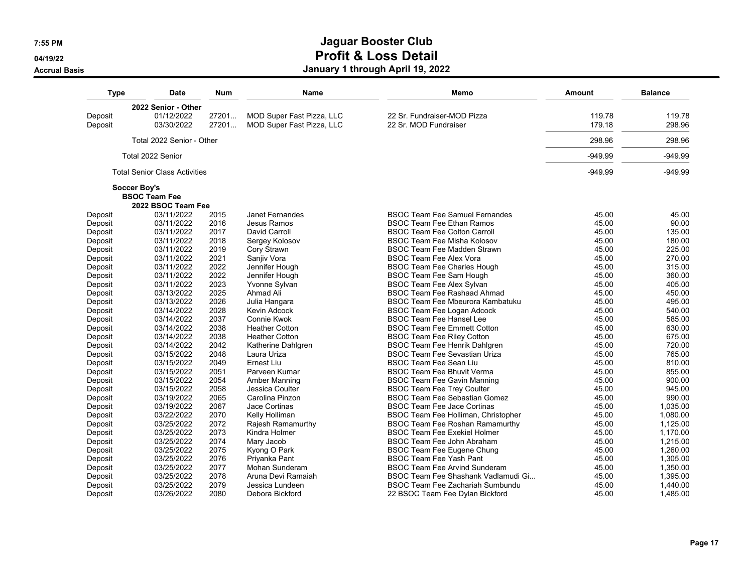# Jaguar Booster Club
## Profit & Loss Detail
### January 1 through April 19, 2022

7:55 PM
04/19/22
Accrual Basis

| Type | Date | Num | Name | Memo | Amount | Balance |
|---|---|---|---|---|---|---|
| | **2022 Senior - Other** | | | | | |
| Deposit | 01/12/2022 | 27201... | MOD Super Fast Pizza, LLC | 22 Sr. Fundraiser-MOD Pizza | 119.78 | 119.78 |
| Deposit | 03/30/2022 | 27201... | MOD Super Fast Pizza, LLC | 22 Sr. MOD Fundraiser | 179.18 | 298.96 |
| | Total 2022 Senior - Other | | | | 298.96 | 298.96 |
| | Total 2022 Senior | | | | -949.99 | -949.99 |
| | Total Senior Class Activities | | | | -949.99 | -949.99 |
| **Soccer Boy's** | | | | | | |
| **BSOC Team Fee** | | | | | | |
| | **2022 BSOC Team Fee** | | | | | |
| Deposit | 03/11/2022 | 2015 | Janet Fernandes | BSOC Team Fee Samuel Fernandes | 45.00 | 45.00 |
| Deposit | 03/11/2022 | 2016 | Jesus Ramos | BSOC Team Fee Ethan Ramos | 45.00 | 90.00 |
| Deposit | 03/11/2022 | 2017 | David Carroll | BSOC Team Fee Colton Carroll | 45.00 | 135.00 |
| Deposit | 03/11/2022 | 2018 | Sergey Kolosov | BSOC Team Fee Misha Kolosov | 45.00 | 180.00 |
| Deposit | 03/11/2022 | 2019 | Cory Strawn | BSOC Team Fee Madden Strawn | 45.00 | 225.00 |
| Deposit | 03/11/2022 | 2021 | Sanjiv Vora | BSOC Team Fee Alex Vora | 45.00 | 270.00 |
| Deposit | 03/11/2022 | 2022 | Jennifer Hough | BSOC Team Fee Charles Hough | 45.00 | 315.00 |
| Deposit | 03/11/2022 | 2022 | Jennifer Hough | BSOC Team Fee Sam Hough | 45.00 | 360.00 |
| Deposit | 03/11/2022 | 2023 | Yvonne Sylvan | BSOC Team Fee Alex Sylvan | 45.00 | 405.00 |
| Deposit | 03/13/2022 | 2025 | Ahmad Ali | BSOC Team Fee Rashaad Ahmad | 45.00 | 450.00 |
| Deposit | 03/13/2022 | 2026 | Julia Hangara | BSOC Team Fee Mbeurora Kambatuku | 45.00 | 495.00 |
| Deposit | 03/14/2022 | 2028 | Kevin Adcock | BSOC Team Fee Logan Adcock | 45.00 | 540.00 |
| Deposit | 03/14/2022 | 2037 | Connie Kwok | BSOC Team Fee Hansel Lee | 45.00 | 585.00 |
| Deposit | 03/14/2022 | 2038 | Heather Cotton | BSOC Team Fee Emmett Cotton | 45.00 | 630.00 |
| Deposit | 03/14/2022 | 2038 | Heather Cotton | BSOC Team Fee Riley Cotton | 45.00 | 675.00 |
| Deposit | 03/14/2022 | 2042 | Katherine Dahlgren | BSOC Team Fee Henrik Dahlgren | 45.00 | 720.00 |
| Deposit | 03/15/2022 | 2048 | Laura Uriza | BSOC Team Fee Sevastian Uriza | 45.00 | 765.00 |
| Deposit | 03/15/2022 | 2049 | Ernest Liu | BSOC Team Fee Sean Liu | 45.00 | 810.00 |
| Deposit | 03/15/2022 | 2051 | Parveen Kumar | BSOC Team Fee Bhuvit Verma | 45.00 | 855.00 |
| Deposit | 03/15/2022 | 2054 | Amber Manning | BSOC Team Fee Gavin Manning | 45.00 | 900.00 |
| Deposit | 03/15/2022 | 2058 | Jessica Coulter | BSOC Team Fee Trey Coulter | 45.00 | 945.00 |
| Deposit | 03/19/2022 | 2065 | Carolina Pinzon | BSOC Team Fee Sebastian Gomez | 45.00 | 990.00 |
| Deposit | 03/19/2022 | 2067 | Jace Cortinas | BSOC Team Fee Jace Cortinas | 45.00 | 1,035.00 |
| Deposit | 03/22/2022 | 2070 | Kelly Holliman | BSOC Team Fee Holliman, Christopher | 45.00 | 1,080.00 |
| Deposit | 03/25/2022 | 2072 | Rajesh Ramamurthy | BSOC Team Fee Roshan Ramamurthy | 45.00 | 1,125.00 |
| Deposit | 03/25/2022 | 2073 | Kindra Holmer | BSOC Team Fee Exekiel Holmer | 45.00 | 1,170.00 |
| Deposit | 03/25/2022 | 2074 | Mary Jacob | BSOC Team Fee John Abraham | 45.00 | 1,215.00 |
| Deposit | 03/25/2022 | 2075 | Kyong O Park | BSOC Team Fee Eugene Chung | 45.00 | 1,260.00 |
| Deposit | 03/25/2022 | 2076 | Priyanka Pant | BSOC Team Fee Yash Pant | 45.00 | 1,305.00 |
| Deposit | 03/25/2022 | 2077 | Mohan Sunderam | BSOC Team Fee Arvind Sunderam | 45.00 | 1,350.00 |
| Deposit | 03/25/2022 | 2078 | Aruna Devi Ramaiah | BSOC Team Fee Shashank Vadlamudi Gi... | 45.00 | 1,395.00 |
| Deposit | 03/25/2022 | 2079 | Jessica Lundeen | BSOC Team Fee Zachariah Sumbundu | 45.00 | 1,440.00 |
| Deposit | 03/26/2022 | 2080 | Debora Bickford | 22 BSOC Team Fee Dylan Bickford | 45.00 | 1,485.00 |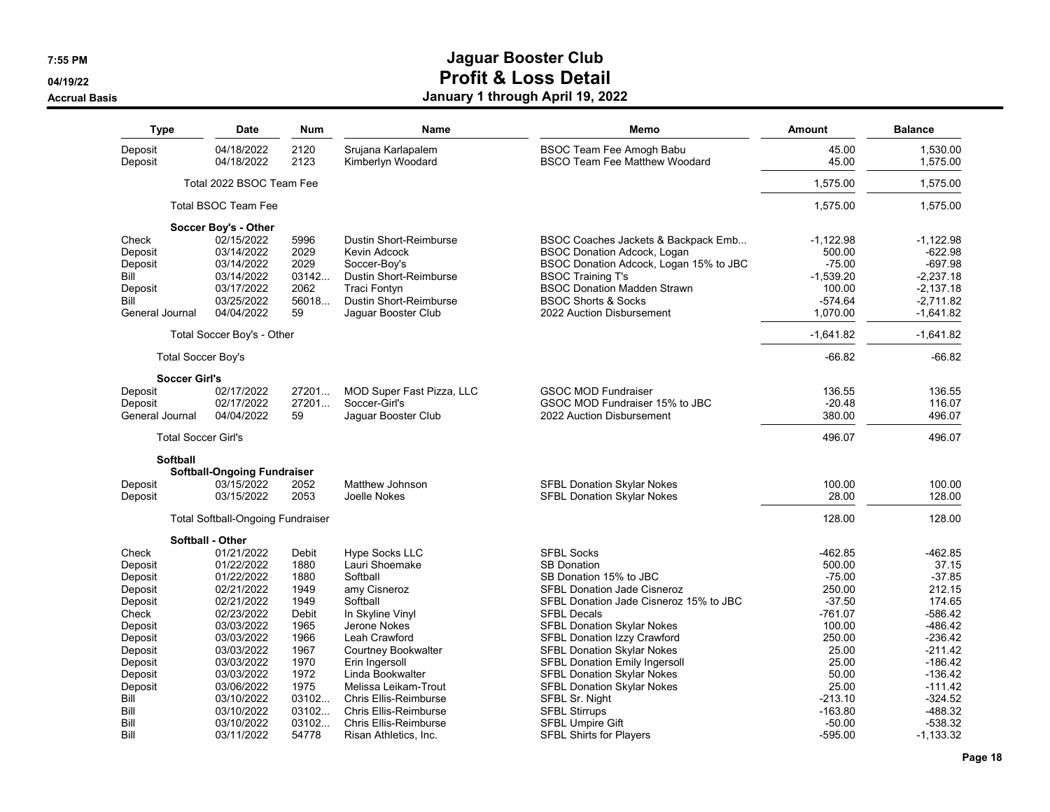# Jaguar Booster Club

## Profit & Loss Detail

### January 1 through April 19, 2022

7:55 PM
04/19/22
Accrual Basis

| Type | Date | Num | Name | Memo | Amount | Balance |
|---|---|---|---|---|---|---|
| Deposit | 04/18/2022 | 2120 | Srujana Karlapalem | BSOC Team Fee Amogh Babu | 45.00 | 1,530.00 |
| Deposit | 04/18/2022 | 2123 | Kimberlyn Woodard | BSCO Team Fee Matthew Woodard | 45.00 | 1,575.00 |
| Total 2022 BSOC Team Fee | | | | | 1,575.00 | 1,575.00 |
| Total BSOC Team Fee | | | | | 1,575.00 | 1,575.00 |
| **Soccer Boy's - Other** | | | | | | |
| Check | 02/15/2022 | 5996 | Dustin Short-Reimburse | BSOC Coaches Jackets & Backpack Emb... | -1,122.98 | -1,122.98 |
| Deposit | 03/14/2022 | 2029 | Kevin Adcock | BSOC Donation Adcock, Logan | 500.00 | -622.98 |
| Deposit | 03/14/2022 | 2029 | Soccer-Boy's | BSOC Donation Adcock, Logan 15% to JBC | -75.00 | -697.98 |
| Bill | 03/14/2022 | 03142... | Dustin Short-Reimburse | BSOC Training T's | -1,539.20 | -2,237.18 |
| Deposit | 03/17/2022 | 2062 | Traci Fontyn | BSOC Donation Madden Strawn | 100.00 | -2,137.18 |
| Bill | 03/25/2022 | 56018... | Dustin Short-Reimburse | BSOC Shorts & Socks | -574.64 | -2,711.82 |
| General Journal | 04/04/2022 | 59 | Jaguar Booster Club | 2022 Auction Disbursement | 1,070.00 | -1,641.82 |
| Total Soccer Boy's - Other | | | | | -1,641.82 | -1,641.82 |
| Total Soccer Boy's | | | | | -66.82 | -66.82 |
| **Soccer Girl's** | | | | | | |
| Deposit | 02/17/2022 | 27201... | MOD Super Fast Pizza, LLC | GSOC MOD Fundraiser | 136.55 | 136.55 |
| Deposit | 02/17/2022 | 27201... | Soccer-Girl's | GSOC MOD Fundraiser 15% to JBC | -20.48 | 116.07 |
| General Journal | 04/04/2022 | 59 | Jaguar Booster Club | 2022 Auction Disbursement | 380.00 | 496.07 |
| Total Soccer Girl's | | | | | 496.07 | 496.07 |
| **Softball** | | | | | | |
| **Softball-Ongoing Fundraiser** | | | | | | |
| Deposit | 03/15/2022 | 2052 | Matthew Johnson | SFBL Donation Skylar Nokes | 100.00 | 100.00 |
| Deposit | 03/15/2022 | 2053 | Joelle Nokes | SFBL Donation Skylar Nokes | 28.00 | 128.00 |
| Total Softball-Ongoing Fundraiser | | | | | 128.00 | 128.00 |
| **Softball - Other** | | | | | | |
| Check | 01/21/2022 | Debit | Hype Socks LLC | SFBL Socks | -462.85 | -462.85 |
| Deposit | 01/22/2022 | 1880 | Lauri Shoemake | SB Donation | 500.00 | 37.15 |
| Deposit | 01/22/2022 | 1880 | Softball | SB Donation 15% to JBC | -75.00 | -37.85 |
| Deposit | 02/21/2022 | 1949 | amy Cisneroz | SFBL Donation Jade Cisneroz | 250.00 | 212.15 |
| Deposit | 02/21/2022 | 1949 | Softball | SFBL Donation Jade Cisneroz 15% to JBC | -37.50 | 174.65 |
| Check | 02/23/2022 | Debit | In Skyline Vinyl | SFBL Decals | -761.07 | -586.42 |
| Deposit | 03/03/2022 | 1965 | Jerone Nokes | SFBL Donation Skylar Nokes | 100.00 | -486.42 |
| Deposit | 03/03/2022 | 1966 | Leah Crawford | SFBL Donation Izzy Crawford | 250.00 | -236.42 |
| Deposit | 03/03/2022 | 1967 | Courtney Bookwalter | SFBL Donation Skylar Nokes | 25.00 | -211.42 |
| Deposit | 03/03/2022 | 1970 | Erin Ingersoll | SFBL Donation Emily Ingersoll | 25.00 | -186.42 |
| Deposit | 03/03/2022 | 1972 | Linda Bookwalter | SFBL Donation Skylar Nokes | 50.00 | -136.42 |
| Deposit | 03/06/2022 | 1975 | Melissa Leikam-Trout | SFBL Donation Skylar Nokes | 25.00 | -111.42 |
| Bill | 03/10/2022 | 03102... | Chris Ellis-Reimburse | SFBL Sr. Night | -213.10 | -324.52 |
| Bill | 03/10/2022 | 03102... | Chris Ellis-Reimburse | SFBL Stirrups | -163.80 | -488.32 |
| Bill | 03/10/2022 | 03102... | Chris Ellis-Reimburse | SFBL Umpire Gift | -50.00 | -538.32 |
| Bill | 03/11/2022 | 54778 | Risan Athletics, Inc. | SFBL Shirts for Players | -595.00 | -1,133.32 |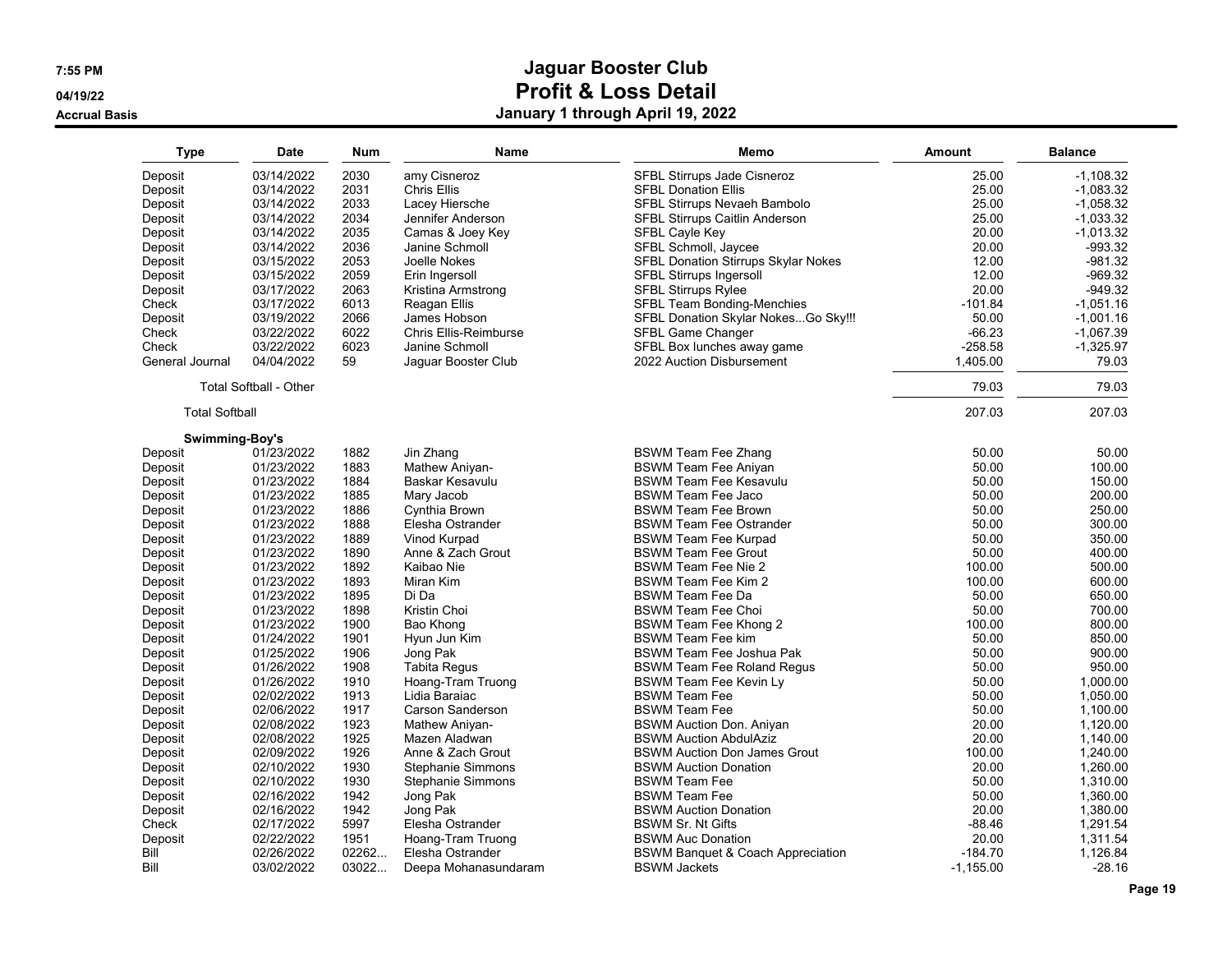# Jaguar Booster Club

## Profit & Loss Detail

### January 1 through April 19, 2022

7:55 PM
04/19/22
Accrual Basis

| Type | Date | Num | Name | Memo | Amount | Balance |
|---|---|---|---|---|---|---|
| Deposit | 03/14/2022 | 2030 | amy Cisneroz | SFBL Stirrups Jade Cisneroz | 25.00 | -1,108.32 |
| Deposit | 03/14/2022 | 2031 | Chris Ellis | SFBL Donation Ellis | 25.00 | -1,083.32 |
| Deposit | 03/14/2022 | 2033 | Lacey Hiersche | SFBL Stirrups Nevaeh Bambolo | 25.00 | -1,058.32 |
| Deposit | 03/14/2022 | 2034 | Jennifer Anderson | SFBL Stirrups Caitlin Anderson | 25.00 | -1,033.32 |
| Deposit | 03/14/2022 | 2035 | Camas & Joey Key | SFBL Cayle Key | 20.00 | -1,013.32 |
| Deposit | 03/14/2022 | 2036 | Janine Schmoll | SFBL Schmoll, Jaycee | 20.00 | -993.32 |
| Deposit | 03/15/2022 | 2053 | Joelle Nokes | SFBL Donation Stirrups Skylar Nokes | 12.00 | -981.32 |
| Deposit | 03/15/2022 | 2059 | Erin Ingersoll | SFBL Stirrups Ingersoll | 12.00 | -969.32 |
| Deposit | 03/17/2022 | 2063 | Kristina Armstrong | SFBL Stirrups Rylee | 20.00 | -949.32 |
| Check | 03/17/2022 | 6013 | Reagan Ellis | SFBL Team Bonding-Menchies | -101.84 | -1,051.16 |
| Deposit | 03/19/2022 | 2066 | James Hobson | SFBL Donation Skylar Nokes...Go Sky!!! | 50.00 | -1,001.16 |
| Check | 03/22/2022 | 6022 | Chris Ellis-Reimburse | SFBL Game Changer | -66.23 | -1,067.39 |
| Check | 03/22/2022 | 6023 | Janine Schmoll | SFBL Box lunches away game | -258.58 | -1,325.97 |
| General Journal | 04/04/2022 | 59 | Jaguar Booster Club | 2022 Auction Disbursement | 1,405.00 | 79.03 |
| Total Softball - Other | | | | | 79.03 | 79.03 |
| Total Softball | | | | | 207.03 | 207.03 |
| **Swimming-Boy's** | | | | | | |
| Deposit | 01/23/2022 | 1882 | Jin Zhang | BSWM Team Fee Zhang | 50.00 | 50.00 |
| Deposit | 01/23/2022 | 1883 | Mathew Aniyan- | BSWM Team Fee Aniyan | 50.00 | 100.00 |
| Deposit | 01/23/2022 | 1884 | Baskar Kesavulu | BSWM Team Fee Kesavulu | 50.00 | 150.00 |
| Deposit | 01/23/2022 | 1885 | Mary Jacob | BSWM Team Fee Jaco | 50.00 | 200.00 |
| Deposit | 01/23/2022 | 1886 | Cynthia Brown | BSWM Team Fee Brown | 50.00 | 250.00 |
| Deposit | 01/23/2022 | 1888 | Elesha Ostrander | BSWM Team Fee Ostrander | 50.00 | 300.00 |
| Deposit | 01/23/2022 | 1889 | Vinod Kurpad | BSWM Team Fee Kurpad | 50.00 | 350.00 |
| Deposit | 01/23/2022 | 1890 | Anne & Zach Grout | BSWM Team Fee Grout | 50.00 | 400.00 |
| Deposit | 01/23/2022 | 1892 | Kaibao Nie | BSWM Team Fee Nie 2 | 100.00 | 500.00 |
| Deposit | 01/23/2022 | 1893 | Miran Kim | BSWM Team Fee Kim 2 | 100.00 | 600.00 |
| Deposit | 01/23/2022 | 1895 | Di Da | BSWM Team Fee Da | 50.00 | 650.00 |
| Deposit | 01/23/2022 | 1898 | Kristin Choi | BSWM Team Fee Choi | 50.00 | 700.00 |
| Deposit | 01/23/2022 | 1900 | Bao Khong | BSWM Team Fee Khong 2 | 100.00 | 800.00 |
| Deposit | 01/24/2022 | 1901 | Hyun Jun Kim | BSWM Team Fee kim | 50.00 | 850.00 |
| Deposit | 01/25/2022 | 1906 | Jong Pak | BSWM Team Fee Joshua Pak | 50.00 | 900.00 |
| Deposit | 01/26/2022 | 1908 | Tabita Regus | BSWM Team Fee Roland Regus | 50.00 | 950.00 |
| Deposit | 01/26/2022 | 1910 | Hoang-Tram Truong | BSWM Team Fee Kevin Ly | 50.00 | 1,000.00 |
| Deposit | 02/02/2022 | 1913 | Lidia Baraiac | BSWM Team Fee | 50.00 | 1,050.00 |
| Deposit | 02/06/2022 | 1917 | Carson Sanderson | BSWM Team Fee | 50.00 | 1,100.00 |
| Deposit | 02/08/2022 | 1923 | Mathew Aniyan- | BSWM Auction Don. Aniyan | 20.00 | 1,120.00 |
| Deposit | 02/08/2022 | 1925 | Mazen Aladwan | BSWM Auction AbdulAziz | 20.00 | 1,140.00 |
| Deposit | 02/09/2022 | 1926 | Anne & Zach Grout | BSWM Auction Don James Grout | 100.00 | 1,240.00 |
| Deposit | 02/10/2022 | 1930 | Stephanie Simmons | BSWM Auction Donation | 20.00 | 1,260.00 |
| Deposit | 02/10/2022 | 1930 | Stephanie Simmons | BSWM Team Fee | 50.00 | 1,310.00 |
| Deposit | 02/16/2022 | 1942 | Jong Pak | BSWM Team Fee | 50.00 | 1,360.00 |
| Deposit | 02/16/2022 | 1942 | Jong Pak | BSWM Auction Donation | 20.00 | 1,380.00 |
| Check | 02/17/2022 | 5997 | Elesha Ostrander | BSWM Sr. Nt Gifts | -88.46 | 1,291.54 |
| Deposit | 02/22/2022 | 1951 | Hoang-Tram Truong | BSWM Auc Donation | 20.00 | 1,311.54 |
| Bill | 02/26/2022 | 02262... | Elesha Ostrander | BSWM Banquet & Coach Appreciation | -184.70 | 1,126.84 |
| Bill | 03/02/2022 | 03022... | Deepa Mohanasundaram | BSWM Jackets | -1,155.00 | -28.16 |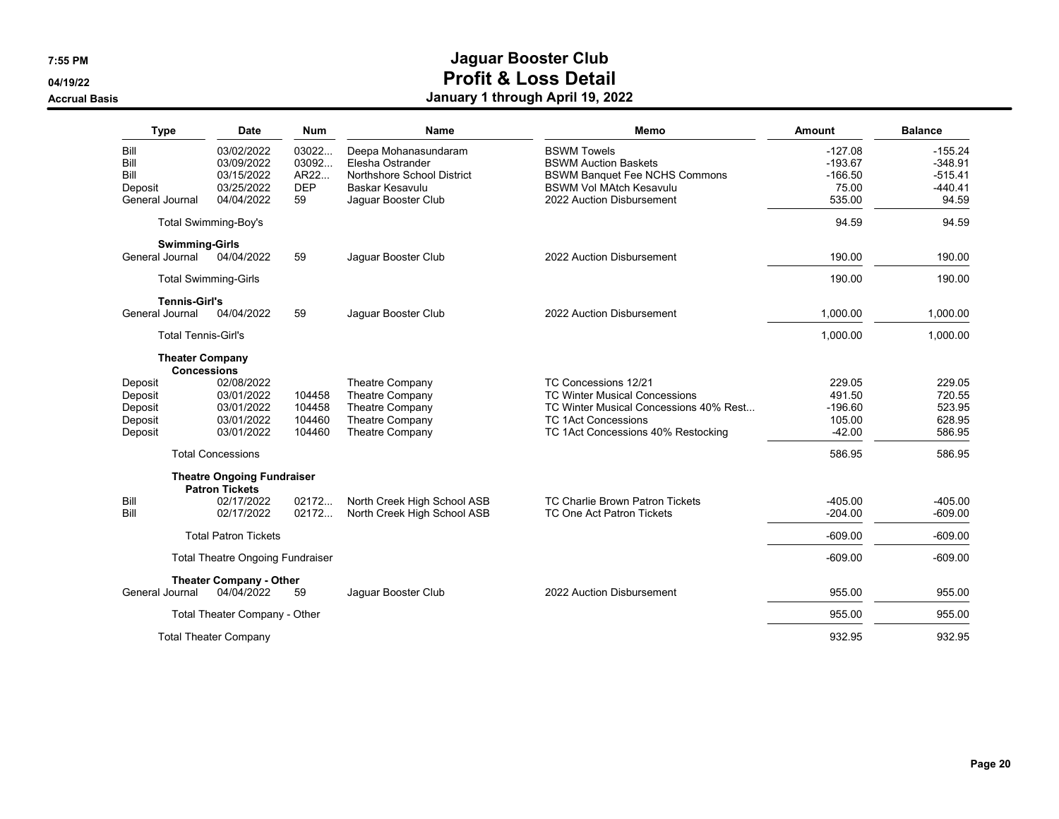# Jaguar Booster Club
## Profit & Loss Detail
### January 1 through April 19, 2022

7:55 PM
04/19/22
Accrual Basis

| Type | Date | Num | Name | Memo | Amount | Balance |
|---|---|---|---|---|---|---|
| Bill | 03/02/2022 | 03022... | Deepa Mohanasundaram | BSWM Towels | -127.08 | -155.24 |
| Bill | 03/09/2022 | 03092... | Elesha Ostrander | BSWM Auction Baskets | -193.67 | -348.91 |
| Bill | 03/15/2022 | AR22... | Northshore School District | BSWM Banquet Fee NCHS Commons | -166.50 | -515.41 |
| Deposit | 03/25/2022 | DEP | Baskar Kesavulu | BSWM Vol MAtch Kesavulu | 75.00 | -440.41 |
| General Journal | 04/04/2022 | 59 | Jaguar Booster Club | 2022 Auction Disbursement | 535.00 | 94.59 |
| Total Swimming-Boy's | | | | | 94.59 | 94.59 |
| **Swimming-Girls** | | | | | | |
| General Journal | 04/04/2022 | 59 | Jaguar Booster Club | 2022 Auction Disbursement | 190.00 | 190.00 |
| Total Swimming-Girls | | | | | 190.00 | 190.00 |
| **Tennis-Girl's** | | | | | | |
| General Journal | 04/04/2022 | 59 | Jaguar Booster Club | 2022 Auction Disbursement | 1,000.00 | 1,000.00 |
| Total Tennis-Girl's | | | | | 1,000.00 | 1,000.00 |
| **Theater Company** | | | | | | |
| **Concessions** | | | | | | |
| Deposit | 02/08/2022 | | Theatre Company | TC Concessions 12/21 | 229.05 | 229.05 |
| Deposit | 03/01/2022 | 104458 | Theatre Company | TC Winter Musical Concessions | 491.50 | 720.55 |
| Deposit | 03/01/2022 | 104458 | Theatre Company | TC Winter Musical Concessions 40% Rest... | -196.60 | 523.95 |
| Deposit | 03/01/2022 | 104460 | Theatre Company | TC 1Act Concessions | 105.00 | 628.95 |
| Deposit | 03/01/2022 | 104460 | Theatre Company | TC 1Act Concessions 40% Restocking | -42.00 | 586.95 |
| Total Concessions | | | | | 586.95 | 586.95 |
| **Theatre Ongoing Fundraiser** | | | | | | |
| **Patron Tickets** | | | | | | |
| Bill | 02/17/2022 | 02172... | North Creek High School ASB | TC Charlie Brown Patron Tickets | -405.00 | -405.00 |
| Bill | 02/17/2022 | 02172... | North Creek High School ASB | TC One Act Patron Tickets | -204.00 | -609.00 |
| Total Patron Tickets | | | | | -609.00 | -609.00 |
| Total Theatre Ongoing Fundraiser | | | | | -609.00 | -609.00 |
| **Theater Company - Other** | | | | | | |
| General Journal | 04/04/2022 | 59 | Jaguar Booster Club | 2022 Auction Disbursement | 955.00 | 955.00 |
| Total Theater Company - Other | | | | | 955.00 | 955.00 |
| Total Theater Company | | | | | 932.95 | 932.95 |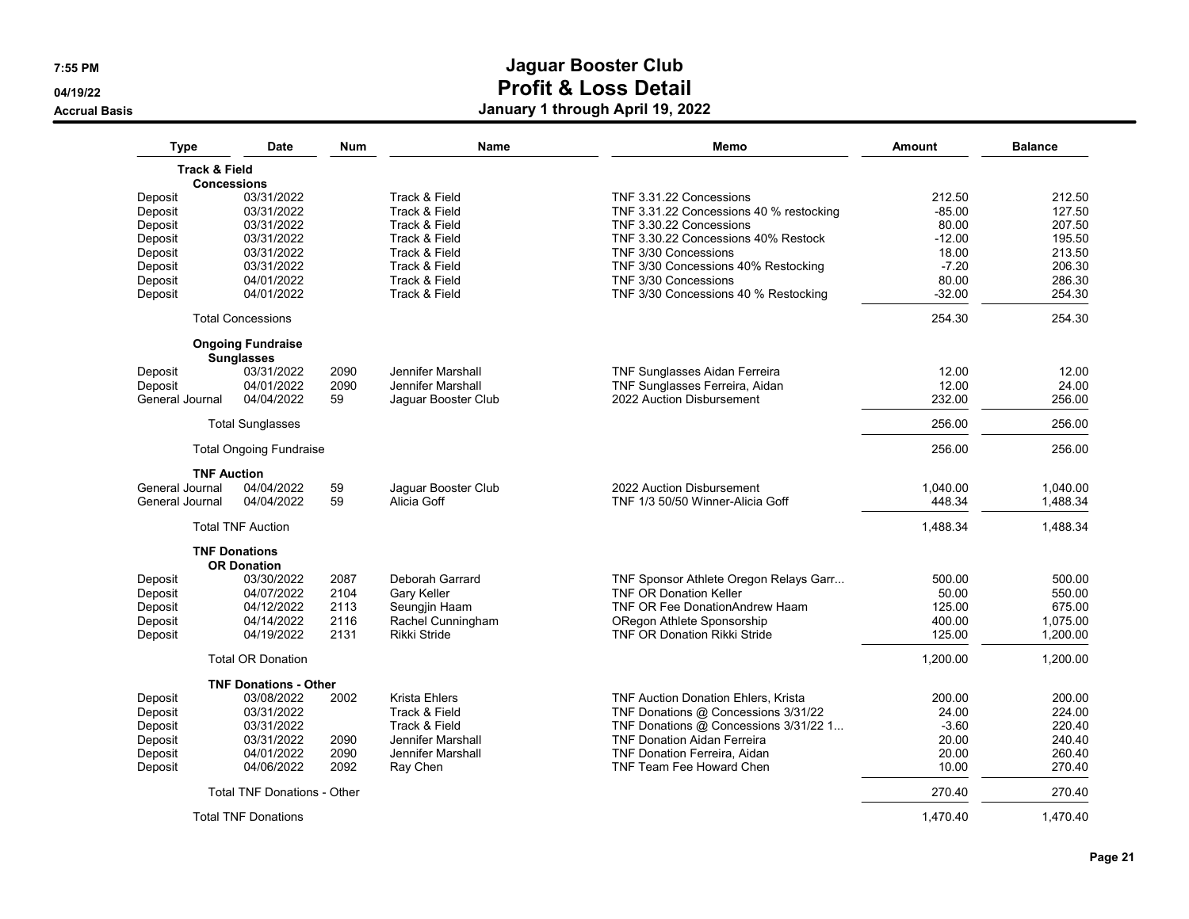# Jaguar Booster Club

## Profit & Loss Detail

### January 1 through April 19, 2022

7:55 PM
04/19/22
Accrual Basis

| Type | Date | Num | Name | Memo | Amount | Balance |
|---|---|---|---|---|---|---|
| **Track & Field** | | | | | | |
| **Concessions** | | | | | | |
| Deposit | 03/31/2022 | | Track & Field | TNF 3.31.22 Concessions | 212.50 | 212.50 |
| Deposit | 03/31/2022 | | Track & Field | TNF 3.31.22 Concessions 40 % restocking | -85.00 | 127.50 |
| Deposit | 03/31/2022 | | Track & Field | TNF 3.30.22 Concessions | 80.00 | 207.50 |
| Deposit | 03/31/2022 | | Track & Field | TNF 3.30.22 Concessions 40% Restock | -12.00 | 195.50 |
| Deposit | 03/31/2022 | | Track & Field | TNF 3/30 Concessions | 18.00 | 213.50 |
| Deposit | 03/31/2022 | | Track & Field | TNF 3/30 Concessions 40% Restocking | -7.20 | 206.30 |
| Deposit | 04/01/2022 | | Track & Field | TNF 3/30 Concessions | 80.00 | 286.30 |
| Deposit | 04/01/2022 | | Track & Field | TNF 3/30 Concessions 40 % Restocking | -32.00 | 254.30 |
| Total Concessions | | | | | 254.30 | 254.30 |
| **Ongoing Fundraise** | | | | | | |
| **Sunglasses** | | | | | | |
| Deposit | 03/31/2022 | 2090 | Jennifer Marshall | TNF Sunglasses Aidan Ferreira | 12.00 | 12.00 |
| Deposit | 04/01/2022 | 2090 | Jennifer Marshall | TNF Sunglasses Ferreira, Aidan | 12.00 | 24.00 |
| General Journal | 04/04/2022 | 59 | Jaguar Booster Club | 2022 Auction Disbursement | 232.00 | 256.00 |
| Total Sunglasses | | | | | 256.00 | 256.00 |
| Total Ongoing Fundraise | | | | | 256.00 | 256.00 |
| **TNF Auction** | | | | | | |
| General Journal | 04/04/2022 | 59 | Jaguar Booster Club | 2022 Auction Disbursement | 1,040.00 | 1,040.00 |
| General Journal | 04/04/2022 | 59 | Alicia Goff | TNF 1/3 50/50 Winner-Alicia Goff | 448.34 | 1,488.34 |
| Total TNF Auction | | | | | 1,488.34 | 1,488.34 |
| **TNF Donations** | | | | | | |
| **OR Donation** | | | | | | |
| Deposit | 03/30/2022 | 2087 | Deborah Garrard | TNF Sponsor Athlete Oregon Relays Garr... | 500.00 | 500.00 |
| Deposit | 04/07/2022 | 2104 | Gary Keller | TNF OR Donation Keller | 50.00 | 550.00 |
| Deposit | 04/12/2022 | 2113 | Seungjin Haam | TNF OR Fee DonationAndrew Haam | 125.00 | 675.00 |
| Deposit | 04/14/2022 | 2116 | Rachel Cunningham | ORegon Athlete Sponsorship | 400.00 | 1,075.00 |
| Deposit | 04/19/2022 | 2131 | Rikki Stride | TNF OR Donation Rikki Stride | 125.00 | 1,200.00 |
| Total OR Donation | | | | | 1,200.00 | 1,200.00 |
| **TNF Donations - Other** | | | | | | |
| Deposit | 03/08/2022 | 2002 | Krista Ehlers | TNF Auction Donation Ehlers, Krista | 200.00 | 200.00 |
| Deposit | 03/31/2022 | | Track & Field | TNF Donations @ Concessions 3/31/22 | 24.00 | 224.00 |
| Deposit | 03/31/2022 | | Track & Field | TNF Donations @ Concessions 3/31/22 1... | -3.60 | 220.40 |
| Deposit | 03/31/2022 | 2090 | Jennifer Marshall | TNF Donation Aidan Ferreira | 20.00 | 240.40 |
| Deposit | 04/01/2022 | 2090 | Jennifer Marshall | TNF Donation Ferreira, Aidan | 20.00 | 260.40 |
| Deposit | 04/06/2022 | 2092 | Ray Chen | TNF Team Fee Howard Chen | 10.00 | 270.40 |
| Total TNF Donations - Other | | | | | 270.40 | 270.40 |
| Total TNF Donations | | | | | 1,470.40 | 1,470.40 |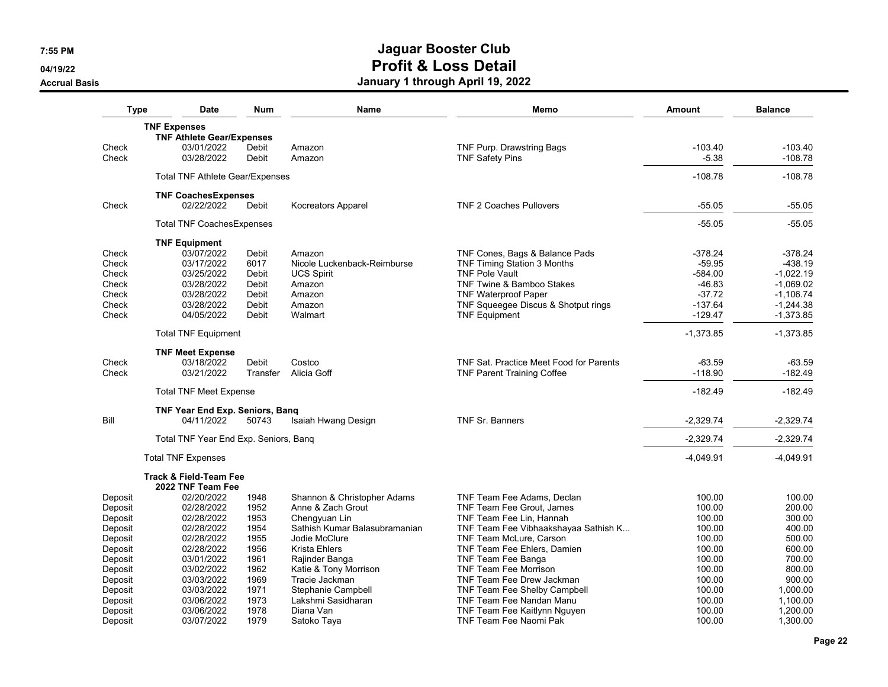# Jaguar Booster Club
## Profit & Loss Detail
### January 1 through April 19, 2022

7:55 PM
04/19/22
Accrual Basis

| Type | Date | Num | Name | Memo | Amount | Balance |
|---|---|---|---|---|---|---|
| **TNF Expenses** | | | | | | |
| **TNF Athlete Gear/Expenses** | | | | | | |
| Check | 03/01/2022 | Debit | Amazon | TNF Purp. Drawstring Bags | -103.40 | -103.40 |
| Check | 03/28/2022 | Debit | Amazon | TNF Safety Pins | -5.38 | -108.78 |
| Total TNF Athlete Gear/Expenses | | | | | -108.78 | -108.78 |
| **TNF CoachesExpenses** | | | | | | |
| Check | 02/22/2022 | Debit | Kocreators Apparel | TNF 2 Coaches Pullovers | -55.05 | -55.05 |
| Total TNF CoachesExpenses | | | | | -55.05 | -55.05 |
| **TNF Equipment** | | | | | | |
| Check | 03/07/2022 | Debit | Amazon | TNF Cones, Bags & Balance Pads | -378.24 | -378.24 |
| Check | 03/17/2022 | 6017 | Nicole Luckenback-Reimburse | TNF Timing Station 3 Months | -59.95 | -438.19 |
| Check | 03/25/2022 | Debit | UCS Spirit | TNF Pole Vault | -584.00 | -1,022.19 |
| Check | 03/28/2022 | Debit | Amazon | TNF Twine & Bamboo Stakes | -46.83 | -1,069.02 |
| Check | 03/28/2022 | Debit | Amazon | TNF Waterproof Paper | -37.72 | -1,106.74 |
| Check | 03/28/2022 | Debit | Amazon | TNF Squeegee Discus & Shotput rings | -137.64 | -1,244.38 |
| Check | 04/05/2022 | Debit | Walmart | TNF Equipment | -129.47 | -1,373.85 |
| Total TNF Equipment | | | | | -1,373.85 | -1,373.85 |
| **TNF Meet Expense** | | | | | | |
| Check | 03/18/2022 | Debit | Costco | TNF Sat. Practice Meet Food for Parents | -63.59 | -63.59 |
| Check | 03/21/2022 | Transfer | Alicia Goff | TNF Parent Training Coffee | -118.90 | -182.49 |
| Total TNF Meet Expense | | | | | -182.49 | -182.49 |
| **TNF Year End Exp. Seniors, Banq** | | | | | | |
| Bill | 04/11/2022 | 50743 | Isaiah Hwang Design | TNF Sr. Banners | -2,329.74 | -2,329.74 |
| Total TNF Year End Exp. Seniors, Banq | | | | | -2,329.74 | -2,329.74 |
| Total TNF Expenses | | | | | -4,049.91 | -4,049.91 |
| **Track & Field-Team Fee** | | | | | | |
| **2022 TNF Team Fee** | | | | | | |
| Deposit | 02/20/2022 | 1948 | Shannon & Christopher Adams | TNF Team Fee Adams, Declan | 100.00 | 100.00 |
| Deposit | 02/28/2022 | 1952 | Anne & Zach Grout | TNF Team Fee Grout, James | 100.00 | 200.00 |
| Deposit | 02/28/2022 | 1953 | Chengyuan Lin | TNF Team Fee Lin, Hannah | 100.00 | 300.00 |
| Deposit | 02/28/2022 | 1954 | Sathish Kumar Balasubramanian | TNF Team Fee Vibhaakshayaa Sathish K... | 100.00 | 400.00 |
| Deposit | 02/28/2022 | 1955 | Jodie McClure | TNF Team McLure, Carson | 100.00 | 500.00 |
| Deposit | 02/28/2022 | 1956 | Krista Ehlers | TNF Team Fee Ehlers, Damien | 100.00 | 600.00 |
| Deposit | 03/01/2022 | 1961 | Rajinder Banga | TNF Team Fee Banga | 100.00 | 700.00 |
| Deposit | 03/02/2022 | 1962 | Katie & Tony Morrison | TNF Team Fee Morrison | 100.00 | 800.00 |
| Deposit | 03/03/2022 | 1969 | Tracie Jackman | TNF Team Fee Drew Jackman | 100.00 | 900.00 |
| Deposit | 03/03/2022 | 1971 | Stephanie Campbell | TNF Team Fee Shelby Campbell | 100.00 | 1,000.00 |
| Deposit | 03/06/2022 | 1973 | Lakshmi Sasidharan | TNF Team Fee Nandan Manu | 100.00 | 1,100.00 |
| Deposit | 03/06/2022 | 1978 | Diana Van | TNF Team Fee Kaitlynn Nguyen | 100.00 | 1,200.00 |
| Deposit | 03/07/2022 | 1979 | Satoko Taya | TNF Team Fee Naomi Pak | 100.00 | 1,300.00 |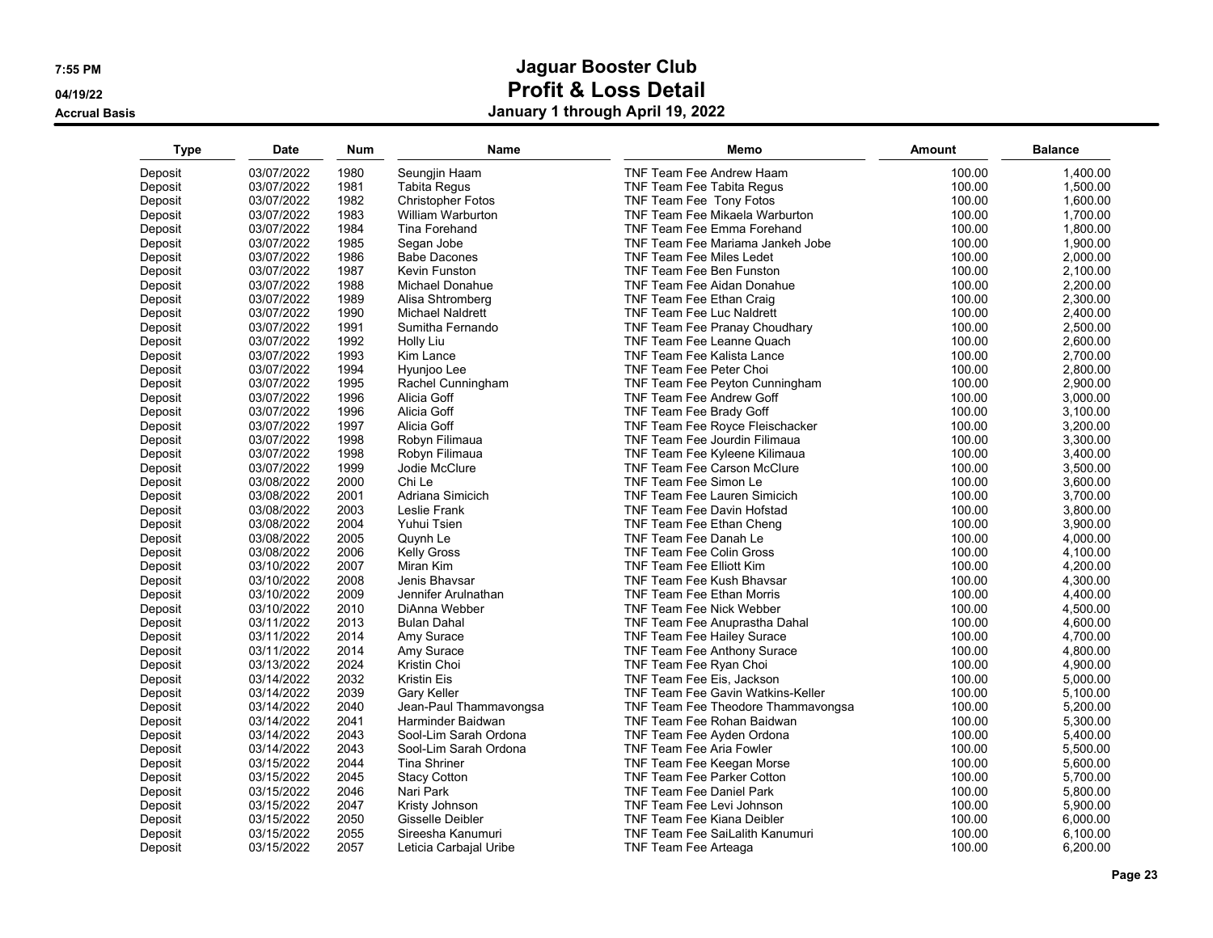# Jaguar Booster Club
## Profit & Loss Detail
### January 1 through April 19, 2022

7:55 PM
04/19/22
Accrual Basis

| Type | Date | Num | Name | Memo | Amount | Balance |
|---|---|---|---|---|---|---|
| Deposit | 03/07/2022 | 1980 | Seungjin Haam | TNF Team Fee Andrew Haam | 100.00 | 1,400.00 |
| Deposit | 03/07/2022 | 1981 | Tabita Regus | TNF Team Fee Tabita Regus | 100.00 | 1,500.00 |
| Deposit | 03/07/2022 | 1982 | Christopher Fotos | TNF Team Fee  Tony Fotos | 100.00 | 1,600.00 |
| Deposit | 03/07/2022 | 1983 | William Warburton | TNF Team Fee Mikaela Warburton | 100.00 | 1,700.00 |
| Deposit | 03/07/2022 | 1984 | Tina Forehand | TNF Team Fee Emma Forehand | 100.00 | 1,800.00 |
| Deposit | 03/07/2022 | 1985 | Segan Jobe | TNF Team Fee Mariama Jankeh Jobe | 100.00 | 1,900.00 |
| Deposit | 03/07/2022 | 1986 | Babe Dacones | TNF Team Fee Miles Ledet | 100.00 | 2,000.00 |
| Deposit | 03/07/2022 | 1987 | Kevin Funston | TNF Team Fee Ben Funston | 100.00 | 2,100.00 |
| Deposit | 03/07/2022 | 1988 | Michael Donahue | TNF Team Fee Aidan Donahue | 100.00 | 2,200.00 |
| Deposit | 03/07/2022 | 1989 | Alisa Shtromberg | TNF Team Fee Ethan Craig | 100.00 | 2,300.00 |
| Deposit | 03/07/2022 | 1990 | Michael Naldrett | TNF Team Fee Luc Naldrett | 100.00 | 2,400.00 |
| Deposit | 03/07/2022 | 1991 | Sumitha Fernando | TNF Team Fee Pranay Choudhary | 100.00 | 2,500.00 |
| Deposit | 03/07/2022 | 1992 | Holly Liu | TNF Team Fee Leanne Quach | 100.00 | 2,600.00 |
| Deposit | 03/07/2022 | 1993 | Kim Lance | TNF Team Fee Kalista Lance | 100.00 | 2,700.00 |
| Deposit | 03/07/2022 | 1994 | Hyunjoo Lee | TNF Team Fee Peter Choi | 100.00 | 2,800.00 |
| Deposit | 03/07/2022 | 1995 | Rachel Cunningham | TNF Team Fee Peyton Cunningham | 100.00 | 2,900.00 |
| Deposit | 03/07/2022 | 1996 | Alicia Goff | TNF Team Fee Andrew Goff | 100.00 | 3,000.00 |
| Deposit | 03/07/2022 | 1996 | Alicia Goff | TNF Team Fee Brady Goff | 100.00 | 3,100.00 |
| Deposit | 03/07/2022 | 1997 | Alicia Goff | TNF Team Fee Royce Fleischacker | 100.00 | 3,200.00 |
| Deposit | 03/07/2022 | 1998 | Robyn Filimaua | TNF Team Fee Jourdin Filimaua | 100.00 | 3,300.00 |
| Deposit | 03/07/2022 | 1998 | Robyn Filimaua | TNF Team Fee Kyleene Kilimaua | 100.00 | 3,400.00 |
| Deposit | 03/07/2022 | 1999 | Jodie McClure | TNF Team Fee Carson McClure | 100.00 | 3,500.00 |
| Deposit | 03/08/2022 | 2000 | Chi Le | TNF Team Fee Simon Le | 100.00 | 3,600.00 |
| Deposit | 03/08/2022 | 2001 | Adriana Simicich | TNF Team Fee Lauren Simicich | 100.00 | 3,700.00 |
| Deposit | 03/08/2022 | 2003 | Leslie Frank | TNF Team Fee Davin Hofstad | 100.00 | 3,800.00 |
| Deposit | 03/08/2022 | 2004 | Yuhui Tsien | TNF Team Fee Ethan Cheng | 100.00 | 3,900.00 |
| Deposit | 03/08/2022 | 2005 | Quynh Le | TNF Team Fee Danah Le | 100.00 | 4,000.00 |
| Deposit | 03/08/2022 | 2006 | Kelly Gross | TNF Team Fee Colin Gross | 100.00 | 4,100.00 |
| Deposit | 03/10/2022 | 2007 | Miran Kim | TNF Team Fee Elliott Kim | 100.00 | 4,200.00 |
| Deposit | 03/10/2022 | 2008 | Jenis Bhavsar | TNF Team Fee Kush Bhavsar | 100.00 | 4,300.00 |
| Deposit | 03/10/2022 | 2009 | Jennifer Arulnathan | TNF Team Fee Ethan Morris | 100.00 | 4,400.00 |
| Deposit | 03/10/2022 | 2010 | DiAnna Webber | TNF Team Fee Nick Webber | 100.00 | 4,500.00 |
| Deposit | 03/11/2022 | 2013 | Bulan Dahal | TNF Team Fee Anuprastha Dahal | 100.00 | 4,600.00 |
| Deposit | 03/11/2022 | 2014 | Amy Surace | TNF Team Fee Hailey Surace | 100.00 | 4,700.00 |
| Deposit | 03/11/2022 | 2014 | Amy Surace | TNF Team Fee Anthony Surace | 100.00 | 4,800.00 |
| Deposit | 03/13/2022 | 2024 | Kristin Choi | TNF Team Fee Ryan Choi | 100.00 | 4,900.00 |
| Deposit | 03/14/2022 | 2032 | Kristin Eis | TNF Team Fee Eis, Jackson | 100.00 | 5,000.00 |
| Deposit | 03/14/2022 | 2039 | Gary Keller | TNF Team Fee Gavin Watkins-Keller | 100.00 | 5,100.00 |
| Deposit | 03/14/2022 | 2040 | Jean-Paul Thammavongsa | TNF Team Fee Theodore Thammavongsa | 100.00 | 5,200.00 |
| Deposit | 03/14/2022 | 2041 | Harminder Baidwan | TNF Team Fee Rohan Baidwan | 100.00 | 5,300.00 |
| Deposit | 03/14/2022 | 2043 | Sool-Lim Sarah Ordona | TNF Team Fee Ayden Ordona | 100.00 | 5,400.00 |
| Deposit | 03/14/2022 | 2043 | Sool-Lim Sarah Ordona | TNF Team Fee Aria Fowler | 100.00 | 5,500.00 |
| Deposit | 03/15/2022 | 2044 | Tina Shriner | TNF Team Fee Keegan Morse | 100.00 | 5,600.00 |
| Deposit | 03/15/2022 | 2045 | Stacy Cotton | TNF Team Fee Parker Cotton | 100.00 | 5,700.00 |
| Deposit | 03/15/2022 | 2046 | Nari Park | TNF Team Fee Daniel Park | 100.00 | 5,800.00 |
| Deposit | 03/15/2022 | 2047 | Kristy Johnson | TNF Team Fee Levi Johnson | 100.00 | 5,900.00 |
| Deposit | 03/15/2022 | 2050 | Gisselle Deibler | TNF Team Fee Kiana Deibler | 100.00 | 6,000.00 |
| Deposit | 03/15/2022 | 2055 | Sireesha Kanumuri | TNF Team Fee SaiLalith Kanumuri | 100.00 | 6,100.00 |
| Deposit | 03/15/2022 | 2057 | Leticia Carbajal Uribe | TNF Team Fee Arteaga | 100.00 | 6,200.00 |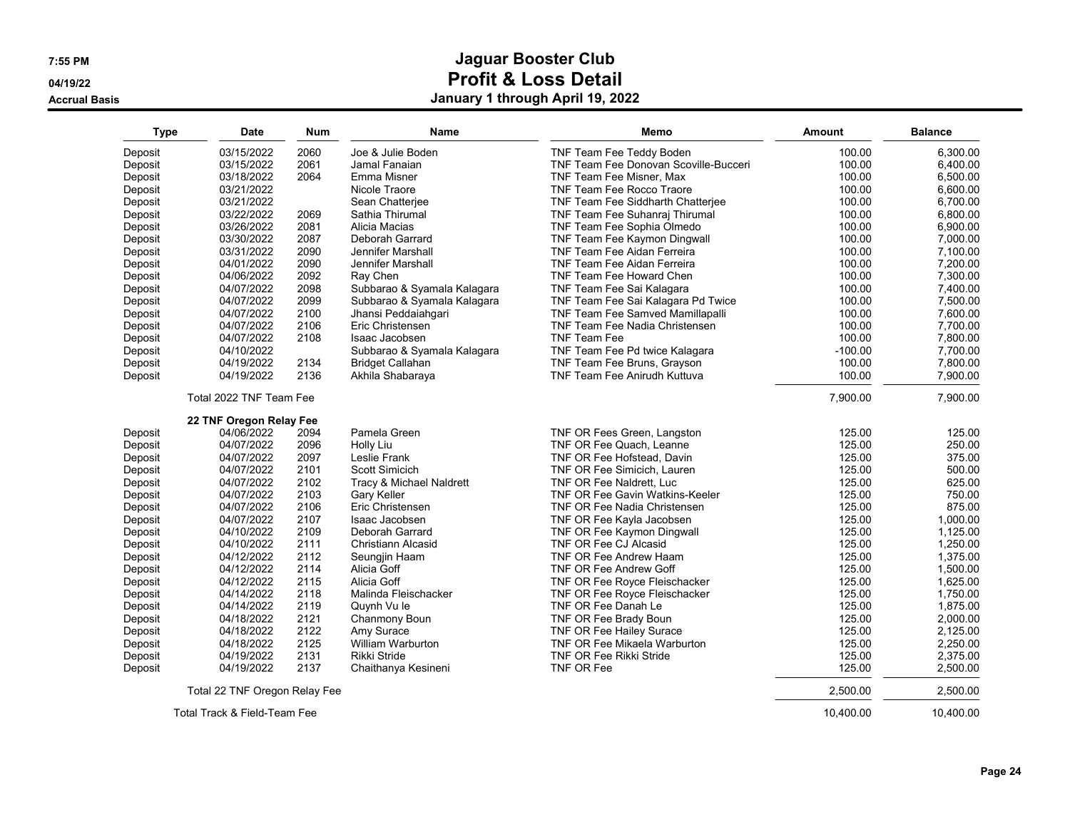# Jaguar Booster Club
## Profit & Loss Detail
### January 1 through April 19, 2022

7:55 PM
04/19/22
Accrual Basis

| Type | Date | Num | Name | Memo | Amount | Balance |
|---|---|---|---|---|---|---|
| Deposit | 03/15/2022 | 2060 | Joe & Julie Boden | TNF Team Fee Teddy Boden | 100.00 | 6,300.00 |
| Deposit | 03/15/2022 | 2061 | Jamal Fanaian | TNF Team Fee Donovan Scoville-Bucceri | 100.00 | 6,400.00 |
| Deposit | 03/18/2022 | 2064 | Emma Misner | TNF Team Fee Misner, Max | 100.00 | 6,500.00 |
| Deposit | 03/21/2022 | | Nicole Traore | TNF Team Fee Rocco Traore | 100.00 | 6,600.00 |
| Deposit | 03/21/2022 | | Sean Chatterjee | TNF Team Fee Siddharth Chatterjee | 100.00 | 6,700.00 |
| Deposit | 03/22/2022 | 2069 | Sathia Thirumal | TNF Team Fee Suhanraj Thirumal | 100.00 | 6,800.00 |
| Deposit | 03/26/2022 | 2081 | Alicia Macias | TNF Team Fee Sophia Olmedo | 100.00 | 6,900.00 |
| Deposit | 03/30/2022 | 2087 | Deborah Garrard | TNF Team Fee Kaymon Dingwall | 100.00 | 7,000.00 |
| Deposit | 03/31/2022 | 2090 | Jennifer Marshall | TNF Team Fee Aidan Ferreira | 100.00 | 7,100.00 |
| Deposit | 04/01/2022 | 2090 | Jennifer Marshall | TNF Team Fee Aidan Ferreira | 100.00 | 7,200.00 |
| Deposit | 04/06/2022 | 2092 | Ray Chen | TNF Team Fee Howard Chen | 100.00 | 7,300.00 |
| Deposit | 04/07/2022 | 2098 | Subbarao & Syamala Kalagara | TNF Team Fee Sai Kalagara | 100.00 | 7,400.00 |
| Deposit | 04/07/2022 | 2099 | Subbarao & Syamala Kalagara | TNF Team Fee Sai Kalagara Pd Twice | 100.00 | 7,500.00 |
| Deposit | 04/07/2022 | 2100 | Jhansi Peddaiahgari | TNF Team Fee Samved Mamillapalli | 100.00 | 7,600.00 |
| Deposit | 04/07/2022 | 2106 | Eric Christensen | TNF Team Fee Nadia Christensen | 100.00 | 7,700.00 |
| Deposit | 04/07/2022 | 2108 | Isaac Jacobsen | TNF Team Fee | 100.00 | 7,800.00 |
| Deposit | 04/10/2022 | | Subbarao & Syamala Kalagara | TNF Team Fee Pd twice Kalagara | -100.00 | 7,700.00 |
| Deposit | 04/19/2022 | 2134 | Bridget Callahan | TNF Team Fee Bruns, Grayson | 100.00 | 7,800.00 |
| Deposit | 04/19/2022 | 2136 | Akhila Shabaraya | TNF Team Fee Anirudh Kuttuva | 100.00 | 7,900.00 |
| Total 2022 TNF Team Fee | | | | | 7,900.00 | 7,900.00 |
| **22 TNF Oregon Relay Fee** | | | | | | |
| Deposit | 04/06/2022 | 2094 | Pamela Green | TNF OR Fees Green, Langston | 125.00 | 125.00 |
| Deposit | 04/07/2022 | 2096 | Holly Liu | TNF OR Fee Quach, Leanne | 125.00 | 250.00 |
| Deposit | 04/07/2022 | 2097 | Leslie Frank | TNF OR Fee Hofstead, Davin | 125.00 | 375.00 |
| Deposit | 04/07/2022 | 2101 | Scott Simicich | TNF OR Fee Simicich, Lauren | 125.00 | 500.00 |
| Deposit | 04/07/2022 | 2102 | Tracy & Michael Naldrett | TNF OR Fee Naldrett, Luc | 125.00 | 625.00 |
| Deposit | 04/07/2022 | 2103 | Gary Keller | TNF OR Fee Gavin Watkins-Keeler | 125.00 | 750.00 |
| Deposit | 04/07/2022 | 2106 | Eric Christensen | TNF OR Fee Nadia Christensen | 125.00 | 875.00 |
| Deposit | 04/07/2022 | 2107 | Isaac Jacobsen | TNF OR Fee Kayla Jacobsen | 125.00 | 1,000.00 |
| Deposit | 04/10/2022 | 2109 | Deborah Garrard | TNF OR Fee Kaymon Dingwall | 125.00 | 1,125.00 |
| Deposit | 04/10/2022 | 2111 | Christiann Alcasid | TNF OR Fee CJ Alcasid | 125.00 | 1,250.00 |
| Deposit | 04/12/2022 | 2112 | Seungjin Haam | TNF OR Fee Andrew Haam | 125.00 | 1,375.00 |
| Deposit | 04/12/2022 | 2114 | Alicia Goff | TNF OR Fee Andrew Goff | 125.00 | 1,500.00 |
| Deposit | 04/12/2022 | 2115 | Alicia Goff | TNF OR Fee Royce Fleischacker | 125.00 | 1,625.00 |
| Deposit | 04/14/2022 | 2118 | Malinda Fleischacker | TNF OR Fee Royce Fleischacker | 125.00 | 1,750.00 |
| Deposit | 04/14/2022 | 2119 | Quynh Vu le | TNF OR Fee Danah Le | 125.00 | 1,875.00 |
| Deposit | 04/18/2022 | 2121 | Chanmony Boun | TNF OR Fee Brady Boun | 125.00 | 2,000.00 |
| Deposit | 04/18/2022 | 2122 | Amy Surace | TNF OR Fee Hailey Surace | 125.00 | 2,125.00 |
| Deposit | 04/18/2022 | 2125 | William Warburton | TNF OR Fee Mikaela Warburton | 125.00 | 2,250.00 |
| Deposit | 04/19/2022 | 2131 | Rikki Stride | TNF OR Fee Rikki Stride | 125.00 | 2,375.00 |
| Deposit | 04/19/2022 | 2137 | Chaithanya Kesineni | TNF OR Fee | 125.00 | 2,500.00 |
| Total 22 TNF Oregon Relay Fee | | | | | 2,500.00 | 2,500.00 |
| Total Track & Field-Team Fee | | | | | 10,400.00 | 10,400.00 |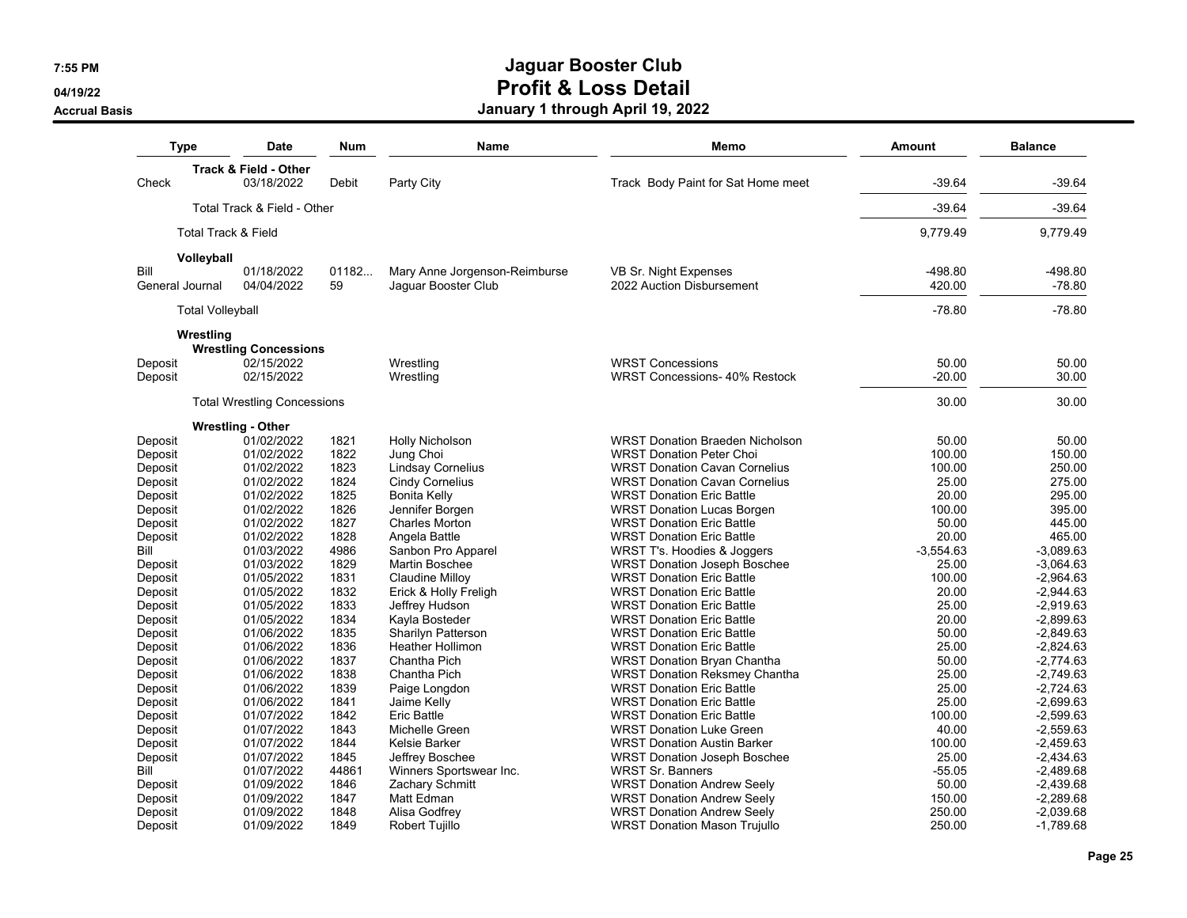# Jaguar Booster Club

## Profit & Loss Detail

### January 1 through April 19, 2022

7:55 PM
04/19/22
Accrual Basis

| Type | Date | Num | Name | Memo | Amount | Balance |
|---|---|---|---|---|---|---|
| **Track & Field - Other** | | | | | | |
| Check | 03/18/2022 | Debit | Party City | Track Body Paint for Sat Home meet | -39.64 | -39.64 |
| Total Track & Field - Other | | | | | -39.64 | -39.64 |
| Total Track & Field | | | | | 9,779.49 | 9,779.49 |
| **Volleyball** | | | | | | |
| Bill | 01/18/2022 | 01182... | Mary Anne Jorgenson-Reimburse | VB Sr. Night Expenses | -498.80 | -498.80 |
| General Journal | 04/04/2022 | 59 | Jaguar Booster Club | 2022 Auction Disbursement | 420.00 | -78.80 |
| Total Volleyball | | | | | -78.80 | -78.80 |
| **Wrestling** | | | | | | |
| **Wrestling Concessions** | | | | | | |
| Deposit | 02/15/2022 | | Wrestling | WRST Concessions | 50.00 | 50.00 |
| Deposit | 02/15/2022 | | Wrestling | WRST Concessions- 40% Restock | -20.00 | 30.00 |
| Total Wrestling Concessions | | | | | 30.00 | 30.00 |
| **Wrestling - Other** | | | | | | |
| Deposit | 01/02/2022 | 1821 | Holly Nicholson | WRST Donation Braeden Nicholson | 50.00 | 50.00 |
| Deposit | 01/02/2022 | 1822 | Jung Choi | WRST Donation Peter Choi | 100.00 | 150.00 |
| Deposit | 01/02/2022 | 1823 | Lindsay Cornelius | WRST Donation Cavan Cornelius | 100.00 | 250.00 |
| Deposit | 01/02/2022 | 1824 | Cindy Cornelius | WRST Donation Cavan Cornelius | 25.00 | 275.00 |
| Deposit | 01/02/2022 | 1825 | Bonita Kelly | WRST Donation Eric Battle | 20.00 | 295.00 |
| Deposit | 01/02/2022 | 1826 | Jennifer Borgen | WRST Donation Lucas Borgen | 100.00 | 395.00 |
| Deposit | 01/02/2022 | 1827 | Charles Morton | WRST Donation Eric Battle | 50.00 | 445.00 |
| Deposit | 01/02/2022 | 1828 | Angela Battle | WRST Donation Eric Battle | 20.00 | 465.00 |
| Bill | 01/03/2022 | 4986 | Sanbon Pro Apparel | WRST T's. Hoodies & Joggers | -3,554.63 | -3,089.63 |
| Deposit | 01/03/2022 | 1829 | Martin Boschee | WRST Donation Joseph Boschee | 25.00 | -3,064.63 |
| Deposit | 01/05/2022 | 1831 | Claudine Milloy | WRST Donation Eric Battle | 100.00 | -2,964.63 |
| Deposit | 01/05/2022 | 1832 | Erick & Holly Freligh | WRST Donation Eric Battle | 20.00 | -2,944.63 |
| Deposit | 01/05/2022 | 1833 | Jeffrey Hudson | WRST Donation Eric Battle | 25.00 | -2,919.63 |
| Deposit | 01/05/2022 | 1834 | Kayla Bosteder | WRST Donation Eric Battle | 20.00 | -2,899.63 |
| Deposit | 01/06/2022 | 1835 | Sharilyn Patterson | WRST Donation Eric Battle | 50.00 | -2,849.63 |
| Deposit | 01/06/2022 | 1836 | Heather Hollimon | WRST Donation Eric Battle | 25.00 | -2,824.63 |
| Deposit | 01/06/2022 | 1837 | Chantha Pich | WRST Donation Bryan Chantha | 50.00 | -2,774.63 |
| Deposit | 01/06/2022 | 1838 | Chantha Pich | WRST Donation Reksmey Chantha | 25.00 | -2,749.63 |
| Deposit | 01/06/2022 | 1839 | Paige Longdon | WRST Donation Eric Battle | 25.00 | -2,724.63 |
| Deposit | 01/06/2022 | 1841 | Jaime Kelly | WRST Donation Eric Battle | 25.00 | -2,699.63 |
| Deposit | 01/07/2022 | 1842 | Eric Battle | WRST Donation Eric Battle | 100.00 | -2,599.63 |
| Deposit | 01/07/2022 | 1843 | Michelle Green | WRST Donation Luke Green | 40.00 | -2,559.63 |
| Deposit | 01/07/2022 | 1844 | Kelsie Barker | WRST Donation Austin Barker | 100.00 | -2,459.63 |
| Deposit | 01/07/2022 | 1845 | Jeffrey Boschee | WRST Donation Joseph Boschee | 25.00 | -2,434.63 |
| Bill | 01/07/2022 | 44861 | Winners Sportswear Inc. | WRST Sr. Banners | -55.05 | -2,489.68 |
| Deposit | 01/09/2022 | 1846 | Zachary Schmitt | WRST Donation Andrew Seely | 50.00 | -2,439.68 |
| Deposit | 01/09/2022 | 1847 | Matt Edman | WRST Donation Andrew Seely | 150.00 | -2,289.68 |
| Deposit | 01/09/2022 | 1848 | Alisa Godfrey | WRST Donation Andrew Seely | 250.00 | -2,039.68 |
| Deposit | 01/09/2022 | 1849 | Robert Tujillo | WRST Donation Mason Trujullo | 250.00 | -1,789.68 |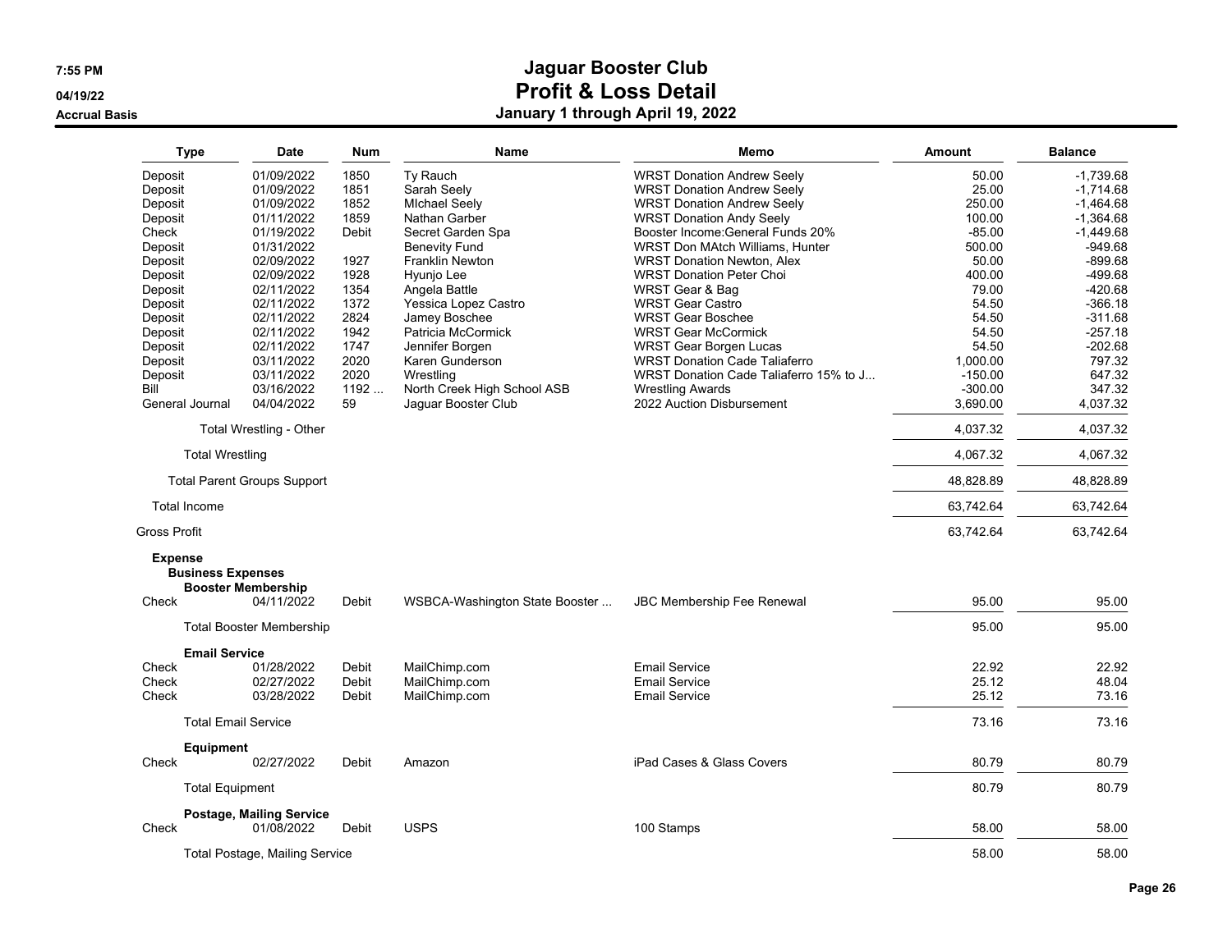# Jaguar Booster Club
## Profit & Loss Detail
### January 1 through April 19, 2022

Accrual Basis

| Type | Date | Num | Name | Memo | Amount | Balance |
|---|---|---|---|---|---|---|
| Deposit | 01/09/2022 | 1850 | Ty Rauch | WRST Donation Andrew Seely | 50.00 | -1,739.68 |
| Deposit | 01/09/2022 | 1851 | Sarah Seely | WRST Donation Andrew Seely | 25.00 | -1,714.68 |
| Deposit | 01/09/2022 | 1852 | MIchael Seely | WRST Donation Andrew Seely | 250.00 | -1,464.68 |
| Deposit | 01/11/2022 | 1859 | Nathan Garber | WRST Donation Andy Seely | 100.00 | -1,364.68 |
| Check | 01/19/2022 | Debit | Secret Garden Spa | Booster Income:General Funds 20% | -85.00 | -1,449.68 |
| Deposit | 01/31/2022 | | Benevity Fund | WRST Don MAtch Williams, Hunter | 500.00 | -949.68 |
| Deposit | 02/09/2022 | 1927 | Franklin Newton | WRST Donation Newton, Alex | 50.00 | -899.68 |
| Deposit | 02/09/2022 | 1928 | Hyunjo Lee | WRST Donation Peter Choi | 400.00 | -499.68 |
| Deposit | 02/11/2022 | 1354 | Angela Battle | WRST Gear & Bag | 79.00 | -420.68 |
| Deposit | 02/11/2022 | 1372 | Yessica Lopez Castro | WRST Gear Castro | 54.50 | -366.18 |
| Deposit | 02/11/2022 | 2824 | Jamey Boschee | WRST Gear Boschee | 54.50 | -311.68 |
| Deposit | 02/11/2022 | 1942 | Patricia McCormick | WRST Gear McCormick | 54.50 | -257.18 |
| Deposit | 02/11/2022 | 1747 | Jennifer Borgen | WRST Gear Borgen Lucas | 54.50 | -202.68 |
| Deposit | 03/11/2022 | 2020 | Karen Gunderson | WRST Donation Cade Taliaferro | 1,000.00 | 797.32 |
| Deposit | 03/11/2022 | 2020 | Wrestling | WRST Donation Cade Taliaferro 15% to J... | -150.00 | 647.32 |
| Bill | 03/16/2022 | 1192 ... | North Creek High School ASB | Wrestling Awards | -300.00 | 347.32 |
| General Journal | 04/04/2022 | 59 | Jaguar Booster Club | 2022 Auction Disbursement | 3,690.00 | 4,037.32 |
| Total Wrestling - Other | | | | | 4,037.32 | 4,037.32 |
| Total Wrestling | | | | | 4,067.32 | 4,067.32 |
| Total Parent Groups Support | | | | | 48,828.89 | 48,828.89 |
| Total Income | | | | | 63,742.64 | 63,742.64 |
| Gross Profit | | | | | 63,742.64 | 63,742.64 |
| **Expense** | | | | | | |
| **Business Expenses** | | | | | | |
| **Booster Membership** | | | | | | |
| Check | 04/11/2022 | Debit | WSBCA-Washington State Booster ... | JBC Membership Fee Renewal | 95.00 | 95.00 |
| Total Booster Membership | | | | | 95.00 | 95.00 |
| **Email Service** | | | | | | |
| Check | 01/28/2022 | Debit | MailChimp.com | Email Service | 22.92 | 22.92 |
| Check | 02/27/2022 | Debit | MailChimp.com | Email Service | 25.12 | 48.04 |
| Check | 03/28/2022 | Debit | MailChimp.com | Email Service | 25.12 | 73.16 |
| Total Email Service | | | | | 73.16 | 73.16 |
| **Equipment** | | | | | | |
| Check | 02/27/2022 | Debit | Amazon | iPad Cases & Glass Covers | 80.79 | 80.79 |
| Total Equipment | | | | | 80.79 | 80.79 |
| **Postage, Mailing Service** | | | | | | |
| Check | 01/08/2022 | Debit | USPS | 100 Stamps | 58.00 | 58.00 |
| Total Postage, Mailing Service | | | | | 58.00 | 58.00 |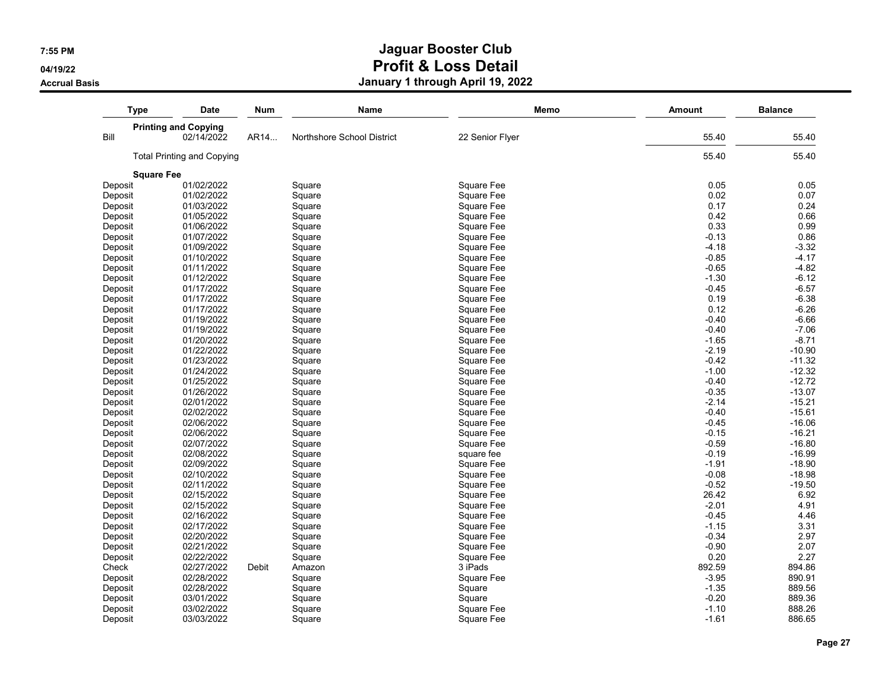# Jaguar Booster Club
## Profit & Loss Detail
### January 1 through April 19, 2022

7:55 PM
04/19/22
Accrual Basis

| Type | Date | Num | Name | Memo | Amount | Balance |
|---|---|---|---|---|---|---|
| **Printing and Copying** | | | | | | |
| Bill | 02/14/2022 | AR14... | Northshore School District | 22 Senior Flyer | 55.40 | 55.40 |
| Total Printing and Copying | | | | | 55.40 | 55.40 |
| **Square Fee** | | | | | | |
| Deposit | 01/02/2022 | | Square | Square Fee | 0.05 | 0.05 |
| Deposit | 01/02/2022 | | Square | Square Fee | 0.02 | 0.07 |
| Deposit | 01/03/2022 | | Square | Square Fee | 0.17 | 0.24 |
| Deposit | 01/05/2022 | | Square | Square Fee | 0.42 | 0.66 |
| Deposit | 01/06/2022 | | Square | Square Fee | 0.33 | 0.99 |
| Deposit | 01/07/2022 | | Square | Square Fee | -0.13 | 0.86 |
| Deposit | 01/09/2022 | | Square | Square Fee | -4.18 | -3.32 |
| Deposit | 01/10/2022 | | Square | Square Fee | -0.85 | -4.17 |
| Deposit | 01/11/2022 | | Square | Square Fee | -0.65 | -4.82 |
| Deposit | 01/12/2022 | | Square | Square Fee | -1.30 | -6.12 |
| Deposit | 01/17/2022 | | Square | Square Fee | -0.45 | -6.57 |
| Deposit | 01/17/2022 | | Square | Square Fee | 0.19 | -6.38 |
| Deposit | 01/17/2022 | | Square | Square Fee | 0.12 | -6.26 |
| Deposit | 01/19/2022 | | Square | Square Fee | -0.40 | -6.66 |
| Deposit | 01/19/2022 | | Square | Square Fee | -0.40 | -7.06 |
| Deposit | 01/20/2022 | | Square | Square Fee | -1.65 | -8.71 |
| Deposit | 01/22/2022 | | Square | Square Fee | -2.19 | -10.90 |
| Deposit | 01/23/2022 | | Square | Square Fee | -0.42 | -11.32 |
| Deposit | 01/24/2022 | | Square | Square Fee | -1.00 | -12.32 |
| Deposit | 01/25/2022 | | Square | Square Fee | -0.40 | -12.72 |
| Deposit | 01/26/2022 | | Square | Square Fee | -0.35 | -13.07 |
| Deposit | 02/01/2022 | | Square | Square Fee | -2.14 | -15.21 |
| Deposit | 02/02/2022 | | Square | Square Fee | -0.40 | -15.61 |
| Deposit | 02/06/2022 | | Square | Square Fee | -0.45 | -16.06 |
| Deposit | 02/06/2022 | | Square | Square Fee | -0.15 | -16.21 |
| Deposit | 02/07/2022 | | Square | Square Fee | -0.59 | -16.80 |
| Deposit | 02/08/2022 | | Square | square fee | -0.19 | -16.99 |
| Deposit | 02/09/2022 | | Square | Square Fee | -1.91 | -18.90 |
| Deposit | 02/10/2022 | | Square | Square Fee | -0.08 | -18.98 |
| Deposit | 02/11/2022 | | Square | Square Fee | -0.52 | -19.50 |
| Deposit | 02/15/2022 | | Square | Square Fee | 26.42 | 6.92 |
| Deposit | 02/15/2022 | | Square | Square Fee | -2.01 | 4.91 |
| Deposit | 02/16/2022 | | Square | Square Fee | -0.45 | 4.46 |
| Deposit | 02/17/2022 | | Square | Square Fee | -1.15 | 3.31 |
| Deposit | 02/20/2022 | | Square | Square Fee | -0.34 | 2.97 |
| Deposit | 02/21/2022 | | Square | Square Fee | -0.90 | 2.07 |
| Deposit | 02/22/2022 | | Square | Square Fee | 0.20 | 2.27 |
| Check | 02/27/2022 | Debit | Amazon | 3 iPads | 892.59 | 894.86 |
| Deposit | 02/28/2022 | | Square | Square Fee | -3.95 | 890.91 |
| Deposit | 02/28/2022 | | Square | Square | -1.35 | 889.56 |
| Deposit | 03/01/2022 | | Square | Square | -0.20 | 889.36 |
| Deposit | 03/02/2022 | | Square | Square Fee | -1.10 | 888.26 |
| Deposit | 03/03/2022 | | Square | Square Fee | -1.61 | 886.65 |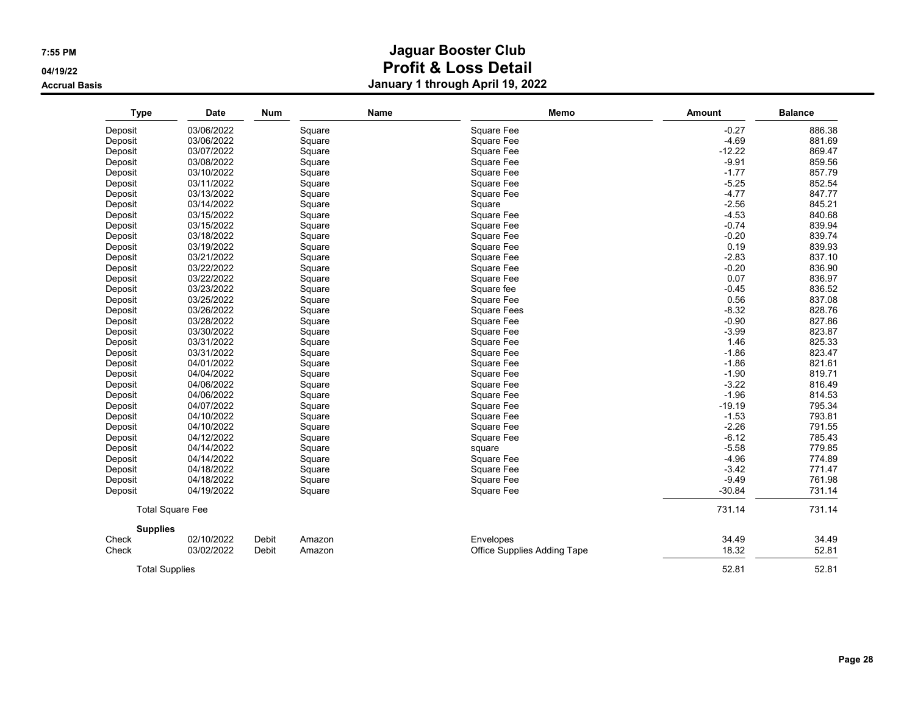# Jaguar Booster Club
## Profit & Loss Detail
### January 1 through April 19, 2022

7:55 PM
04/19/22
Accrual Basis

| Type | Date | Num | Name | Memo | Amount | Balance |
|---|---|---|---|---|---|---|
| Deposit | 03/06/2022 | | Square | Square Fee | -0.27 | 886.38 |
| Deposit | 03/06/2022 | | Square | Square Fee | -4.69 | 881.69 |
| Deposit | 03/07/2022 | | Square | Square Fee | -12.22 | 869.47 |
| Deposit | 03/08/2022 | | Square | Square Fee | -9.91 | 859.56 |
| Deposit | 03/10/2022 | | Square | Square Fee | -1.77 | 857.79 |
| Deposit | 03/11/2022 | | Square | Square Fee | -5.25 | 852.54 |
| Deposit | 03/13/2022 | | Square | Square Fee | -4.77 | 847.77 |
| Deposit | 03/14/2022 | | Square | Square | -2.56 | 845.21 |
| Deposit | 03/15/2022 | | Square | Square Fee | -4.53 | 840.68 |
| Deposit | 03/15/2022 | | Square | Square Fee | -0.74 | 839.94 |
| Deposit | 03/18/2022 | | Square | Square Fee | -0.20 | 839.74 |
| Deposit | 03/19/2022 | | Square | Square Fee | 0.19 | 839.93 |
| Deposit | 03/21/2022 | | Square | Square Fee | -2.83 | 837.10 |
| Deposit | 03/22/2022 | | Square | Square Fee | -0.20 | 836.90 |
| Deposit | 03/22/2022 | | Square | Square Fee | 0.07 | 836.97 |
| Deposit | 03/23/2022 | | Square | Square fee | -0.45 | 836.52 |
| Deposit | 03/25/2022 | | Square | Square Fee | 0.56 | 837.08 |
| Deposit | 03/26/2022 | | Square | Square Fees | -8.32 | 828.76 |
| Deposit | 03/28/2022 | | Square | Square Fee | -0.90 | 827.86 |
| Deposit | 03/30/2022 | | Square | Square Fee | -3.99 | 823.87 |
| Deposit | 03/31/2022 | | Square | Square Fee | 1.46 | 825.33 |
| Deposit | 03/31/2022 | | Square | Square Fee | -1.86 | 823.47 |
| Deposit | 04/01/2022 | | Square | Square Fee | -1.86 | 821.61 |
| Deposit | 04/04/2022 | | Square | Square Fee | -1.90 | 819.71 |
| Deposit | 04/06/2022 | | Square | Square Fee | -3.22 | 816.49 |
| Deposit | 04/06/2022 | | Square | Square Fee | -1.96 | 814.53 |
| Deposit | 04/07/2022 | | Square | Square Fee | -19.19 | 795.34 |
| Deposit | 04/10/2022 | | Square | Square Fee | -1.53 | 793.81 |
| Deposit | 04/10/2022 | | Square | Square Fee | -2.26 | 791.55 |
| Deposit | 04/12/2022 | | Square | Square Fee | -6.12 | 785.43 |
| Deposit | 04/14/2022 | | Square | square | -5.58 | 779.85 |
| Deposit | 04/14/2022 | | Square | Square Fee | -4.96 | 774.89 |
| Deposit | 04/18/2022 | | Square | Square Fee | -3.42 | 771.47 |
| Deposit | 04/18/2022 | | Square | Square Fee | -9.49 | 761.98 |
| Deposit | 04/19/2022 | | Square | Square Fee | -30.84 | 731.14 |
| Total Square Fee | | | | | 731.14 | 731.14 |
| **Supplies** | | | | | | |
| Check | 02/10/2022 | Debit | Amazon | Envelopes | 34.49 | 34.49 |
| Check | 03/02/2022 | Debit | Amazon | Office Supplies Adding Tape | 18.32 | 52.81 |
| Total Supplies | | | | | 52.81 | 52.81 |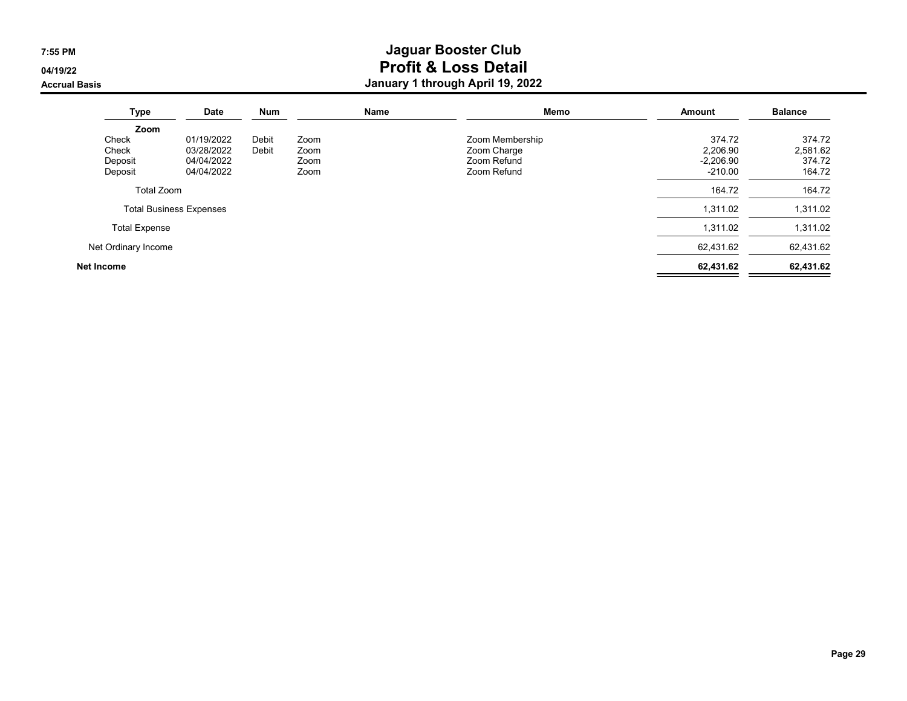# Jaguar Booster Club
## Profit & Loss Detail
### January 1 through April 19, 2022

7:55 PM
04/19/22
Accrual Basis

| Type | Date | Num | Name | Memo | Amount | Balance |
|---|---|---|---|---|---|---|
| **Zoom** | | | | | | |
| Check | 01/19/2022 | Debit | Zoom | Zoom Membership | 374.72 | 374.72 |
| Check | 03/28/2022 | Debit | Zoom | Zoom Charge | 2,206.90 | 2,581.62 |
| Deposit | 04/04/2022 | | Zoom | Zoom Refund | -2,206.90 | 374.72 |
| Deposit | 04/04/2022 | | Zoom | Zoom Refund | -210.00 | 164.72 |
| Total Zoom | | | | | 164.72 | 164.72 |
| Total Business Expenses | | | | | 1,311.02 | 1,311.02 |
| Total Expense | | | | | 1,311.02 | 1,311.02 |
| Net Ordinary Income | | | | | 62,431.62 | 62,431.62 |
| **Net Income** | | | | | **62,431.62** | **62,431.62** |